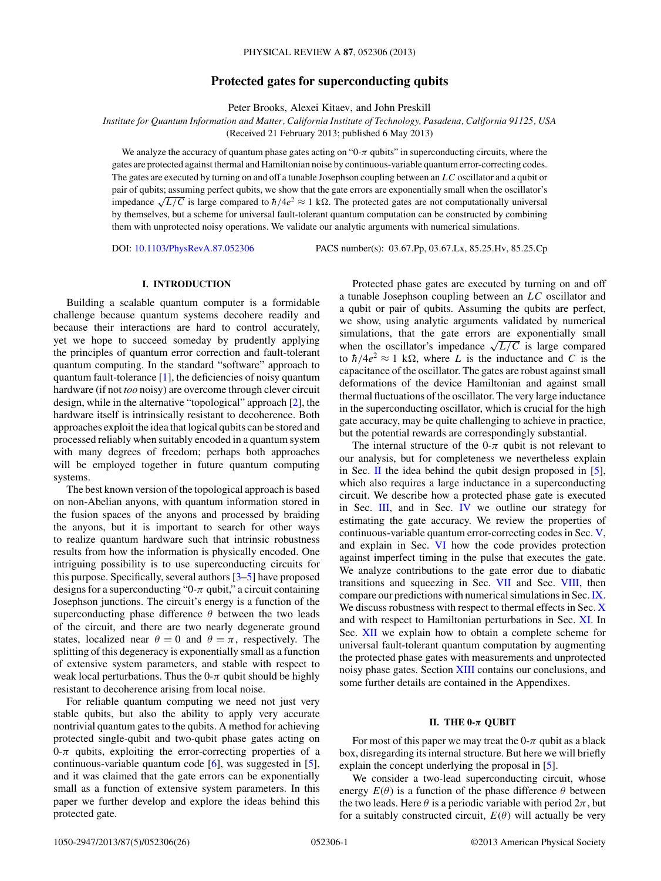# Protected gates for superconducting qubits

Peter Brooks, Alexei Kitaev, and John Preskill

*Institute for Quantum Information and Matter, California Institute of Technology, Pasadena, California 91125, USA*
(Received 21 February 2013; published 6 May 2013)

We analyze the accuracy of quantum phase gates acting on "0-$\pi$ qubits" in superconducting circuits, where the gates are protected against thermal and Hamiltonian noise by continuous-variable quantum error-correcting codes. The gates are executed by turning on and off a tunable Josephson coupling between an $LC$ oscillator and a qubit or pair of qubits; assuming perfect qubits, we show that the gate errors are exponentially small when the oscillator's impedance $\sqrt{L/C}$ is large compared to $\hbar/4e^2 \approx 1$ k$\Omega$. The protected gates are not computationally universal by themselves, but a scheme for universal fault-tolerant quantum computation can be constructed by combining them with unprotected noisy operations. We validate our analytic arguments with numerical simulations.

DOI: 10.1103/PhysRevA.87.052306 PACS number(s): 03.67.Pp, 03.67.Lx, 85.25.Hv, 85.25.Cp

## I. INTRODUCTION

Building a scalable quantum computer is a formidable challenge because quantum systems decohere readily and because their interactions are hard to control accurately, yet we hope to succeed someday by prudently applying the principles of quantum error correction and fault-tolerant quantum computing. In the standard "software" approach to quantum fault-tolerance [1], the deficiencies of noisy quantum hardware (if not *too* noisy) are overcome through clever circuit design, while in the alternative "topological" approach [2], the hardware itself is intrinsically resistant to decoherence. Both approaches exploit the idea that logical qubits can be stored and processed reliably when suitably encoded in a quantum system with many degrees of freedom; perhaps both approaches will be employed together in future quantum computing systems.

The best known version of the topological approach is based on non-Abelian anyons, with quantum information stored in the fusion spaces of the anyons and processed by braiding the anyons, but it is important to search for other ways to realize quantum hardware such that intrinsic robustness results from how the information is physically encoded. One intriguing possibility is to use superconducting circuits for this purpose. Specifically, several authors [3–5] have proposed designs for a superconducting "0-$\pi$ qubit," a circuit containing Josephson junctions. The circuit's energy is a function of the superconducting phase difference $\theta$ between the two leads of the circuit, and there are two nearly degenerate ground states, localized near $\theta = 0$ and $\theta = \pi$, respectively. The splitting of this degeneracy is exponentially small as a function of extensive system parameters, and stable with respect to weak local perturbations. Thus the 0-$\pi$ qubit should be highly resistant to decoherence arising from local noise.

For reliable quantum computing we need not just very stable qubits, but also the ability to apply very accurate nontrivial quantum gates to the qubits. A method for achieving protected single-qubit and two-qubit phase gates acting on 0-$\pi$ qubits, exploiting the error-correcting properties of a continuous-variable quantum code [6], was suggested in [5], and it was claimed that the gate errors can be exponentially small as a function of extensive system parameters. In this paper we further develop and explore the ideas behind this protected gate.

Protected phase gates are executed by turning on and off a tunable Josephson coupling between an $LC$ oscillator and a qubit or pair of qubits. Assuming the qubits are perfect, we show, using analytic arguments validated by numerical simulations, that the gate errors are exponentially small when the oscillator's impedance $\sqrt{L/C}$ is large compared to $\hbar/4e^2 \approx 1$ k$\Omega$, where $L$ is the inductance and $C$ is the capacitance of the oscillator. The gates are robust against small deformations of the device Hamiltonian and against small thermal fluctuations of the oscillator. The very large inductance in the superconducting oscillator, which is crucial for the high gate accuracy, may be quite challenging to achieve in practice, but the potential rewards are correspondingly substantial.

The internal structure of the 0-$\pi$ qubit is not relevant to our analysis, but for completeness we nevertheless explain in Sec. II the idea behind the qubit design proposed in [5], which also requires a large inductance in a superconducting circuit. We describe how a protected phase gate is executed in Sec. III, and in Sec. IV we outline our strategy for estimating the gate accuracy. We review the properties of continuous-variable quantum error-correcting codes in Sec. V, and explain in Sec. VI how the code provides protection against imperfect timing in the pulse that executes the gate. We analyze contributions to the gate error due to diabatic transitions and squeezing in Sec. VII and Sec. VIII, then compare our predictions with numerical simulations in Sec. IX. We discuss robustness with respect to thermal effects in Sec. X and with respect to Hamiltonian perturbations in Sec. XI. In Sec. XII we explain how to obtain a complete scheme for universal fault-tolerant quantum computation by augmenting the protected phase gates with measurements and unprotected noisy phase gates. Section XIII contains our conclusions, and some further details are contained in the Appendixes.

## II. THE 0-$\pi$ QUBIT

For most of this paper we may treat the 0-$\pi$ qubit as a black box, disregarding its internal structure. But here we will briefly explain the concept underlying the proposal in [5].

We consider a two-lead superconducting circuit, whose energy $E(\theta)$ is a function of the phase difference $\theta$ between the two leads. Here $\theta$ is a periodic variable with period $2\pi$, but for a suitably constructed circuit, $E(\theta)$ will actually be very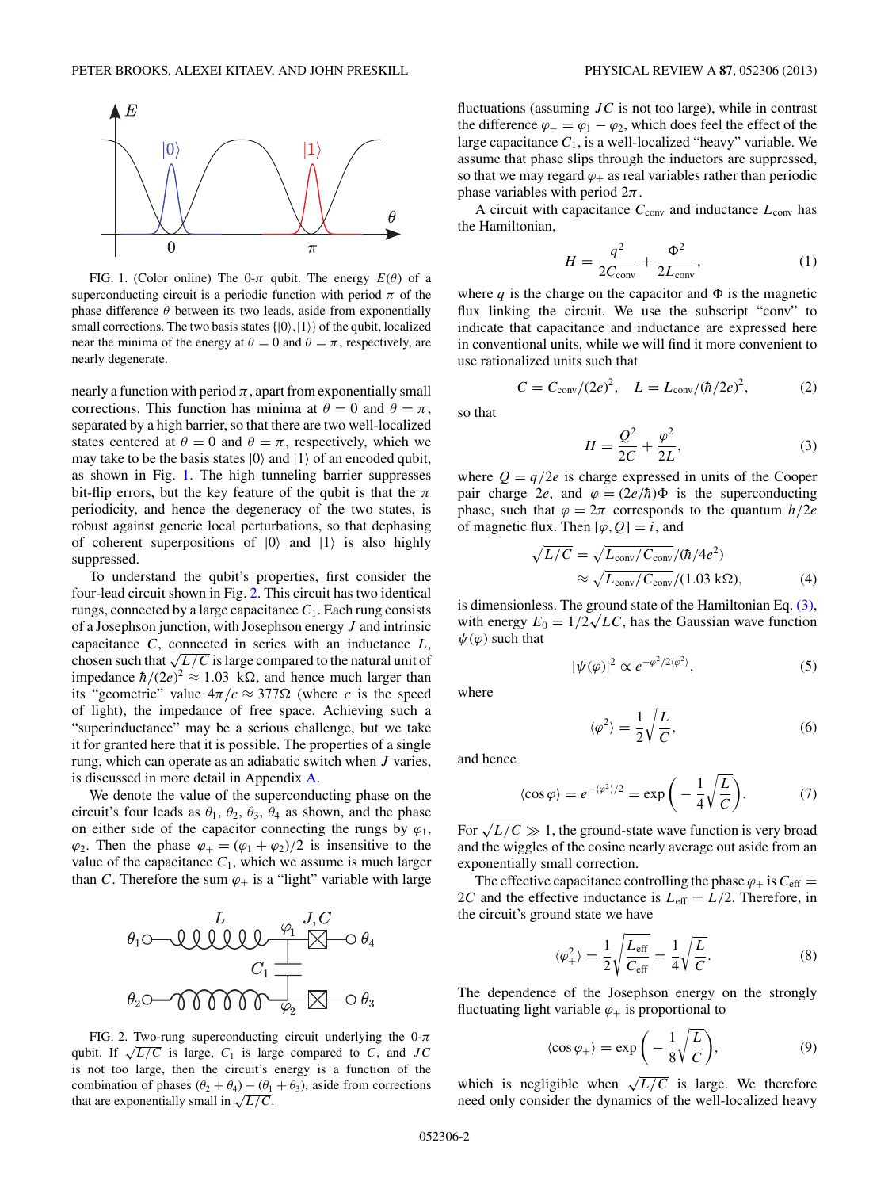FIG. 1. (Color online) The 0-$\pi$ qubit. The energy $E(\theta)$ of a superconducting circuit is a periodic function with period $\pi$ of the phase difference $\theta$ between its two leads, aside from exponentially small corrections. The two basis states $\{|0\rangle, |1\rangle\}$ of the qubit, localized near the minima of the energy at $\theta = 0$ and $\theta = \pi$, respectively, are nearly degenerate.

nearly a function with period $\pi$, apart from exponentially small corrections. This function has minima at $\theta = 0$ and $\theta = \pi$, separated by a high barrier, so that there are two well-localized states centered at $\theta = 0$ and $\theta = \pi$, respectively, which we may take to be the basis states $|0\rangle$ and $|1\rangle$ of an encoded qubit, as shown in Fig. 1. The high tunneling barrier suppresses bit-flip errors, but the key feature of the qubit is that the $\pi$ periodicity, and hence the degeneracy of the two states, is robust against generic local perturbations, so that dephasing of coherent superpositions of $|0\rangle$ and $|1\rangle$ is also highly suppressed.

To understand the qubit's properties, first consider the four-lead circuit shown in Fig. 2. This circuit has two identical rungs, connected by a large capacitance $C_1$. Each rung consists of a Josephson junction, with Josephson energy $J$ and intrinsic capacitance $C$, connected in series with an inductance $L$, chosen such that $\sqrt{L/C}$ is large compared to the natural unit of impedance $\hbar/(2e)^2 \approx 1.03$ k$\Omega$, and hence much larger than its "geometric" value $4\pi/c \approx 377\Omega$ (where $c$ is the speed of light), the impedance of free space. Achieving such a "superinductance" may be a serious challenge, but we take it for granted here that it is possible. The properties of a single rung, which can operate as an adiabatic switch when $J$ varies, is discussed in more detail in Appendix A.

We denote the value of the superconducting phase on the circuit's four leads as $\theta_1$, $\theta_2$, $\theta_3$, $\theta_4$ as shown, and the phase on either side of the capacitor connecting the rungs by $\varphi_1$, $\varphi_2$. Then the phase $\varphi_+ = (\varphi_1 + \varphi_2)/2$ is insensitive to the value of the capacitance $C_1$, which we assume is much larger than $C$. Therefore the sum $\varphi_+$ is a "light" variable with large

FIG. 2. Two-rung superconducting circuit underlying the 0-$\pi$ qubit. If $\sqrt{L/C}$ is large, $C_1$ is large compared to $C$, and $JC$ is not too large, then the circuit's energy is a function of the combination of phases $(\theta_2 + \theta_4) - (\theta_1 + \theta_3)$, aside from corrections that are exponentially small in $\sqrt{L/C}$.

fluctuations (assuming $JC$ is not too large), while in contrast the difference $\varphi_- = \varphi_1 - \varphi_2$, which does feel the effect of the large capacitance $C_1$, is a well-localized "heavy" variable. We assume that phase slips through the inductors are suppressed, so that we may regard $\varphi_\pm$ as real variables rather than periodic phase variables with period $2\pi$.

A circuit with capacitance $C_{\text{conv}}$ and inductance $L_{\text{conv}}$ has the Hamiltonian,

$$H = \frac{q^2}{2C_{\text{conv}}} + \frac{\Phi^2}{2L_{\text{conv}}}, \tag{1}$$

where $q$ is the charge on the capacitor and $\Phi$ is the magnetic flux linking the circuit. We use the subscript "conv" to indicate that capacitance and inductance are expressed here in conventional units, while we will find it more convenient to use rationalized units such that

$$C = C_{\text{conv}}/(2e)^2, \quad L = L_{\text{conv}}/(\hbar/2e)^2, \tag{2}$$

so that

$$H = \frac{Q^2}{2C} + \frac{\varphi^2}{2L}, \tag{3}$$

where $Q = q/2e$ is charge expressed in units of the Cooper pair charge $2e$, and $\varphi = (2e/\hbar)\Phi$ is the superconducting phase, such that $\varphi = 2\pi$ corresponds to the quantum $h/2e$ of magnetic flux. Then $[\varphi, Q] = i$, and

$$\begin{aligned}\sqrt{L/C} &= \sqrt{L_{\text{conv}}/C_{\text{conv}}}/(\hbar/4e^2) \\ &\approx \sqrt{L_{\text{conv}}/C_{\text{conv}}}/(1.03\ \text{k}\Omega),\end{aligned} \tag{4}$$

is dimensionless. The ground state of the Hamiltonian Eq. (3), with energy $E_0 = 1/2\sqrt{LC}$, has the Gaussian wave function $\psi(\varphi)$ such that

$$|\psi(\varphi)|^2 \propto e^{-\varphi^2/2\langle\varphi^2\rangle}, \tag{5}$$

where

$$\langle\varphi^2\rangle = \frac{1}{2}\sqrt{\frac{L}{C}}, \tag{6}$$

and hence

$$\langle\cos\varphi\rangle = e^{-\langle\varphi^2\rangle/2} = \exp\left(-\frac{1}{4}\sqrt{\frac{L}{C}}\right). \tag{7}$$

For $\sqrt{L/C} \gg 1$, the ground-state wave function is very broad and the wiggles of the cosine nearly average out aside from an exponentially small correction.

The effective capacitance controlling the phase $\varphi_+$ is $C_{\text{eff}} = 2C$ and the effective inductance is $L_{\text{eff}} = L/2$. Therefore, in the circuit's ground state we have

$$\langle\varphi_+^2\rangle = \frac{1}{2}\sqrt{\frac{L_{\text{eff}}}{C_{\text{eff}}}} = \frac{1}{4}\sqrt{\frac{L}{C}}. \tag{8}$$

The dependence of the Josephson energy on the strongly fluctuating light variable $\varphi_+$ is proportional to

$$\langle\cos\varphi_+\rangle = \exp\left(-\frac{1}{8}\sqrt{\frac{L}{C}}\right), \tag{9}$$

which is negligible when $\sqrt{L/C}$ is large. We therefore need only consider the dynamics of the well-localized heavy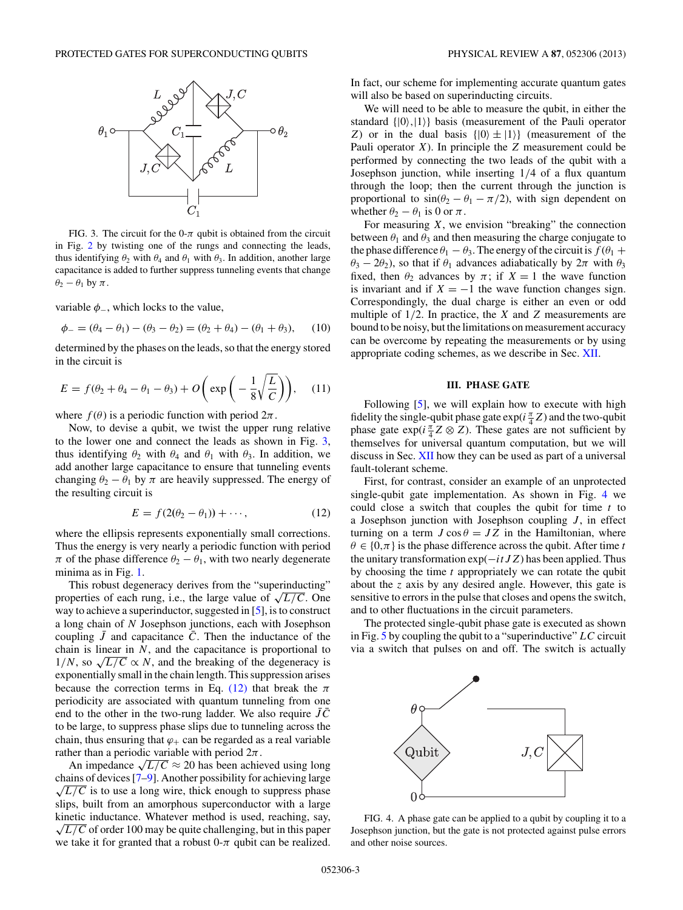FIG. 3. The circuit for the 0-$\pi$ qubit is obtained from the circuit in Fig. 2 by twisting one of the rungs and connecting the leads, thus identifying $\theta_2$ with $\theta_4$ and $\theta_1$ with $\theta_3$. In addition, another large capacitance is added to further suppress tunneling events that change $\theta_2 - \theta_1$ by $\pi$.

variable $\phi_-$, which locks to the value,

$$\phi_- = (\theta_4 - \theta_1) - (\theta_3 - \theta_2) = (\theta_2 + \theta_4) - (\theta_1 + \theta_3), \quad (10)$$

determined by the phases on the leads, so that the energy stored in the circuit is

$$E = f(\theta_2 + \theta_4 - \theta_1 - \theta_3) + O\left(\exp\left(-\frac{1}{8}\sqrt{\frac{L}{C}}\right)\right), \quad (11)$$

where $f(\theta)$ is a periodic function with period $2\pi$.

Now, to devise a qubit, we twist the upper rung relative to the lower one and connect the leads as shown in Fig. 3, thus identifying $\theta_2$ with $\theta_4$ and $\theta_1$ with $\theta_3$. In addition, we add another large capacitance to ensure that tunneling events changing $\theta_2 - \theta_1$ by $\pi$ are heavily suppressed. The energy of the resulting circuit is

$$E = f(2(\theta_2 - \theta_1)) + \cdots, \quad (12)$$

where the ellipsis represents exponentially small corrections. Thus the energy is very nearly a periodic function with period $\pi$ of the phase difference $\theta_2 - \theta_1$, with two nearly degenerate minima as in Fig. 1.

This robust degeneracy derives from the "superinducting" properties of each rung, i.e., the large value of $\sqrt{L/C}$. One way to achieve a superinductor, suggested in [5], is to construct a long chain of $N$ Josephson junctions, each with Josephson coupling $\bar{J}$ and capacitance $\bar{C}$. Then the inductance of the chain is linear in $N$, and the capacitance is proportional to $1/N$, so $\sqrt{L/C} \propto N$, and the breaking of the degeneracy is exponentially small in the chain length. This suppression arises because the correction terms in Eq. (12) that break the $\pi$ periodicity are associated with quantum tunneling from one end to the other in the two-rung ladder. We also require $\bar{J}\bar{C}$ to be large, to suppress phase slips due to tunneling across the chain, thus ensuring that $\varphi_+$ can be regarded as a real variable rather than a periodic variable with period $2\pi$.

An impedance $\sqrt{L/C} \approx 20$ has been achieved using long chains of devices [7–9]. Another possibility for achieving large $\sqrt{L/C}$ is to use a long wire, thick enough to suppress phase slips, built from an amorphous superconductor with a large kinetic inductance. Whatever method is used, reaching, say, $\sqrt{L/C}$ of order 100 may be quite challenging, but in this paper we take it for granted that a robust 0-$\pi$ qubit can be realized. In fact, our scheme for implementing accurate quantum gates will also be based on superinducting circuits.

We will need to be able to measure the qubit, in either the standard $\{|0\rangle, |1\rangle\}$ basis (measurement of the Pauli operator $Z$) or in the dual basis $\{|0\rangle \pm |1\rangle\}$ (measurement of the Pauli operator $X$). In principle the $Z$ measurement could be performed by connecting the two leads of the qubit with a Josephson junction, while inserting 1/4 of a flux quantum through the loop; then the current through the junction is proportional to $\sin(\theta_2 - \theta_1 - \pi/2)$, with sign dependent on whether $\theta_2 - \theta_1$ is 0 or $\pi$.

For measuring $X$, we envision "breaking" the connection between $\theta_1$ and $\theta_3$ and then measuring the charge conjugate to the phase difference $\theta_1 - \theta_3$. The energy of the circuit is $f(\theta_1 + \theta_3 - 2\theta_2)$, so that if $\theta_1$ advances adiabatically by $2\pi$ with $\theta_3$ fixed, then $\theta_2$ advances by $\pi$; if $X = 1$ the wave function is invariant and if $X = -1$ the wave function changes sign. Correspondingly, the dual charge is either an even or odd multiple of 1/2. In practice, the $X$ and $Z$ measurements are bound to be noisy, but the limitations on measurement accuracy can be overcome by repeating the measurements or by using appropriate coding schemes, as we describe in Sec. XII.

### III. PHASE GATE

Following [5], we will explain how to execute with high fidelity the single-qubit phase gate $\exp(i\frac{\pi}{4}Z)$ and the two-qubit phase gate $\exp(i\frac{\pi}{4}Z \otimes Z)$. These gates are not sufficient by themselves for universal quantum computation, but we will discuss in Sec. XII how they can be used as part of a universal fault-tolerant scheme.

First, for contrast, consider an example of an unprotected single-qubit gate implementation. As shown in Fig. 4 we could close a switch that couples the qubit for time $t$ to a Josephson junction with Josephson coupling $J$, in effect turning on a term $J\cos\theta = JZ$ in the Hamiltonian, where $\theta \in \{0,\pi\}$ is the phase difference across the qubit. After time $t$ the unitary transformation $\exp(-itJZ)$ has been applied. Thus by choosing the time $t$ appropriately we can rotate the qubit about the $z$ axis by any desired angle. However, this gate is sensitive to errors in the pulse that closes and opens the switch, and to other fluctuations in the circuit parameters.

The protected single-qubit phase gate is executed as shown in Fig. 5 by coupling the qubit to a "superinductive" $LC$ circuit via a switch that pulses on and off. The switch is actually

FIG. 4. A phase gate can be applied to a qubit by coupling it to a Josephson junction, but the gate is not protected against pulse errors and other noise sources.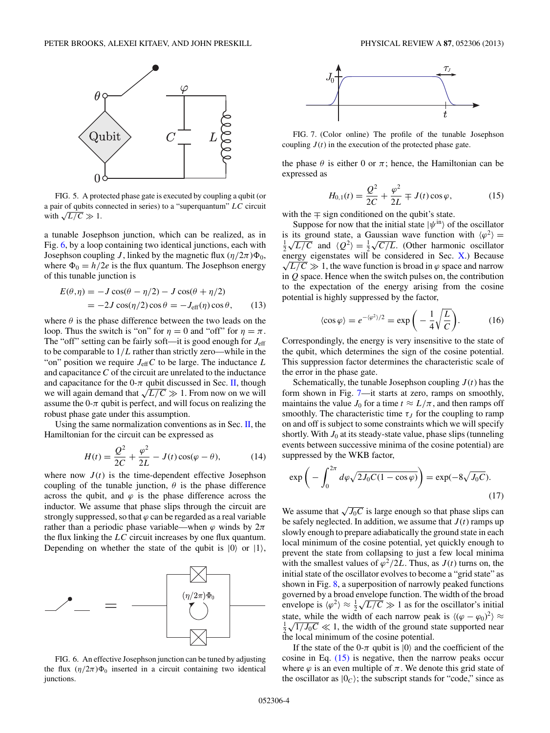FIG. 5. A protected phase gate is executed by coupling a qubit (or a pair of qubits connected in series) to a "superquantum" $LC$ circuit with $\sqrt{L/C} \gg 1$.

a tunable Josephson junction, which can be realized, as in Fig. 6, by a loop containing two identical junctions, each with Josephson coupling $J$, linked by the magnetic flux $(\eta/2\pi)\Phi_0$, where $\Phi_0 = h/2e$ is the flux quantum. The Josephson energy of this tunable junction is

$$\begin{aligned} E(\theta,\eta) &= -J\cos(\theta - \eta/2) - J\cos(\theta + \eta/2) \\ &= -2J\cos(\eta/2)\cos\theta = -J_{\text{eff}}(\eta)\cos\theta, \end{aligned} \tag{13}$$

where $\theta$ is the phase difference between the two leads on the loop. Thus the switch is "on" for $\eta = 0$ and "off" for $\eta = \pi$. The "off" setting can be fairly soft—it is good enough for $J_{\text{eff}}$ to be comparable to $1/L$ rather than strictly zero—while in the "on" position we require $J_{\text{eff}}C$ to be large. The inductance $L$ and capacitance $C$ of the circuit are unrelated to the inductance and capacitance for the 0-$\pi$ qubit discussed in Sec. II, though we will again demand that $\sqrt{L/C} \gg 1$. From now on we will assume the 0-$\pi$ qubit is perfect, and will focus on realizing the robust phase gate under this assumption.

Using the same normalization conventions as in Sec. II, the Hamiltonian for the circuit can be expressed as

$$H(t) = \frac{Q^2}{2C} + \frac{\varphi^2}{2L} - J(t)\cos(\varphi - \theta), \tag{14}$$

where now $J(t)$ is the time-dependent effective Josephson coupling of the tunable junction, $\theta$ is the phase difference across the qubit, and $\varphi$ is the phase difference across the inductor. We assume that phase slips through the circuit are strongly suppressed, so that $\varphi$ can be regarded as a real variable rather than a periodic phase variable—when $\varphi$ winds by $2\pi$ the flux linking the $LC$ circuit increases by one flux quantum. Depending on whether the state of the qubit is $|0\rangle$ or $|1\rangle$,

FIG. 6. An effective Josephson junction can be tuned by adjusting the flux $(\eta/2\pi)\Phi_0$ inserted in a circuit containing two identical junctions.

FIG. 7. (Color online) The profile of the tunable Josephson coupling $J(t)$ in the execution of the protected phase gate.

the phase $\theta$ is either 0 or $\pi$; hence, the Hamiltonian can be expressed as

$$H_{0,1}(t) = \frac{Q^2}{2C} + \frac{\varphi^2}{2L} \mp J(t)\cos\varphi, \tag{15}$$

with the $\mp$ sign conditioned on the qubit's state.

Suppose for now that the initial state $|\psi^{\text{in}}\rangle$ of the oscillator is its ground state, a Gaussian wave function with $\langle\varphi^2\rangle = \frac{1}{2}\sqrt{L/C}$ and $\langle Q^2\rangle = \frac{1}{2}\sqrt{C/L}$. (Other harmonic oscillator energy eigenstates will be considered in Sec. X.) Because $\sqrt{L/C} \gg 1$, the wave function is broad in $\varphi$ space and narrow in $Q$ space. Hence when the switch pulses on, the contribution to the expectation of the energy arising from the cosine potential is highly suppressed by the factor,

$$\langle\cos\varphi\rangle = e^{-\langle\varphi^2\rangle/2} = \exp\left(-\frac{1}{4}\sqrt{\frac{L}{C}}\right). \tag{16}$$

Correspondingly, the energy is very insensitive to the state of the qubit, which determines the sign of the cosine potential. This suppression factor determines the characteristic scale of the error in the phase gate.

Schematically, the tunable Josephson coupling $J(t)$ has the form shown in Fig. 7—it starts at zero, ramps on smoothly, maintains the value $J_0$ for a time $t \approx L/\pi$, and then ramps off smoothly. The characteristic time $\tau_J$ for the coupling to ramp on and off is subject to some constraints which we will specify shortly. With $J_0$ at its steady-state value, phase slips (tunneling events between successive minima of the cosine potential) are suppressed by the WKB factor,

$$\exp\left(-\int_0^{2\pi} d\varphi\sqrt{2J_0C(1-\cos\varphi)}\right) = \exp(-8\sqrt{J_0C}). \tag{17}$$

We assume that $\sqrt{J_0C}$ is large enough so that phase slips can be safely neglected. In addition, we assume that $J(t)$ ramps up slowly enough to prepare adiabatically the ground state in each local minimum of the cosine potential, yet quickly enough to prevent the state from collapsing to just a few local minima with the smallest values of $\varphi^2/2L$. Thus, as $J(t)$ turns on, the initial state of the oscillator evolves to become a "grid state" as shown in Fig. 8, a superposition of narrowly peaked functions governed by a broad envelope function. The width of the broad envelope is $\langle\varphi^2\rangle \approx \frac{1}{2}\sqrt{L/C} \gg 1$ as for the oscillator's initial state, while the width of each narrow peak is $\langle(\varphi - \varphi_0)^2\rangle \approx \frac{1}{2}\sqrt{1/J_0C} \ll 1$, the width of the ground state supported near the local minimum of the cosine potential.

If the state of the 0-$\pi$ qubit is $|0\rangle$ and the coefficient of the cosine in Eq. (15) is negative, then the narrow peaks occur where $\varphi$ is an even multiple of $\pi$. We denote this grid state of the oscillator as $|0_C\rangle$; the subscript stands for "code," since as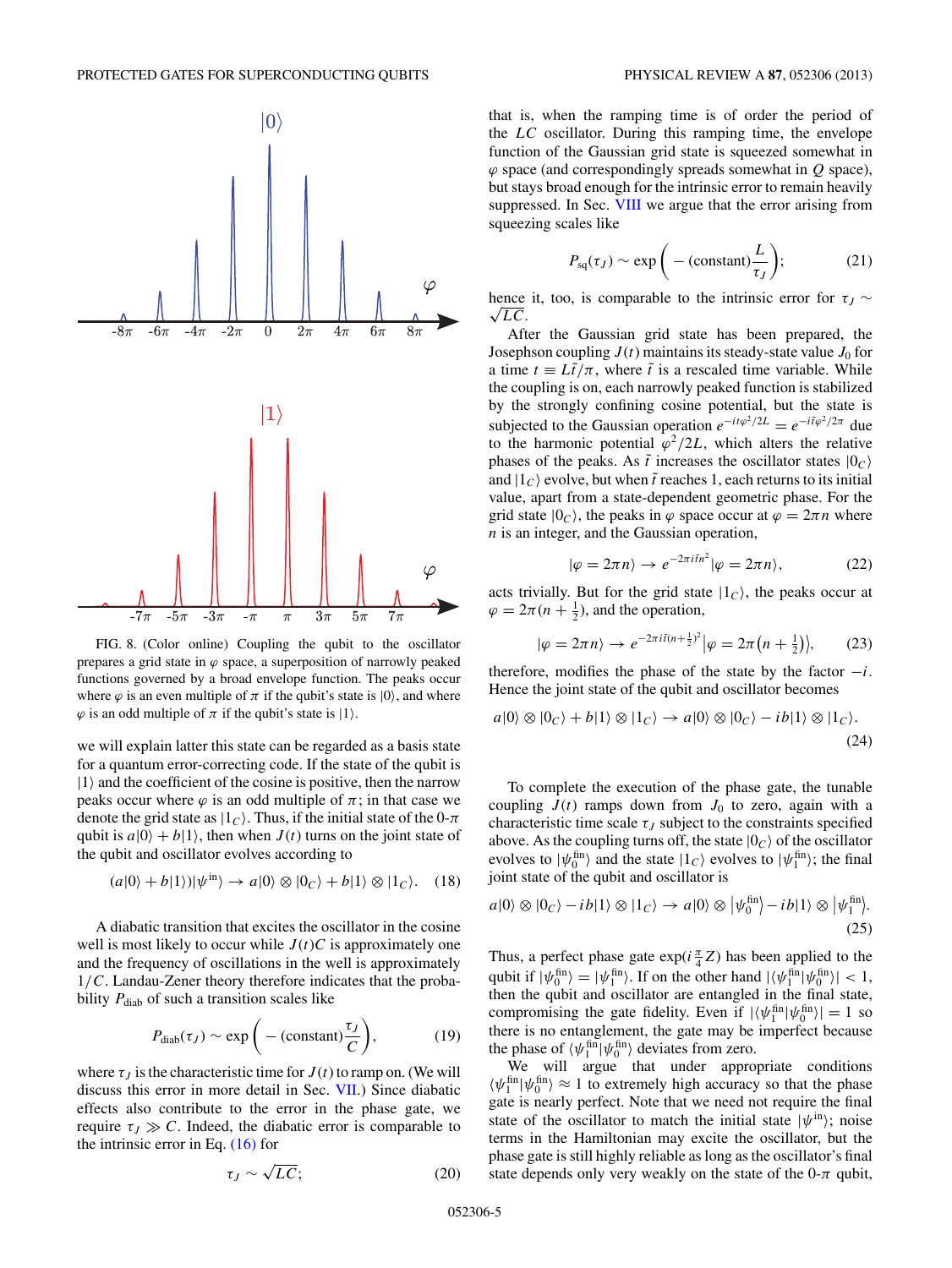FIG. 8. (Color online) Coupling the qubit to the oscillator prepares a grid state in $\varphi$ space, a superposition of narrowly peaked functions governed by a broad envelope function. The peaks occur where $\varphi$ is an even multiple of $\pi$ if the qubit's state is $|0\rangle$, and where $\varphi$ is an odd multiple of $\pi$ if the qubit's state is $|1\rangle$.

we will explain latter this state can be regarded as a basis state for a quantum error-correcting code. If the state of the qubit is $|1\rangle$ and the coefficient of the cosine is positive, then the narrow peaks occur where $\varphi$ is an odd multiple of $\pi$; in that case we denote the grid state as $|1_C\rangle$. Thus, if the initial state of the 0-$\pi$ qubit is $a|0\rangle + b|1\rangle$, then when $J(t)$ turns on the joint state of the qubit and oscillator evolves according to

$$(a|0\rangle + b|1\rangle)|\psi^{\text{in}}\rangle \to a|0\rangle \otimes |0_C\rangle + b|1\rangle \otimes |1_C\rangle. \quad (18)$$

A diabatic transition that excites the oscillator in the cosine well is most likely to occur while $J(t)C$ is approximately one and the frequency of oscillations in the well is approximately $1/C$. Landau-Zener theory therefore indicates that the probability $P_{\text{diab}}$ of such a transition scales like

$$P_{\text{diab}}(\tau_J) \sim \exp\left(-(\text{constant})\frac{\tau_J}{C}\right), \quad (19)$$

where $\tau_J$ is the characteristic time for $J(t)$ to ramp on. (We will discuss this error in more detail in Sec. VII.) Since diabatic effects also contribute to the error in the phase gate, we require $\tau_J \gg C$. Indeed, the diabatic error is comparable to the intrinsic error in Eq. (16) for

$$\tau_J \sim \sqrt{LC}; \quad (20)$$

that is, when the ramping time is of order the period of the $LC$ oscillator. During this ramping time, the envelope function of the Gaussian grid state is squeezed somewhat in $\varphi$ space (and correspondingly spreads somewhat in $Q$ space), but stays broad enough for the intrinsic error to remain heavily suppressed. In Sec. VIII we argue that the error arising from squeezing scales like

$$P_{\text{sq}}(\tau_J) \sim \exp\left(-(\text{constant})\frac{L}{\tau_J}\right); \quad (21)$$

hence it, too, is comparable to the intrinsic error for $\tau_J \sim \sqrt{LC}$.

After the Gaussian grid state has been prepared, the Josephson coupling $J(t)$ maintains its steady-state value $J_0$ for a time $t \equiv L\tilde{t}/\pi$, where $\tilde{t}$ is a rescaled time variable. While the coupling is on, each narrowly peaked function is stabilized by the strongly confining cosine potential, but the state is subjected to the Gaussian operation $e^{-it\varphi^2/2L} = e^{-i\tilde{t}\varphi^2/2\pi}$ due to the harmonic potential $\varphi^2/2L$, which alters the relative phases of the peaks. As $\tilde{t}$ increases the oscillator states $|0_C\rangle$ and $|1_C\rangle$ evolve, but when $\tilde{t}$ reaches 1, each returns to its initial value, apart from a state-dependent geometric phase. For the grid state $|0_C\rangle$, the peaks in $\varphi$ space occur at $\varphi = 2\pi n$ where $n$ is an integer, and the Gaussian operation,

$$|\varphi = 2\pi n\rangle \to e^{-2\pi i\tilde{t}n^2}|\varphi = 2\pi n\rangle, \quad (22)$$

acts trivially. But for the grid state $|1_C\rangle$, the peaks occur at $\varphi = 2\pi(n + \frac{1}{2})$, and the operation,

$$|\varphi = 2\pi n\rangle \to e^{-2\pi i\tilde{t}(n+\frac{1}{2})^2}\left|\varphi = 2\pi\left(n + \tfrac{1}{2}\right)\right\rangle, \quad (23)$$

therefore, modifies the phase of the state by the factor $-i$. Hence the joint state of the qubit and oscillator becomes

$$a|0\rangle \otimes |0_C\rangle + b|1\rangle \otimes |1_C\rangle \to a|0\rangle \otimes |0_C\rangle - ib|1\rangle \otimes |1_C\rangle. \quad (24)$$

To complete the execution of the phase gate, the tunable coupling $J(t)$ ramps down from $J_0$ to zero, again with a characteristic time scale $\tau_J$ subject to the constraints specified above. As the coupling turns off, the state $|0_C\rangle$ of the oscillator evolves to $|\psi_0^{\text{fin}}\rangle$ and the state $|1_C\rangle$ evolves to $|\psi_1^{\text{fin}}\rangle$; the final joint state of the qubit and oscillator is

$$a|0\rangle \otimes |0_C\rangle - ib|1\rangle \otimes |1_C\rangle \to a|0\rangle \otimes \left|\psi_0^{\text{fin}}\right\rangle - ib|1\rangle \otimes \left|\psi_1^{\text{fin}}\right\rangle. \quad (25)$$

Thus, a perfect phase gate $\exp(i\frac{\pi}{4}Z)$ has been applied to the qubit if $|\psi_0^{\text{fin}}\rangle = |\psi_1^{\text{fin}}\rangle$. If on the other hand $|\langle\psi_1^{\text{fin}}|\psi_0^{\text{in}}\rangle| < 1$, then the qubit and oscillator are entangled in the final state, compromising the gate fidelity. Even if $|\langle\psi_1^{\text{fin}}|\psi_0^{\text{fin}}\rangle| = 1$ so there is no entanglement, the gate may be imperfect because the phase of $\langle\psi_1^{\text{fin}}|\psi_0^{\text{fin}}\rangle$ deviates from zero.

We will argue that under appropriate conditions $\langle\psi_1^{\text{fin}}|\psi_0^{\text{fin}}\rangle \approx 1$ to extremely high accuracy so that the phase gate is nearly perfect. Note that we need not require the final state of the oscillator to match the initial state $|\psi^{\text{in}}\rangle$; noise terms in the Hamiltonian may excite the oscillator, but the phase gate is still highly reliable as long as the oscillator's final state depends only very weakly on the state of the 0-$\pi$ qubit,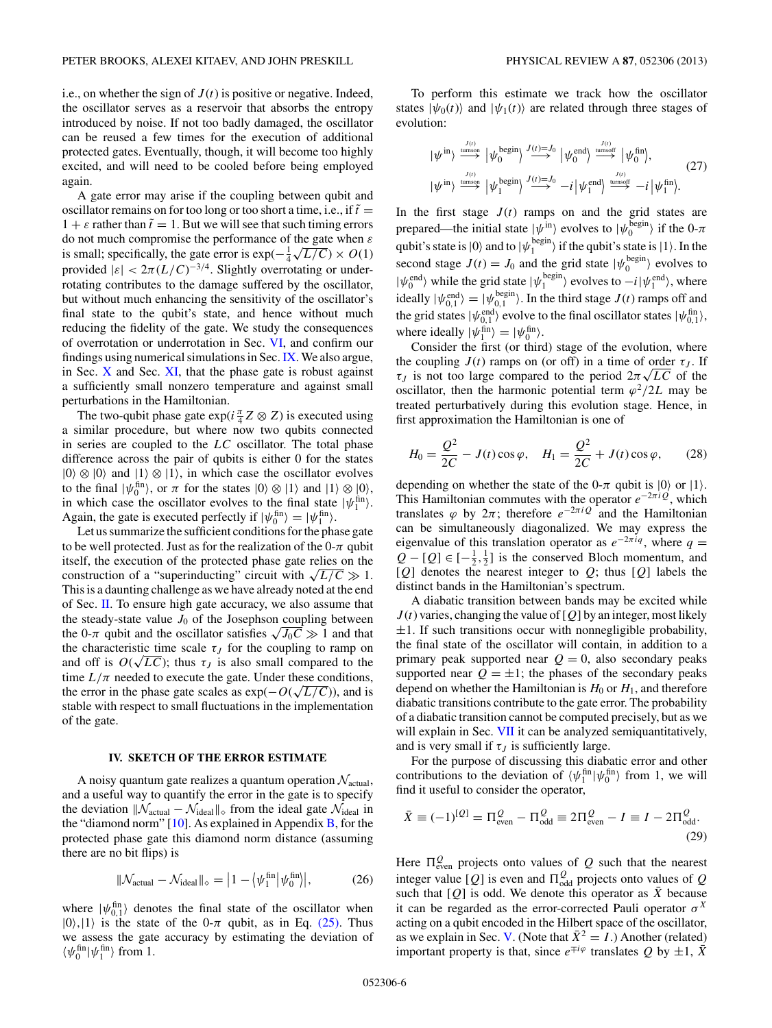i.e., on whether the sign of $J(t)$ is positive or negative. Indeed, the oscillator serves as a reservoir that absorbs the entropy introduced by noise. If not too badly damaged, the oscillator can be reused a few times for the execution of additional protected gates. Eventually, though, it will become too highly excited, and will need to be cooled before being employed again.

A gate error may arise if the coupling between qubit and oscillator remains on for too long or too short a time, i.e., if $\tilde{t} = 1 + \varepsilon$ rather than $\tilde{t} = 1$. But we will see that such timing errors do not much compromise the performance of the gate when $\varepsilon$ is small; specifically, the gate error is $\exp(-\frac{1}{4}\sqrt{L/C}) \times O(1)$ provided $|\varepsilon| < 2\pi(L/C)^{-3/4}$. Slightly overrotating or underrotating contributes to the damage suffered by the oscillator, but without much enhancing the sensitivity of the oscillator's final state to the qubit's state, and hence without much reducing the fidelity of the gate. We study the consequences of overrotation or underrotation in Sec. VI, and confirm our findings using numerical simulations in Sec. IX. We also argue, in Sec. X and Sec. XI, that the phase gate is robust against a sufficiently small nonzero temperature and against small perturbations in the Hamiltonian.

The two-qubit phase gate $\exp(i\frac{\pi}{4} Z \otimes Z)$ is executed using a similar procedure, but where now two qubits connected in series are coupled to the $LC$ oscillator. The total phase difference across the pair of qubits is either 0 for the states $|0\rangle \otimes |0\rangle$ and $|1\rangle \otimes |1\rangle$, in which case the oscillator evolves to the final $|\psi_0^{\text{fin}}\rangle$, or $\pi$ for the states $|0\rangle \otimes |1\rangle$ and $|1\rangle \otimes |0\rangle$, in which case the oscillator evolves to the final state $|\psi_1^{\text{fin}}\rangle$. Again, the gate is executed perfectly if $|\psi_0^{\text{fin}}\rangle = |\psi_1^{\text{fin}}\rangle$.

Let us summarize the sufficient conditions for the phase gate to be well protected. Just as for the realization of the 0-$\pi$ qubit itself, the execution of the protected phase gate relies on the construction of a "superinducting" circuit with $\sqrt{L/C} \gg 1$. This is a daunting challenge as we have already noted at the end of Sec. II. To ensure high gate accuracy, we also assume that the steady-state value $J_0$ of the Josephson coupling between the 0-$\pi$ qubit and the oscillator satisfies $\sqrt{J_0 C} \gg 1$ and that the characteristic time scale $\tau_J$ for the coupling to ramp on and off is $O(\sqrt{LC})$; thus $\tau_J$ is also small compared to the time $L/\pi$ needed to execute the gate. Under these conditions, the error in the phase gate scales as $\exp(-O(\sqrt{L/C}))$, and is stable with respect to small fluctuations in the implementation of the gate.

## IV. SKETCH OF THE ERROR ESTIMATE

A noisy quantum gate realizes a quantum operation $\mathcal{N}_{\text{actual}}$, and a useful way to quantify the error in the gate is to specify the deviation $\|\mathcal{N}_{\text{actual}} - \mathcal{N}_{\text{ideal}}\|_\diamond$ from the ideal gate $\mathcal{N}_{\text{ideal}}$ in the "diamond norm" [10]. As explained in Appendix B, for the protected phase gate this diamond norm distance (assuming there are no bit flips) is

$$\|\mathcal{N}_{\text{actual}} - \mathcal{N}_{\text{ideal}}\|_\diamond = \left|1 - \langle\psi_1^{\text{fin}}|\psi_0^{\text{fin}}\rangle\right|, \tag{26}$$

where $|\psi_{0,1}^{\text{fin}}\rangle$ denotes the final state of the oscillator when $|0\rangle,|1\rangle$ is the state of the 0-$\pi$ qubit, as in Eq. (25). Thus we assess the gate accuracy by estimating the deviation of $\langle\psi_0^{\text{fin}}|\psi_1^{\text{fin}}\rangle$ from 1.

To perform this estimate we track how the oscillator states $|\psi_0(t)\rangle$ and $|\psi_1(t)\rangle$ are related through three stages of evolution:

$$\begin{aligned} |\psi^{\text{in}}\rangle &\xrightarrow[\text{turnson}]{J(t)} |\psi_0^{\text{begin}}\rangle \xrightarrow{J(t)=J_0} |\psi_0^{\text{end}}\rangle \xrightarrow[\text{turnsoff}]{J(t)} |\psi_0^{\text{fin}}\rangle, \\ |\psi^{\text{in}}\rangle &\xrightarrow[\text{turnson}]{J(t)} |\psi_1^{\text{begin}}\rangle \xrightarrow{J(t)=J_0} -i|\psi_1^{\text{end}}\rangle \xrightarrow[\text{turnsoff}]{J(t)} -i|\psi_1^{\text{fin}}\rangle. \end{aligned} \tag{27}$$

In the first stage $J(t)$ ramps on and the grid states are prepared—the initial state $|\psi^{\text{in}}\rangle$ evolves to $|\psi_0^{\text{begin}}\rangle$ if the 0-$\pi$ qubit's state is $|0\rangle$ and to $|\psi_1^{\text{begin}}\rangle$ if the qubit's state is $|1\rangle$. In the second stage $J(t) = J_0$ and the grid state $|\psi_0^{\text{begin}}\rangle$ evolves to $|\psi_0^{\text{end}}\rangle$ while the grid state $|\psi_1^{\text{begin}}\rangle$ evolves to $-i|\psi_1^{\text{end}}\rangle$, where ideally $|\psi_{0,1}^{\text{end}}\rangle = |\psi_{0,1}^{\text{begin}}\rangle$. In the third stage $J(t)$ ramps off and the grid states $|\psi_{0,1}^{\text{end}}\rangle$ evolve to the final oscillator states $|\psi_{0,1}^{\text{fin}}\rangle$, where ideally $|\psi_1^{\text{fin}}\rangle = |\psi_0^{\text{fin}}\rangle$.

Consider the first (or third) stage of the evolution, where the coupling $J(t)$ ramps on (or off) in a time of order $\tau_J$. If $\tau_J$ is not too large compared to the period $2\pi\sqrt{LC}$ of the oscillator, then the harmonic potential term $\varphi^2/2L$ may be treated perturbatively during this evolution stage. Hence, in first approximation the Hamiltonian is one of

$$H_0 = \frac{Q^2}{2C} - J(t)\cos\varphi, \quad H_1 = \frac{Q^2}{2C} + J(t)\cos\varphi, \tag{28}$$

depending on whether the state of the 0-$\pi$ qubit is $|0\rangle$ or $|1\rangle$. This Hamiltonian commutes with the operator $e^{-2\pi i Q}$, which translates $\varphi$ by $2\pi$; therefore $e^{-2\pi i Q}$ and the Hamiltonian can be simultaneously diagonalized. We may express the eigenvalue of this translation operator as $e^{-2\pi i q}$, where $q = Q - [Q] \in [-\frac{1}{2},\frac{1}{2}]$ is the conserved Bloch momentum, and $[Q]$ denotes the nearest integer to $Q$; thus $[Q]$ labels the distinct bands in the Hamiltonian's spectrum.

A diabatic transition between bands may be excited while $J(t)$ varies, changing the value of $[Q]$ by an integer, most likely $\pm 1$. If such transitions occur with nonnegligible probability, the final state of the oscillator will contain, in addition to a primary peak supported near $Q = 0$, also secondary peaks supported near $Q = \pm 1$; the phases of the secondary peaks depend on whether the Hamiltonian is $H_0$ or $H_1$, and therefore diabatic transitions contribute to the gate error. The probability of a diabatic transition cannot be computed precisely, but as we will explain in Sec. VII it can be analyzed semiquantitatively, and is very small if $\tau_J$ is sufficiently large.

For the purpose of discussing this diabatic error and other contributions to the deviation of $\langle\psi_1^{\text{fin}}|\psi_0^{\text{fin}}\rangle$ from 1, we will find it useful to consider the operator,

$$\bar{X} \equiv (-1)^{[Q]} = \Pi_{\text{even}}^Q - \Pi_{\text{odd}}^Q \equiv 2\Pi_{\text{even}}^Q - I \equiv I - 2\Pi_{\text{odd}}^Q. \tag{29}$$

Here $\Pi_{\text{even}}^Q$ projects onto values of $Q$ such that the nearest integer value $[Q]$ is even and $\Pi_{\text{odd}}^Q$ projects onto values of $Q$ such that $[Q]$ is odd. We denote this operator as $\bar{X}$ because it can be regarded as the error-corrected Pauli operator $\sigma^X$ acting on a qubit encoded in the Hilbert space of the oscillator, as we explain in Sec. V. (Note that $\bar{X}^2 = I$.) Another (related) important property is that, since $e^{\mp i\varphi}$ translates $Q$ by $\pm 1$, $\bar{X}$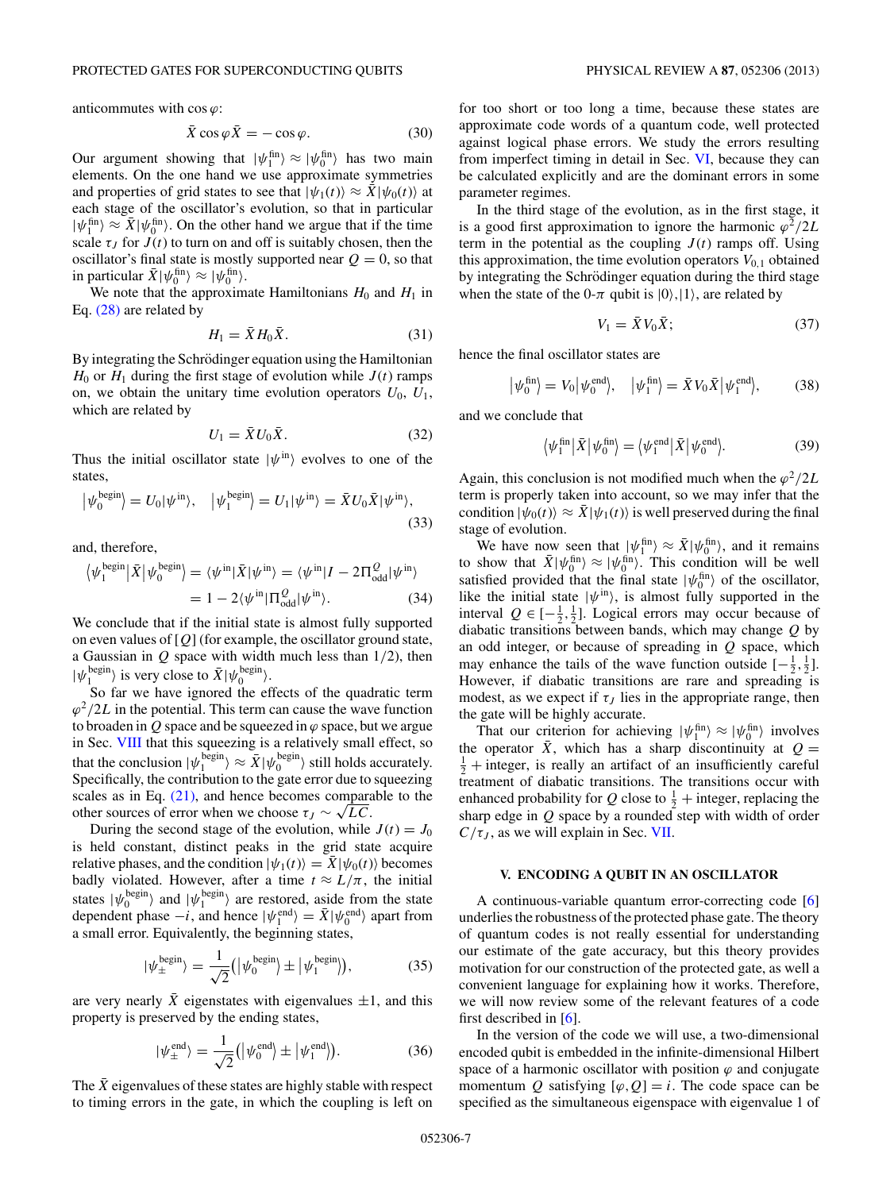anticommutes with $\cos\varphi$:

$$\bar{X}\cos\varphi\,\bar{X} = -\cos\varphi. \tag{30}$$

Our argument showing that $|\psi_1^{\rm fin}\rangle \approx |\psi_0^{\rm fin}\rangle$ has two main elements. On the one hand we use approximate symmetries and properties of grid states to see that $|\psi_1(t)\rangle \approx \bar{X}|\psi_0(t)\rangle$ at each stage of the oscillator's evolution, so that in particular $|\psi_1^{\rm fin}\rangle \approx \bar{X}|\psi_0^{\rm fin}\rangle$. On the other hand we argue that if the time scale $\tau_J$ for $J(t)$ to turn on and off is suitably chosen, then the oscillator's final state is mostly supported near $Q=0$, so that in particular $\bar{X}|\psi_0^{\rm fin}\rangle \approx |\psi_0^{\rm fin}\rangle$.

We note that the approximate Hamiltonians $H_0$ and $H_1$ in Eq. (28) are related by

$$H_1 = \bar{X} H_0 \bar{X}. \tag{31}$$

By integrating the Schrödinger equation using the Hamiltonian $H_0$ or $H_1$ during the first stage of evolution while $J(t)$ ramps on, we obtain the unitary time evolution operators $U_0$, $U_1$, which are related by

$$U_1 = \bar{X} U_0 \bar{X}. \tag{32}$$

Thus the initial oscillator state $|\psi^{\rm in}\rangle$ evolves to one of the states,

$$\left|\psi_0^{\rm begin}\right\rangle = U_0|\psi^{\rm in}\rangle, \quad \left|\psi_1^{\rm begin}\right\rangle = U_1|\psi^{\rm in}\rangle = \bar{X}U_0\bar{X}|\psi^{\rm in}\rangle, \tag{33}$$

and, therefore,

$$\begin{aligned}\left\langle\psi_1^{\rm begin}\right|\bar{X}\left|\psi_0^{\rm begin}\right\rangle &= \langle\psi^{\rm in}|\bar{X}|\psi^{\rm in}\rangle = \langle\psi^{\rm in}|I - 2\Pi_{\rm odd}^{Q}|\psi^{\rm in}\rangle \\ &= 1 - 2\langle\psi^{\rm in}|\Pi_{\rm odd}^{Q}|\psi^{\rm in}\rangle.\end{aligned} \tag{34}$$

We conclude that if the initial state is almost fully supported on even values of $[Q]$ (for example, the oscillator ground state, a Gaussian in $Q$ space with width much less than 1/2), then $|\psi_1^{\rm begin}\rangle$ is very close to $\bar{X}|\psi_0^{\rm begin}\rangle$.

So far we have ignored the effects of the quadratic term $\varphi^2/2L$ in the potential. This term can cause the wave function to broaden in $Q$ space and be squeezed in $\varphi$ space, but we argue in Sec. VIII that this squeezing is a relatively small effect, so that the conclusion $|\psi_1^{\rm begin}\rangle \approx \bar{X}|\psi_0^{\rm begin}\rangle$ still holds accurately. Specifically, the contribution to the gate error due to squeezing scales as in Eq. (21), and hence becomes comparable to the other sources of error when we choose $\tau_J \sim \sqrt{LC}$.

During the second stage of the evolution, while $J(t) = J_0$ is held constant, distinct peaks in the grid state acquire relative phases, and the condition $|\psi_1(t)\rangle = \bar{X}|\psi_0(t)\rangle$ becomes badly violated. However, after a time $t \approx L/\pi$, the initial states $|\psi_0^{\rm begin}\rangle$ and $|\psi_1^{\rm begin}\rangle$ are restored, aside from the state dependent phase $-i$, and hence $|\psi_1^{\rm end}\rangle = \bar{X}|\psi_0^{\rm end}\rangle$ apart from a small error. Equivalently, the beginning states,

$$|\psi_\pm^{\rm begin}\rangle = \frac{1}{\sqrt{2}}\left(\left|\psi_0^{\rm begin}\right\rangle \pm \left|\psi_1^{\rm begin}\right\rangle\right), \tag{35}$$

are very nearly $\bar{X}$ eigenstates with eigenvalues $\pm 1$, and this property is preserved by the ending states,

$$|\psi_\pm^{\rm end}\rangle = \frac{1}{\sqrt{2}}\left(\left|\psi_0^{\rm end}\right\rangle \pm \left|\psi_1^{\rm end}\right\rangle\right). \tag{36}$$

The $\bar{X}$ eigenvalues of these states are highly stable with respect to timing errors in the gate, in which the coupling is left on for too short or too long a time, because these states are approximate code words of a quantum code, well protected against logical phase errors. We study the errors resulting from imperfect timing in detail in Sec. VI, because they can be calculated explicitly and are the dominant errors in some parameter regimes.

In the third stage of the evolution, as in the first stage, it is a good first approximation to ignore the harmonic $\varphi^2/2L$ term in the potential as the coupling $J(t)$ ramps off. Using this approximation, the time evolution operators $V_{0,1}$ obtained by integrating the Schrödinger equation during the third stage when the state of the 0-$\pi$ qubit is $|0\rangle,|1\rangle$, are related by

$$V_1 = \bar{X}V_0\bar{X}; \tag{37}$$

hence the final oscillator states are

$$\left|\psi_0^{\rm fin}\right\rangle = V_0\left|\psi_0^{\rm end}\right\rangle, \quad \left|\psi_1^{\rm fin}\right\rangle = \bar{X}V_0\bar{X}\left|\psi_1^{\rm end}\right\rangle, \tag{38}$$

and we conclude that

$$\left\langle\psi_1^{\rm fin}\right|\bar{X}\left|\psi_0^{\rm fin}\right\rangle = \left\langle\psi_1^{\rm end}\right|\bar{X}\left|\psi_0^{\rm end}\right\rangle. \tag{39}$$

Again, this conclusion is not modified much when the $\varphi^2/2L$ term is properly taken into account, so we may infer that the condition $|\psi_0(t)\rangle \approx \bar{X}|\psi_1(t)\rangle$ is well preserved during the final stage of evolution.

We have now seen that $|\psi_1^{\rm fin}\rangle \approx \bar{X}|\psi_0^{\rm fin}\rangle$, and it remains to show that $\bar{X}|\psi_0^{\rm fin}\rangle \approx |\psi_0^{\rm fin}\rangle$. This condition will be well satisfied provided that the final state $|\psi_0^{\rm fin}\rangle$ of the oscillator, like the initial state $|\psi^{\rm in}\rangle$, is almost fully supported in the interval $Q \in [-\frac{1}{2},\frac{1}{2}]$. Logical errors may occur because of diabatic transitions between bands, which may change $Q$ by an odd integer, or because of spreading in $Q$ space, which may enhance the tails of the wave function outside $[-\frac{1}{2},\frac{1}{2}]$. However, if diabatic transitions are rare and spreading is modest, as we expect if $\tau_J$ lies in the appropriate range, then the gate will be highly accurate.

That our criterion for achieving $|\psi_1^{\rm fin}\rangle \approx |\psi_0^{\rm fin}\rangle$ involves the operator $\bar{X}$, which has a sharp discontinuity at $Q = \frac{1}{2} + \text{integer}$, is really an artifact of an insufficiently careful treatment of diabatic transitions. The transitions occur with enhanced probability for $Q$ close to $\frac{1}{2} + \text{integer}$, replacing the sharp edge in $Q$ space by a rounded step with width of order $C/\tau_J$, as we will explain in Sec. VII.

## V. ENCODING A QUBIT IN AN OSCILLATOR

A continuous-variable quantum error-correcting code [6] underlies the robustness of the protected phase gate. The theory of quantum codes is not really essential for understanding our estimate of the gate accuracy, but this theory provides motivation for our construction of the protected gate, as well a convenient language for explaining how it works. Therefore, we will now review some of the relevant features of a code first described in [6].

In the version of the code we will use, a two-dimensional encoded qubit is embedded in the infinite-dimensional Hilbert space of a harmonic oscillator with position $\varphi$ and conjugate momentum $Q$ satisfying $[\varphi,Q] = i$. The code space can be specified as the simultaneous eigenspace with eigenvalue 1 of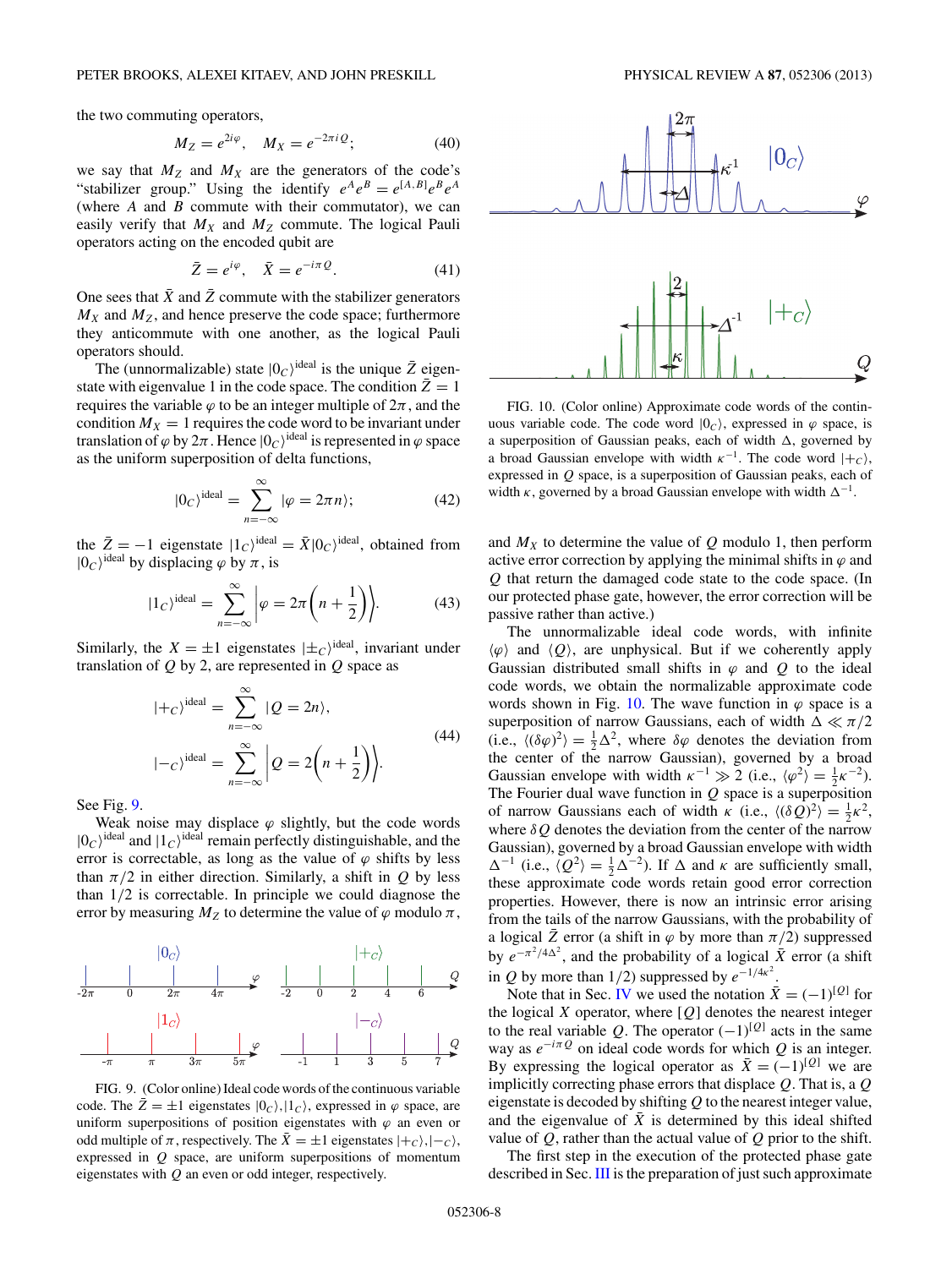the two commuting operators,

$$M_Z = e^{2i\varphi}, \quad M_X = e^{-2\pi i Q}; \tag{40}$$

we say that $M_Z$ and $M_X$ are the generators of the code's "stabilizer group." Using the identify $e^A e^B = e^{[A,B]} e^B e^A$ (where $A$ and $B$ commute with their commutator), we can easily verify that $M_X$ and $M_Z$ commute. The logical Pauli operators acting on the encoded qubit are

$$\bar{Z} = e^{i\varphi}, \quad \bar{X} = e^{-i\pi Q}. \tag{41}$$

One sees that $\bar{X}$ and $\bar{Z}$ commute with the stabilizer generators $M_X$ and $M_Z$, and hence preserve the code space; furthermore they anticommute with one another, as the logical Pauli operators should.

The (unnormalizable) state $|0_C\rangle^{\text{ideal}}$ is the unique $\bar{Z}$ eigenstate with eigenvalue 1 in the code space. The condition $\bar{Z} = 1$ requires the variable $\varphi$ to be an integer multiple of $2\pi$, and the condition $M_X = 1$ requires the code word to be invariant under translation of $\varphi$ by $2\pi$. Hence $|0_C\rangle^{\text{ideal}}$ is represented in $\varphi$ space as the uniform superposition of delta functions,

$$|0_C\rangle^{\text{ideal}} = \sum_{n=-\infty}^{\infty} |\varphi = 2\pi n\rangle; \tag{42}$$

the $\bar{Z} = -1$ eigenstate $|1_C\rangle^{\text{ideal}} = \bar{X}|0_C\rangle^{\text{ideal}}$, obtained from $|0_C\rangle^{\text{ideal}}$ by displacing $\varphi$ by $\pi$, is

$$|1_C\rangle^{\text{ideal}} = \sum_{n=-\infty}^{\infty} \left|\varphi = 2\pi\left(n + \frac{1}{2}\right)\right\rangle. \tag{43}$$

Similarly, the $X = \pm 1$ eigenstates $|\pm_C\rangle^{\text{ideal}}$, invariant under translation of $Q$ by 2, are represented in $Q$ space as

$$|+_C\rangle^{\text{ideal}} = \sum_{n=-\infty}^{\infty} |Q = 2n\rangle,$$
$$|-_C\rangle^{\text{ideal}} = \sum_{n=-\infty}^{\infty} \left|Q = 2\left(n + \frac{1}{2}\right)\right\rangle. \tag{44}$$

See Fig. 9.

Weak noise may displace $\varphi$ slightly, but the code words $|0_C\rangle^{\text{ideal}}$ and $|1_C\rangle^{\text{ideal}}$ remain perfectly distinguishable, and the error is correctable, as long as the value of $\varphi$ shifts by less than $\pi/2$ in either direction. Similarly, a shift in $Q$ by less than $1/2$ is correctable. In principle we could diagnose the error by measuring $M_Z$ to determine the value of $\varphi$ modulo $\pi$, and $M_X$ to determine the value of $Q$ modulo 1, then perform active error correction by applying the minimal shifts in $\varphi$ and $Q$ that return the damaged code state to the code space. (In our protected phase gate, however, the error correction will be passive rather than active.)

FIG. 9. (Color online) Ideal code words of the continuous variable code. The $\bar{Z} = \pm 1$ eigenstates $|0_C\rangle, |1_C\rangle$, expressed in $\varphi$ space, are uniform superpositions of position eigenstates with $\varphi$ an even or odd multiple of $\pi$, respectively. The $\bar{X} = \pm 1$ eigenstates $|+_C\rangle, |-_C\rangle$, expressed in $Q$ space, are uniform superpositions of momentum eigenstates with $Q$ an even or odd integer, respectively.

FIG. 10. (Color online) Approximate code words of the continuous variable code. The code word $|0_C\rangle$, expressed in $\varphi$ space, is a superposition of Gaussian peaks, each of width $\Delta$, governed by a broad Gaussian envelope with width $\kappa^{-1}$. The code word $|+_C\rangle$, expressed in $Q$ space, is a superposition of Gaussian peaks, each of width $\kappa$, governed by a broad Gaussian envelope with width $\Delta^{-1}$.

The unnormalizable ideal code words, with infinite $\langle\varphi\rangle$ and $\langle Q\rangle$, are unphysical. But if we coherently apply Gaussian distributed small shifts in $\varphi$ and $Q$ to the ideal code words, we obtain the normalizable approximate code words shown in Fig. 10. The wave function in $\varphi$ space is a superposition of narrow Gaussians, each of width $\Delta \ll \pi/2$ (i.e., $\langle(\delta\varphi)^2\rangle = \frac{1}{2}\Delta^2$, where $\delta\varphi$ denotes the deviation from the center of the narrow Gaussian), governed by a broad Gaussian envelope with width $\kappa^{-1} \gg 2$ (i.e., $\langle\varphi^2\rangle = \frac{1}{2}\kappa^{-2}$). The Fourier dual wave function in $Q$ space is a superposition of narrow Gaussians each of width $\kappa$ (i.e., $\langle(\delta Q)^2\rangle = \frac{1}{2}\kappa^2$, where $\delta Q$ denotes the deviation from the center of the narrow Gaussian), governed by a broad Gaussian envelope with width $\Delta^{-1}$ (i.e., $\langle Q^2\rangle = \frac{1}{2}\Delta^{-2}$). If $\Delta$ and $\kappa$ are sufficiently small, these approximate code words retain good error correction properties. However, there is now an intrinsic error arising from the tails of the narrow Gaussians, with the probability of a logical $\bar{Z}$ error (a shift in $\varphi$ by more than $\pi/2$) suppressed by $e^{-\pi^2/4\Delta^2}$, and the probability of a logical $\bar{X}$ error (a shift in $Q$ by more than $1/2$) suppressed by $e^{-1/4\kappa^2}$.

Note that in Sec. IV we used the notation $\bar{X} = (-1)^{[Q]}$ for the logical $X$ operator, where $[Q]$ denotes the nearest integer to the real variable $Q$. The operator $(-1)^{[Q]}$ acts in the same way as $e^{-i\pi Q}$ on ideal code words for which $Q$ is an integer. By expressing the logical operator as $\bar{X} = (-1)^{[Q]}$ we are implicitly correcting phase errors that displace $Q$. That is, a $Q$ eigenstate is decoded by shifting $Q$ to the nearest integer value, and the eigenvalue of $\bar{X}$ is determined by this ideal shifted value of $Q$, rather than the actual value of $Q$ prior to the shift.

The first step in the execution of the protected phase gate described in Sec. III is the preparation of just such approximate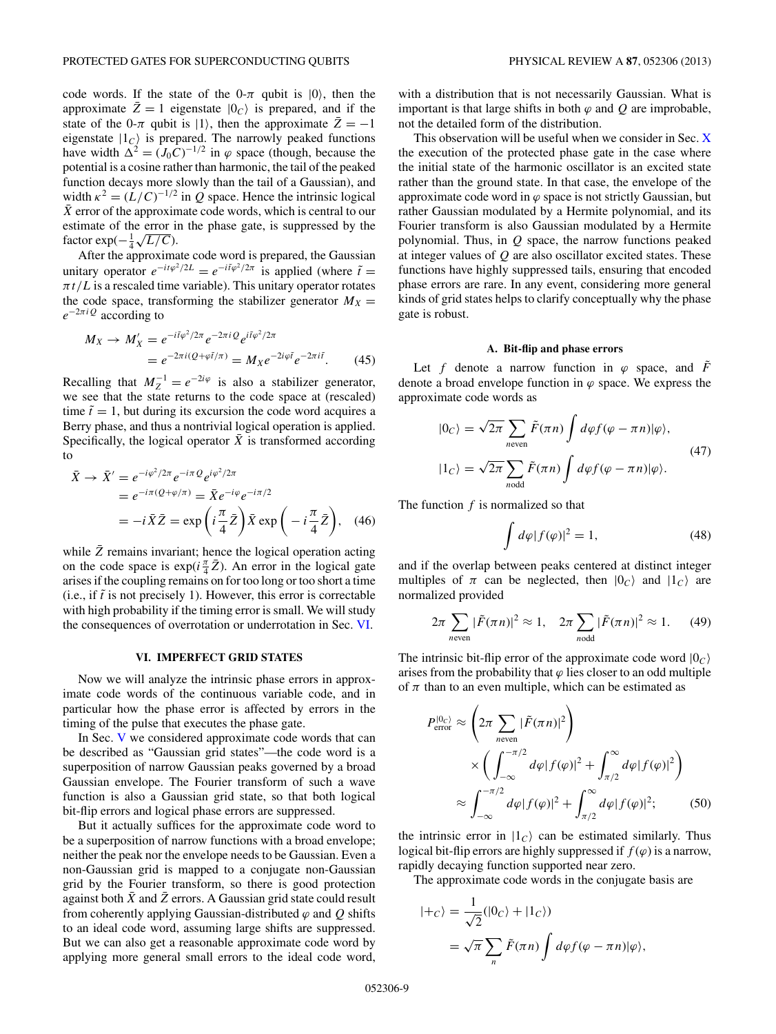code words. If the state of the 0-$\pi$ qubit is $|0\rangle$, then the approximate $\bar{Z} = 1$ eigenstate $|0_C\rangle$ is prepared, and if the state of the 0-$\pi$ qubit is $|1\rangle$, then the approximate $\bar{Z} = -1$ eigenstate $|1_C\rangle$ is prepared. The narrowly peaked functions have width $\Delta^2 = (J_0 C)^{-1/2}$ in $\varphi$ space (though, because the potential is a cosine rather than harmonic, the tail of the peaked function decays more slowly than the tail of a Gaussian), and width $\kappa^2 = (L/C)^{-1/2}$ in $Q$ space. Hence the intrinsic logical $\bar{X}$ error of the approximate code words, which is central to our estimate of the error in the phase gate, is suppressed by the factor $\exp(-\frac{1}{4}\sqrt{L/C})$.

After the approximate code word is prepared, the Gaussian unitary operator $e^{-it\varphi^2/2L} = e^{-i\tilde{t}\varphi^2/2\pi}$ is applied (where $\tilde{t} = \pi t/L$ is a rescaled time variable). This unitary operator rotates the code space, transforming the stabilizer generator $M_X = e^{-2\pi i Q}$ according to

$$
\begin{aligned}
M_X \to M_X' &= e^{-i\tilde{t}\varphi^2/2\pi} e^{-2\pi i Q} e^{i\tilde{t}\varphi^2/2\pi} \\
&= e^{-2\pi i(Q+\varphi\tilde{t}/\pi)} = M_X e^{-2i\varphi\tilde{t}} e^{-2\pi i\tilde{t}}.
\end{aligned} \tag{45}
$$

Recalling that $M_Z^{-1} = e^{-2i\varphi}$ is also a stabilizer generator, we see that the state returns to the code space at (rescaled) time $\tilde{t} = 1$, but during its excursion the code word acquires a Berry phase, and thus a nontrivial logical operation is applied. Specifically, the logical operator $\bar{X}$ is transformed according to

$$
\begin{aligned}
\bar{X} \to \bar{X}' &= e^{-i\varphi^2/2\pi} e^{-i\pi Q} e^{i\varphi^2/2\pi} \\
&= e^{-i\pi(Q+\varphi/\pi)} = \bar{X} e^{-i\varphi} e^{-i\pi/2} \\
&= -i\bar{X}\bar{Z} = \exp\left(i\frac{\pi}{4}\bar{Z}\right)\bar{X}\exp\left(-i\frac{\pi}{4}\bar{Z}\right),
\end{aligned} \tag{46}
$$

while $\bar{Z}$ remains invariant; hence the logical operation acting on the code space is $\exp(i\frac{\pi}{4}\bar{Z})$. An error in the logical gate arises if the coupling remains on for too long or too short a time (i.e., if $\tilde{t}$ is not precisely 1). However, this error is correctable with high probability if the timing error is small. We will study the consequences of overrotation or underrotation in Sec. VI.

## VI. IMPERFECT GRID STATES

Now we will analyze the intrinsic phase errors in approximate code words of the continuous variable code, and in particular how the phase error is affected by errors in the timing of the pulse that executes the phase gate.

In Sec. V we considered approximate code words that can be described as "Gaussian grid states"—the code word is a superposition of narrow Gaussian peaks governed by a broad Gaussian envelope. The Fourier transform of such a wave function is also a Gaussian grid state, so that both logical bit-flip errors and logical phase errors are suppressed.

But it actually suffices for the approximate code word to be a superposition of narrow functions with a broad envelope; neither the peak nor the envelope needs to be Gaussian. Even a non-Gaussian grid is mapped to a conjugate non-Gaussian grid by the Fourier transform, so there is good protection against both $\bar{X}$ and $\bar{Z}$ errors. A Gaussian grid state could result from coherently applying Gaussian-distributed $\varphi$ and $Q$ shifts to an ideal code word, assuming large shifts are suppressed. But we can also get a reasonable approximate code word by applying more general small errors to the ideal code word, with a distribution that is not necessarily Gaussian. What is important is that large shifts in both $\varphi$ and $Q$ are improbable, not the detailed form of the distribution.

This observation will be useful when we consider in Sec. X the execution of the protected phase gate in the case where the initial state of the harmonic oscillator is an excited state rather than the ground state. In that case, the envelope of the approximate code word in $\varphi$ space is not strictly Gaussian, but rather Gaussian modulated by a Hermite polynomial, and its Fourier transform is also Gaussian modulated by a Hermite polynomial. Thus, in $Q$ space, the narrow functions peaked at integer values of $Q$ are also oscillator excited states. These functions have highly suppressed tails, ensuring that encoded phase errors are rare. In any event, considering more general kinds of grid states helps to clarify conceptually why the phase gate is robust.

### A. Bit-flip and phase errors

Let $f$ denote a narrow function in $\varphi$ space, and $\tilde{F}$ denote a broad envelope function in $\varphi$ space. We express the approximate code words as

$$
\begin{aligned}
|0_C\rangle &= \sqrt{2\pi}\sum_{n\,\text{even}} \tilde{F}(\pi n)\int d\varphi f(\varphi - \pi n)|\varphi\rangle, \\
|1_C\rangle &= \sqrt{2\pi}\sum_{n\,\text{odd}} \tilde{F}(\pi n)\int d\varphi f(\varphi - \pi n)|\varphi\rangle.
\end{aligned} \tag{47}
$$

The function $f$ is normalized so that

$$
\int d\varphi |f(\varphi)|^2 = 1, \tag{48}
$$

and if the overlap between peaks centered at distinct integer multiples of $\pi$ can be neglected, then $|0_C\rangle$ and $|1_C\rangle$ are normalized provided

$$
2\pi\sum_{n\,\text{even}} |\tilde{F}(\pi n)|^2 \approx 1, \quad 2\pi\sum_{n\,\text{odd}} |\tilde{F}(\pi n)|^2 \approx 1. \tag{49}
$$

The intrinsic bit-flip error of the approximate code word $|0_C\rangle$ arises from the probability that $\varphi$ lies closer to an odd multiple of $\pi$ than to an even multiple, which can be estimated as

$$
\begin{aligned}
P_{\text{error}}^{|0_C\rangle} &\approx \left(2\pi\sum_{n\,\text{even}} |\tilde{F}(\pi n)|^2\right) \\
&\quad \times \left(\int_{-\infty}^{-\pi/2} d\varphi |f(\varphi)|^2 + \int_{\pi/2}^{\infty} d\varphi |f(\varphi)|^2\right) \\
&\approx \int_{-\infty}^{-\pi/2} d\varphi |f(\varphi)|^2 + \int_{\pi/2}^{\infty} d\varphi |f(\varphi)|^2;
\end{aligned} \tag{50}
$$

the intrinsic error in $|1_C\rangle$ can be estimated similarly. Thus logical bit-flip errors are highly suppressed if $f(\varphi)$ is a narrow, rapidly decaying function supported near zero.

The approximate code words in the conjugate basis are

$$
\begin{aligned}
|+_C\rangle &= \frac{1}{\sqrt{2}}(|0_C\rangle + |1_C\rangle) \\
&= \sqrt{\pi}\sum_{n} \tilde{F}(\pi n)\int d\varphi f(\varphi - \pi n)|\varphi\rangle,
\end{aligned}
$$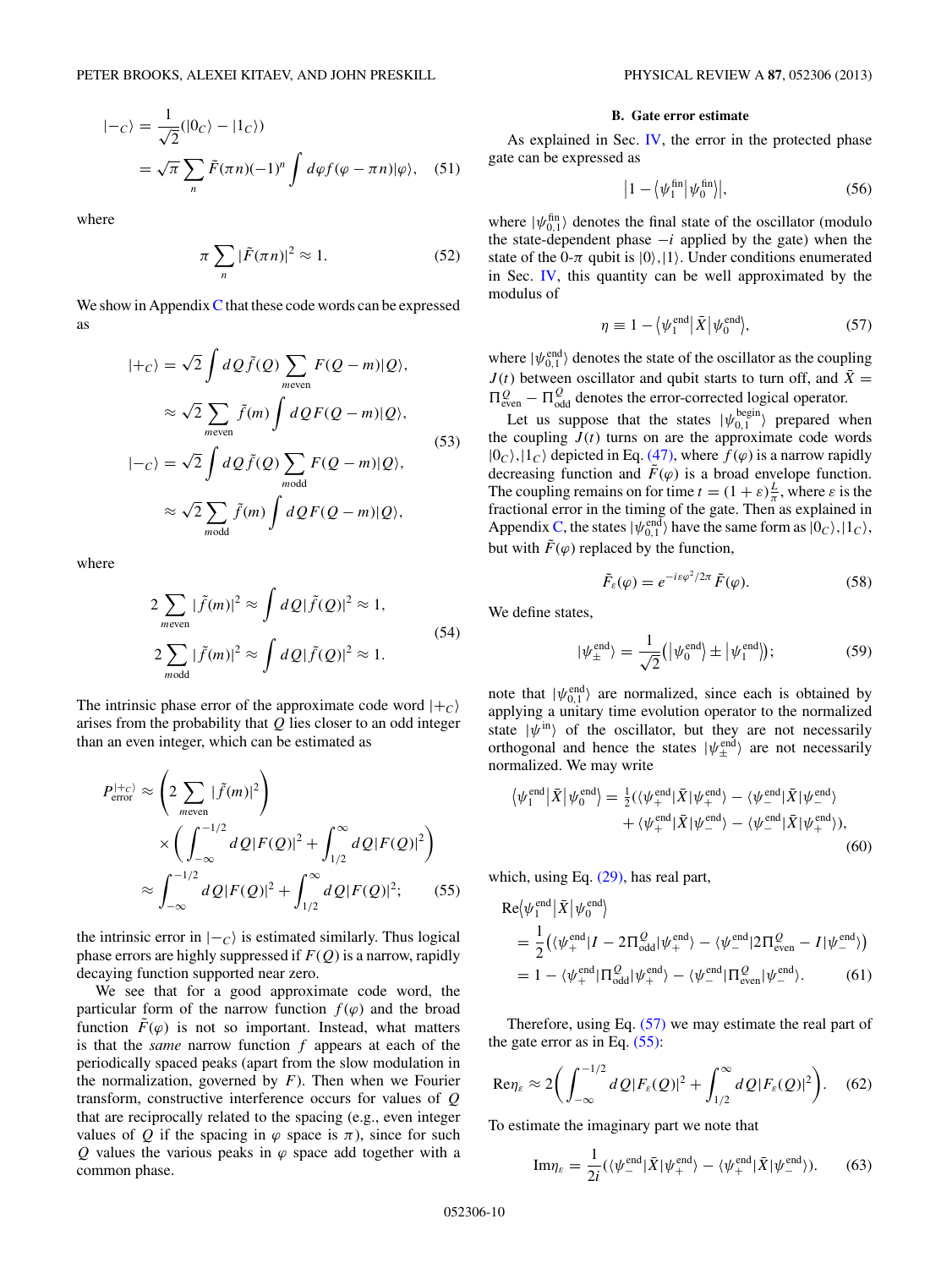$$|-_C\rangle = \frac{1}{\sqrt{2}}(|0_C\rangle - |1_C\rangle)$$
$$= \sqrt{\pi}\sum_n \tilde{F}(\pi n)(-1)^n \int d\varphi f(\varphi - \pi n)|\varphi\rangle, \quad (51)$$

where

$$\pi \sum_n |\tilde{F}(\pi n)|^2 \approx 1. \quad (52)$$

We show in Appendix C that these code words can be expressed as

$$\begin{aligned}
|+_C\rangle &= \sqrt{2}\int dQ \tilde{f}(Q) \sum_{m\,\text{even}} F(Q-m)|Q\rangle, \\
&\approx \sqrt{2}\sum_{m\,\text{even}} \tilde{f}(m) \int dQ F(Q-m)|Q\rangle, \\
|-_C\rangle &= \sqrt{2}\int dQ \tilde{f}(Q) \sum_{m\,\text{odd}} F(Q-m)|Q\rangle, \\
&\approx \sqrt{2}\sum_{m\,\text{odd}} \tilde{f}(m) \int dQ F(Q-m)|Q\rangle,
\end{aligned} \quad (53)$$

where

$$\begin{aligned}
2\sum_{m\,\text{even}} |\tilde{f}(m)|^2 &\approx \int dQ |\tilde{f}(Q)|^2 \approx 1, \\
2\sum_{m\,\text{odd}} |\tilde{f}(m)|^2 &\approx \int dQ |\tilde{f}(Q)|^2 \approx 1.
\end{aligned} \quad (54)$$

The intrinsic phase error of the approximate code word $|+_C\rangle$ arises from the probability that $Q$ lies closer to an odd integer than an even integer, which can be estimated as

$$\begin{aligned}
P_{\text{error}}^{|+_C\rangle} &\approx \left(2\sum_{m\,\text{even}} |\tilde{f}(m)|^2\right) \\
&\quad \times \left(\int_{-\infty}^{-1/2} dQ |F(Q)|^2 + \int_{1/2}^{\infty} dQ |F(Q)|^2\right) \\
&\approx \int_{-\infty}^{-1/2} dQ |F(Q)|^2 + \int_{1/2}^{\infty} dQ |F(Q)|^2;
\end{aligned} \quad (55)$$

the intrinsic error in $|-_C\rangle$ is estimated similarly. Thus logical phase errors are highly suppressed if $F(Q)$ is a narrow, rapidly decaying function supported near zero.

We see that for a good approximate code word, the particular form of the narrow function $f(\varphi)$ and the broad function $\tilde{F}(\varphi)$ is not so important. Instead, what matters is that the *same* narrow function $f$ appears at each of the periodically spaced peaks (apart from the slow modulation in the normalization, governed by $F$). Then when we Fourier transform, constructive interference occurs for values of $Q$ that are reciprocally related to the spacing (e.g., even integer values of $Q$ if the spacing in $\varphi$ space is $\pi$), since for such $Q$ values the various peaks in $\varphi$ space add together with a common phase.

### B. Gate error estimate

As explained in Sec. IV, the error in the protected phase gate can be expressed as

$$\left|1 - \langle \psi_1^{\text{fin}} | \psi_0^{\text{fin}} \rangle\right|, \quad (56)$$

where $|\psi_{0,1}^{\text{fin}}\rangle$ denotes the final state of the oscillator (modulo the state-dependent phase $-i$ applied by the gate) when the state of the 0-$\pi$ qubit is $|0\rangle, |1\rangle$. Under conditions enumerated in Sec. IV, this quantity can be well approximated by the modulus of

$$\eta \equiv 1 - \langle \psi_1^{\text{end}} | \bar{X} | \psi_0^{\text{end}} \rangle, \quad (57)$$

where $|\psi_{0,1}^{\text{end}}\rangle$ denotes the state of the oscillator as the coupling $J(t)$ between oscillator and qubit starts to turn off, and $\bar{X} = \Pi_{\text{even}}^{Q} - \Pi_{\text{odd}}^{Q}$ denotes the error-corrected logical operator.

Let us suppose that the states $|\psi_{0,1}^{\text{begin}}\rangle$ prepared when the coupling $J(t)$ turns on are the approximate code words $|0_C\rangle, |1_C\rangle$ depicted in Eq. (47), where $f(\varphi)$ is a narrow rapidly decreasing function and $\tilde{F}(\varphi)$ is a broad envelope function. The coupling remains on for time $t = (1+\varepsilon)\frac{L}{\pi}$, where $\varepsilon$ is the fractional error in the timing of the gate. Then as explained in Appendix C, the states $|\psi_{0,1}^{\text{end}}\rangle$ have the same form as $|0_C\rangle, |1_C\rangle$, but with $\tilde{F}(\varphi)$ replaced by the function,

$$\tilde{F}_\varepsilon(\varphi) = e^{-i\varepsilon\varphi^2/2\pi}\tilde{F}(\varphi). \quad (58)$$

We define states,

$$|\psi_{\pm}^{\text{end}}\rangle = \frac{1}{\sqrt{2}}\left(|\psi_0^{\text{end}}\rangle \pm |\psi_1^{\text{end}}\rangle\right); \quad (59)$$

note that $|\psi_{0,1}^{\text{end}}\rangle$ are normalized, since each is obtained by applying a unitary time evolution operator to the normalized state $|\psi^{\text{in}}\rangle$ of the oscillator, but they are not necessarily orthogonal and hence the states $|\psi_{\pm}^{\text{end}}\rangle$ are not necessarily normalized. We may write

$$\begin{aligned}
\langle \psi_1^{\text{end}} | \bar{X} | \psi_0^{\text{end}} \rangle = \tfrac{1}{2}(&\langle \psi_+^{\text{end}} | \bar{X} | \psi_+^{\text{end}} \rangle - \langle \psi_-^{\text{end}} | \bar{X} | \psi_-^{\text{end}} \rangle \\
&+ \langle \psi_+^{\text{end}} | \bar{X} | \psi_-^{\text{end}} \rangle - \langle \psi_-^{\text{end}} | \bar{X} | \psi_+^{\text{end}} \rangle),
\end{aligned} \quad (60)$$

which, using Eq. (29), has real part,

$$\begin{aligned}
\text{Re}&\langle \psi_1^{\text{end}} | \bar{X} | \psi_0^{\text{end}} \rangle \\
&= \frac{1}{2}\left(\langle \psi_+^{\text{end}} | I - 2\Pi_{\text{odd}}^{Q} | \psi_+^{\text{end}} \rangle - \langle \psi_-^{\text{end}} | 2\Pi_{\text{even}}^{Q} - I | \psi_-^{\text{end}} \rangle\right) \\
&= 1 - \langle \psi_+^{\text{end}} | \Pi_{\text{odd}}^{Q} | \psi_+^{\text{end}} \rangle - \langle \psi_-^{\text{end}} | \Pi_{\text{even}}^{Q} | \psi_-^{\text{end}} \rangle.
\end{aligned} \quad (61)$$

Therefore, using Eq. (57) we may estimate the real part of the gate error as in Eq. (55):

$$\text{Re}\eta_\varepsilon \approx 2\left(\int_{-\infty}^{-1/2} dQ |F_\varepsilon(Q)|^2 + \int_{1/2}^{\infty} dQ |F_\varepsilon(Q)|^2\right). \quad (62)$$

To estimate the imaginary part we note that

$$\text{Im}\eta_\varepsilon = \frac{1}{2i}(\langle \psi_-^{\text{end}} | \bar{X} | \psi_+^{\text{end}} \rangle - \langle \psi_+^{\text{end}} | \bar{X} | \psi_-^{\text{end}} \rangle). \quad (63)$$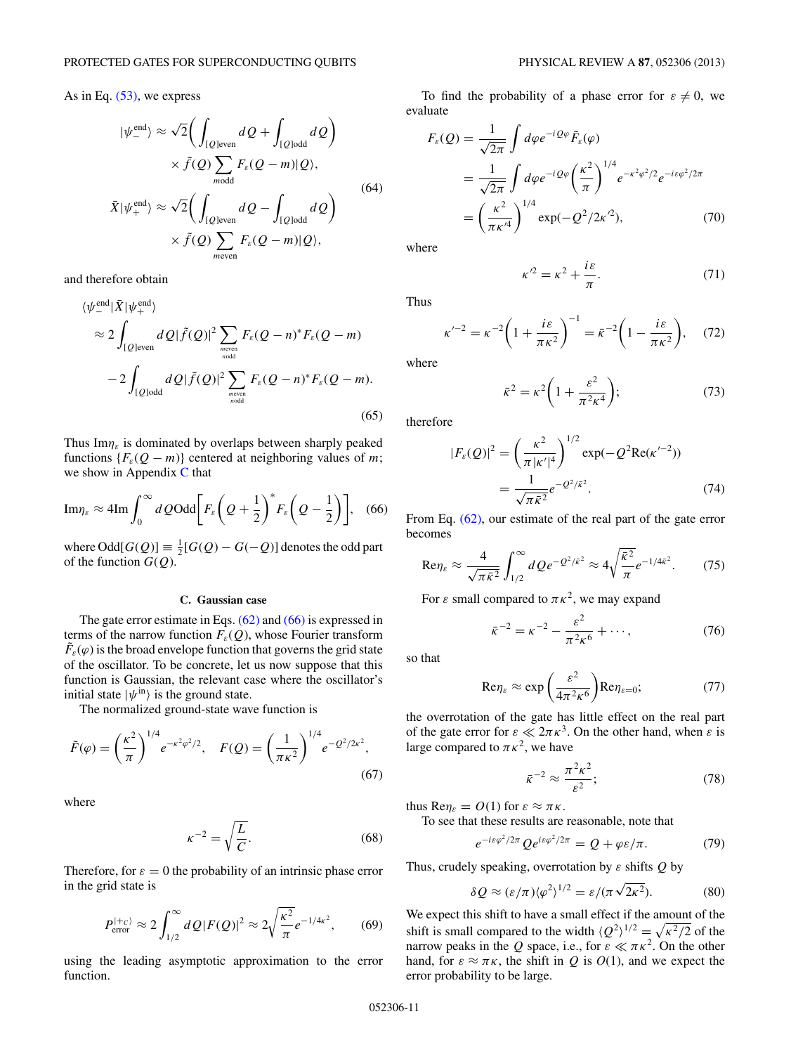As in Eq. (53), we express

$$
\begin{aligned}
|\psi_-^{\rm end}\rangle &\approx \sqrt{2}\left(\int_{[Q]\rm even} dQ + \int_{[Q]\rm odd} dQ\right) \\
&\quad \times \tilde{f}(Q) \sum_{m \rm odd} F_\varepsilon(Q-m)|Q\rangle, \\
\bar{X}|\psi_+^{\rm end}\rangle &\approx \sqrt{2}\left(\int_{[Q]\rm even} dQ - \int_{[Q]\rm odd} dQ\right) \\
&\quad \times \tilde{f}(Q) \sum_{m \rm even} F_\varepsilon(Q-m)|Q\rangle,
\end{aligned}
\tag{64}
$$

and therefore obtain

$$
\begin{aligned}
\langle\psi_-^{\rm end}|\bar{X}|\psi_+^{\rm end}\rangle
&\approx 2\int_{[Q]\rm even} dQ |\tilde{f}(Q)|^2 \sum_{\substack{m \rm even \\ n \rm odd}} F_\varepsilon(Q-n)^* F_\varepsilon(Q-m) \\
&\quad - 2\int_{[Q]\rm odd} dQ |\tilde{f}(Q)|^2 \sum_{\substack{m \rm even \\ n \rm odd}} F_\varepsilon(Q-n)^* F_\varepsilon(Q-m).
\end{aligned}
\tag{65}
$$

Thus ${\rm Im}\eta_\varepsilon$ is dominated by overlaps between sharply peaked functions $\{F_\varepsilon(Q-m)\}$ centered at neighboring values of $m$; we show in Appendix C that

$$
{\rm Im}\eta_\varepsilon \approx 4{\rm Im}\int_0^\infty dQ\, {\rm Odd}\left[F_\varepsilon\left(Q+\frac{1}{2}\right)^* F_\varepsilon\left(Q-\frac{1}{2}\right)\right], \tag{66}
$$

where ${\rm Odd}[G(Q)] \equiv \frac{1}{2}[G(Q)-G(-Q)]$ denotes the odd part of the function $G(Q)$.

### C. Gaussian case

The gate error estimate in Eqs. (62) and (66) is expressed in terms of the narrow function $F_\varepsilon(Q)$, whose Fourier transform $\tilde{F}_\varepsilon(\varphi)$ is the broad envelope function that governs the grid state of the oscillator. To be concrete, let us now suppose that this function is Gaussian, the relevant case where the oscillator's initial state $|\psi^{\rm in}\rangle$ is the ground state.

The normalized ground-state wave function is

$$
\tilde{F}(\varphi) = \left(\frac{\kappa^2}{\pi}\right)^{1/4} e^{-\kappa^2\varphi^2/2}, \quad F(Q) = \left(\frac{1}{\pi\kappa^2}\right)^{1/4} e^{-Q^2/2\kappa^2}, \tag{67}
$$

where

$$
\kappa^{-2} = \sqrt{\frac{L}{C}}. \tag{68}
$$

Therefore, for $\varepsilon = 0$ the probability of an intrinsic phase error in the grid state is

$$
P_{\rm error}^{|+c\rangle} \approx 2\int_{1/2}^\infty dQ |F(Q)|^2 \approx 2\sqrt{\frac{\kappa^2}{\pi}} e^{-1/4\kappa^2}, \tag{69}
$$

using the leading asymptotic approximation to the error function.

To find the probability of a phase error for $\varepsilon \neq 0$, we evaluate

$$
\begin{aligned}
F_\varepsilon(Q) &= \frac{1}{\sqrt{2\pi}}\int d\varphi e^{-iQ\varphi}\tilde{F}_\varepsilon(\varphi) \\
&= \frac{1}{\sqrt{2\pi}}\int d\varphi e^{-iQ\varphi}\left(\frac{\kappa^2}{\pi}\right)^{1/4} e^{-\kappa^2\varphi^2/2} e^{-i\varepsilon\varphi^2/2\pi} \\
&= \left(\frac{\kappa^2}{\pi\kappa'^4}\right)^{1/4} \exp(-Q^2/2\kappa'^2),
\end{aligned}
\tag{70}
$$

where

$$
\kappa'^2 = \kappa^2 + \frac{i\varepsilon}{\pi}. \tag{71}
$$

Thus

$$
\kappa'^{-2} = \kappa^{-2}\left(1+\frac{i\varepsilon}{\pi\kappa^2}\right)^{-1} = \bar{\kappa}^{-2}\left(1-\frac{i\varepsilon}{\pi\kappa^2}\right), \tag{72}
$$

where

$$
\bar{\kappa}^2 = \kappa^2\left(1+\frac{\varepsilon^2}{\pi^2\kappa^4}\right); \tag{73}
$$

therefore

$$
\begin{aligned}
|F_\varepsilon(Q)|^2 &= \left(\frac{\kappa^2}{\pi|\kappa'|^4}\right)^{1/2} \exp(-Q^2{\rm Re}(\kappa'^{-2})) \\
&= \frac{1}{\sqrt{\pi\bar{\kappa}^2}} e^{-Q^2/\bar{\kappa}^2}.
\end{aligned}
\tag{74}
$$

From Eq. (62), our estimate of the real part of the gate error becomes

$$
{\rm Re}\eta_\varepsilon \approx \frac{4}{\sqrt{\pi\bar{\kappa}^2}}\int_{1/2}^\infty dQ e^{-Q^2/\bar{\kappa}^2} \approx 4\sqrt{\frac{\bar{\kappa}^2}{\pi}} e^{-1/4\bar{\kappa}^2}. \tag{75}
$$

For $\varepsilon$ small compared to $\pi\kappa^2$, we may expand

$$
\bar{\kappa}^{-2} = \kappa^{-2} - \frac{\varepsilon^2}{\pi^2\kappa^6} + \cdots, \tag{76}
$$

so that

$$
{\rm Re}\eta_\varepsilon \approx \exp\left(\frac{\varepsilon^2}{4\pi^2\kappa^6}\right){\rm Re}\eta_{\varepsilon=0}; \tag{77}
$$

the overrotation of the gate has little effect on the real part of the gate error for $\varepsilon \ll 2\pi\kappa^3$. On the other hand, when $\varepsilon$ is large compared to $\pi\kappa^2$, we have

$$
\bar{\kappa}^{-2} \approx \frac{\pi^2\kappa^2}{\varepsilon^2}; \tag{78}
$$

thus ${\rm Re}\eta_\varepsilon = O(1)$ for $\varepsilon \approx \pi\kappa$.

To see that these results are reasonable, note that

$$
e^{-i\varepsilon\varphi^2/2\pi} Q e^{i\varepsilon\varphi^2/2\pi} = Q + \varphi\varepsilon/\pi. \tag{79}
$$

Thus, crudely speaking, overrotation by $\varepsilon$ shifts $Q$ by

$$
\delta Q \approx (\varepsilon/\pi)\langle\varphi^2\rangle^{1/2} = \varepsilon/(\pi\sqrt{2\kappa^2}). \tag{80}
$$

We expect this shift to have a small effect if the amount of the shift is small compared to the width $\langle Q^2\rangle^{1/2} = \sqrt{\kappa^2/2}$ of the narrow peaks in the $Q$ space, i.e., for $\varepsilon \ll \pi\kappa^2$. On the other hand, for $\varepsilon \approx \pi\kappa$, the shift in $Q$ is $O(1)$, and we expect the error probability to be large.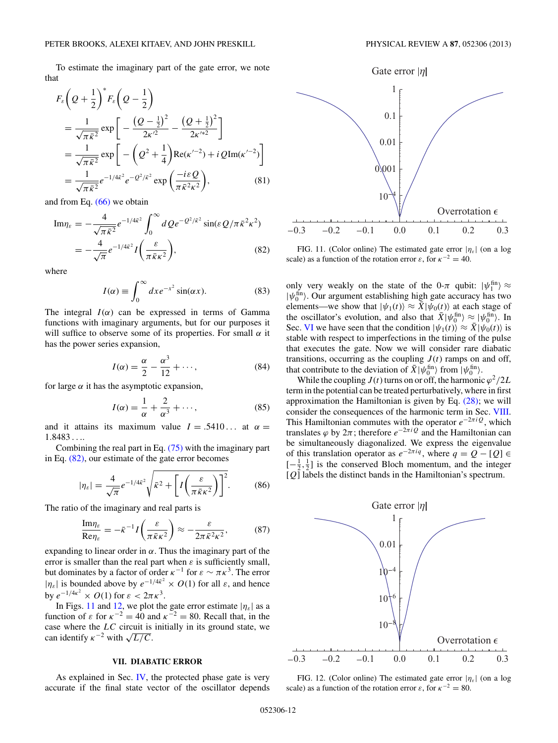To estimate the imaginary part of the gate error, we note that

$$
\begin{aligned}
F_\varepsilon\left(Q+\frac{1}{2}\right)^* F_\varepsilon\left(Q-\frac{1}{2}\right)
&= \frac{1}{\sqrt{\pi\bar{\kappa}^2}} \exp\left[-\frac{\left(Q-\frac{1}{2}\right)^2}{2\kappa'^2} - \frac{\left(Q+\frac{1}{2}\right)^2}{2\kappa'^{*2}}\right] \\
&= \frac{1}{\sqrt{\pi\bar{\kappa}^2}} \exp\left[-\left(Q^2+\frac{1}{4}\right)\mathrm{Re}(\kappa'^{-2}) + iQ\,\mathrm{Im}(\kappa'^{-2})\right] \\
&= \frac{1}{\sqrt{\pi\bar{\kappa}^2}} e^{-1/4\bar{\kappa}^2} e^{-Q^2/\bar{\kappa}^2} \exp\left(\frac{-i\varepsilon Q}{\pi\bar{\kappa}^2\kappa^2}\right),
\end{aligned} \tag{81}
$$

and from Eq. (66) we obtain

$$
\begin{aligned}
\mathrm{Im}\eta_\varepsilon &= -\frac{4}{\sqrt{\pi\bar{\kappa}^2}} e^{-1/4\bar{\kappa}^2} \int_0^\infty dQ\, e^{-Q^2/\bar{\kappa}^2} \sin(\varepsilon Q/\pi\bar{\kappa}^2\kappa^2) \\
&= -\frac{4}{\sqrt{\pi}} e^{-1/4\bar{\kappa}^2} I\left(\frac{\varepsilon}{\pi\bar{\kappa}\kappa^2}\right),
\end{aligned} \tag{82}
$$

where

$$
I(\alpha) \equiv \int_0^\infty dx\, e^{-x^2}\sin(\alpha x). \tag{83}
$$

The integral $I(\alpha)$ can be expressed in terms of Gamma functions with imaginary arguments, but for our purposes it will suffice to observe some of its properties. For small $\alpha$ it has the power series expansion,

$$
I(\alpha) = \frac{\alpha}{2} - \frac{\alpha^3}{12} + \cdots, \tag{84}
$$

for large $\alpha$ it has the asymptotic expansion,

$$
I(\alpha) = \frac{1}{\alpha} + \frac{2}{\alpha^3} + \cdots, \tag{85}
$$

and it attains its maximum value $I = .5410\ldots$ at $\alpha = 1.8483\ldots$.

Combining the real part in Eq. (75) with the imaginary part in Eq. (82), our estimate of the gate error becomes

$$
|\eta_\varepsilon| = \frac{4}{\sqrt{\pi}} e^{-1/4\bar{\kappa}^2} \sqrt{\bar{\kappa}^2 + \left[I\left(\frac{\varepsilon}{\pi\bar{\kappa}\kappa^2}\right)\right]^2}. \tag{86}
$$

The ratio of the imaginary and real parts is

$$
\frac{\mathrm{Im}\eta_\varepsilon}{\mathrm{Re}\eta_\varepsilon} = -\bar{\kappa}^{-1} I\left(\frac{\varepsilon}{\pi\bar{\kappa}\kappa^2}\right) \approx -\frac{\varepsilon}{2\pi\bar{\kappa}^2\kappa^2}, \tag{87}
$$

expanding to linear order in $\alpha$. Thus the imaginary part of the error is smaller than the real part when $\varepsilon$ is sufficiently small, but dominates by a factor of order $\kappa^{-1}$ for $\varepsilon \sim \pi\kappa^3$. The error $|\eta_\varepsilon|$ is bounded above by $e^{-1/4\bar{\kappa}^2} \times O(1)$ for all $\varepsilon$, and hence by $e^{-1/4\kappa^2} \times O(1)$ for $\varepsilon < 2\pi\kappa^3$.

In Figs. 11 and 12, we plot the gate error estimate $|\eta_\varepsilon|$ as a function of $\varepsilon$ for $\kappa^{-2} = 40$ and $\kappa^{-2} = 80$. Recall that, in the case where the $LC$ circuit is initially in its ground state, we can identify $\kappa^{-2}$ with $\sqrt{L/C}$.

FIG. 11. (Color online) The estimated gate error $|\eta_\varepsilon|$ (on a log scale) as a function of the rotation error $\varepsilon$, for $\kappa^{-2} = 40$.

FIG. 12. (Color online) The estimated gate error $|\eta_\varepsilon|$ (on a log scale) as a function of the rotation error $\varepsilon$, for $\kappa^{-2} = 80$.

## VII. DIABATIC ERROR

As explained in Sec. IV, the protected phase gate is very accurate if the final state vector of the oscillator depends only very weakly on the state of the 0-$\pi$ qubit: $|\psi_1^{\mathrm{fin}}\rangle \approx |\psi_0^{\mathrm{fin}}\rangle$. Our argument establishing high gate accuracy has two elements—we show that $|\psi_1(t)\rangle \approx \bar{X}|\psi_0(t)\rangle$ at each stage of the oscillator's evolution, and also that $\bar{X}|\psi_0^{\mathrm{fin}}\rangle \approx |\psi_0^{\mathrm{fin}}\rangle$. In Sec. VI we have seen that the condition $|\psi_1(t)\rangle \approx \bar{X}|\psi_0(t)\rangle$ is stable with respect to imperfections in the timing of the pulse that executes the gate. Now we will consider rare diabatic transitions, occurring as the coupling $J(t)$ ramps on and off, that contribute to the deviation of $\bar{X}|\psi_0^{\mathrm{fin}}\rangle$ from $|\psi_0^{\mathrm{fin}}\rangle$.

While the coupling $J(t)$ turns on or off, the harmonic $\varphi^2/2L$ term in the potential can be treated perturbatively, where in first approximation the Hamiltonian is given by Eq. (28); we will consider the consequences of the harmonic term in Sec. VIII. This Hamiltonian commutes with the operator $e^{-2\pi iQ}$, which translates $\varphi$ by $2\pi$; therefore $e^{-2\pi iQ}$ and the Hamiltonian can be simultaneously diagonalized. We express the eigenvalue of this translation operator as $e^{-2\pi iq}$, where $q = Q - [Q] \in [-\frac{1}{2}, \frac{1}{2}]$ is the conserved Bloch momentum, and the integer $[Q]$ labels the distinct bands in the Hamiltonian's spectrum.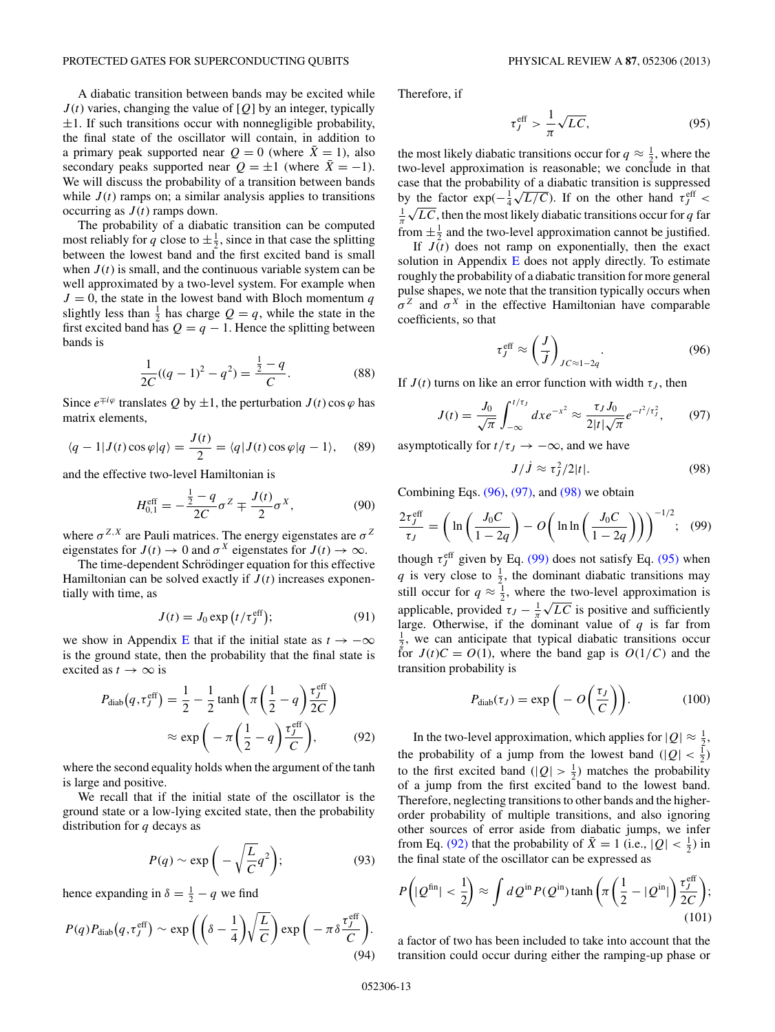A diabatic transition between bands may be excited while $J(t)$ varies, changing the value of $[Q]$ by an integer, typically $\pm 1$. If such transitions occur with nonnegligible probability, the final state of the oscillator will contain, in addition to a primary peak supported near $Q = 0$ (where $\bar{X} = 1$), also secondary peaks supported near $Q = \pm 1$ (where $\bar{X} = -1$). We will discuss the probability of a transition between bands while $J(t)$ ramps on; a similar analysis applies to transitions occurring as $J(t)$ ramps down.

The probability of a diabatic transition can be computed most reliably for $q$ close to $\pm\frac{1}{2}$, since in that case the splitting between the lowest band and the first excited band is small when $J(t)$ is small, and the continuous variable system can be well approximated by a two-level system. For example when $J = 0$, the state in the lowest band with Bloch momentum $q$ slightly less than $\frac{1}{2}$ has charge $Q = q$, while the state in the first excited band has $Q = q - 1$. Hence the splitting between bands is

$$\frac{1}{2C}((q-1)^2 - q^2) = \frac{\frac{1}{2} - q}{C}. \tag{88}$$

Since $e^{\mp i\varphi}$ translates $Q$ by $\pm 1$, the perturbation $J(t)\cos\varphi$ has matrix elements,

$$\langle q-1|J(t)\cos\varphi|q\rangle = \frac{J(t)}{2} = \langle q|J(t)\cos\varphi|q-1\rangle, \tag{89}$$

and the effective two-level Hamiltonian is

$$H^{\text{eff}}_{0,1} = -\frac{\frac{1}{2} - q}{2C}\sigma^Z \mp \frac{J(t)}{2}\sigma^X, \tag{90}$$

where $\sigma^{Z,X}$ are Pauli matrices. The energy eigenstates are $\sigma^Z$ eigenstates for $J(t) \to 0$ and $\sigma^X$ eigenstates for $J(t) \to \infty$.

The time-dependent Schrödinger equation for this effective Hamiltonian can be solved exactly if $J(t)$ increases exponentially with time, as

$$J(t) = J_0 \exp\left(t/\tau_J^{\text{eff}}\right); \tag{91}$$

we show in Appendix E that if the initial state as $t \to -\infty$ is the ground state, then the probability that the final state is excited as $t \to \infty$ is

$$\begin{aligned} P_{\text{diab}}\left(q,\tau_J^{\text{eff}}\right) &= \frac{1}{2} - \frac{1}{2}\tanh\left(\pi\left(\frac{1}{2} - q\right)\frac{\tau_J^{\text{eff}}}{2C}\right) \\ &\approx \exp\left(-\pi\left(\frac{1}{2} - q\right)\frac{\tau_J^{\text{eff}}}{C}\right), \end{aligned} \tag{92}$$

where the second equality holds when the argument of the tanh is large and positive.

We recall that if the initial state of the oscillator is the ground state or a low-lying excited state, then the probability distribution for $q$ decays as

$$P(q) \sim \exp\left(-\sqrt{\frac{L}{C}}q^2\right); \tag{93}$$

hence expanding in $\delta = \frac{1}{2} - q$ we find

$$P(q)P_{\text{diab}}\left(q,\tau_J^{\text{eff}}\right) \sim \exp\left(\left(\delta - \frac{1}{4}\right)\sqrt{\frac{L}{C}}\right)\exp\left(-\pi\delta\frac{\tau_J^{\text{eff}}}{C}\right). \tag{94}$$

Therefore, if

$$\tau_J^{\text{eff}} > \frac{1}{\pi}\sqrt{LC}, \tag{95}$$

the most likely diabatic transitions occur for $q \approx \frac{1}{2}$, where the two-level approximation is reasonable; we conclude in that case that the probability of a diabatic transition is suppressed by the factor $\exp(-\frac{1}{4}\sqrt{L/C})$. If on the other hand $\tau_J^{\text{eff}} < \frac{1}{\pi}\sqrt{LC}$, then the most likely diabatic transitions occur for $q$ far from $\pm\frac{1}{2}$ and the two-level approximation cannot be justified.

If $J(t)$ does not ramp on exponentially, then the exact solution in Appendix E does not apply directly. To estimate roughly the probability of a diabatic transition for more general pulse shapes, we note that the transition typically occurs when $\sigma^Z$ and $\sigma^X$ in the effective Hamiltonian have comparable coefficients, so that

$$\tau_J^{\text{eff}} \approx \left(\frac{J}{\dot{J}}\right)_{JC \approx 1-2q}. \tag{96}$$

If $J(t)$ turns on like an error function with width $\tau_J$, then

$$J(t) = \frac{J_0}{\sqrt{\pi}}\int_{-\infty}^{t/\tau_J} dx e^{-x^2} \approx \frac{\tau_J J_0}{2|t|\sqrt{\pi}}e^{-t^2/\tau_J^2}, \tag{97}$$

asymptotically for $t/\tau_J \to -\infty$, and we have

$$J/\dot{J} \approx \tau_J^2/2|t|. \tag{98}$$

Combining Eqs. (96), (97), and (98) we obtain

$$\frac{2\tau_J^{\text{eff}}}{\tau_J} = \left(\ln\left(\frac{J_0 C}{1-2q}\right) - O\left(\ln\ln\left(\frac{J_0 C}{1-2q}\right)\right)\right)^{-1/2}; \tag{99}$$

though $\tau_J^{\text{eff}}$ given by Eq. (99) does not satisfy Eq. (95) when $q$ is very close to $\frac{1}{2}$, the dominant diabatic transitions may still occur for $q \approx \frac{1}{2}$, where the two-level approximation is applicable, provided $\tau_J - \frac{1}{\pi}\sqrt{LC}$ is positive and sufficiently large. Otherwise, if the dominant value of $q$ is far from $\frac{1}{2}$, we can anticipate that typical diabatic transitions occur for $J(t)C = O(1)$, where the band gap is $O(1/C)$ and the transition probability is

$$P_{\text{diab}}(\tau_J) = \exp\left(-O\left(\frac{\tau_J}{C}\right)\right). \tag{100}$$

In the two-level approximation, which applies for $|Q| \approx \frac{1}{2}$, the probability of a jump from the lowest band ($|Q| < \frac{1}{2}$) to the first excited band ($|Q| > \frac{1}{2}$) matches the probability of a jump from the first excited band to the lowest band. Therefore, neglecting transitions to other bands and the higher-order probability of multiple transitions, and also ignoring other sources of error aside from diabatic jumps, we infer from Eq. (92) that the probability of $\bar{X} = 1$ (i.e., $|Q| < \frac{1}{2}$) in the final state of the oscillator can be expressed as

$$P\left(|Q^{\text{fin}}| < \frac{1}{2}\right) \approx \int dQ^{\text{in}} P(Q^{\text{in}})\tanh\left(\pi\left(\frac{1}{2} - |Q^{\text{in}}|\right)\frac{\tau_J^{\text{eff}}}{2C}\right); \tag{101}$$

a factor of two has been included to take into account that the transition could occur during either the ramping-up phase or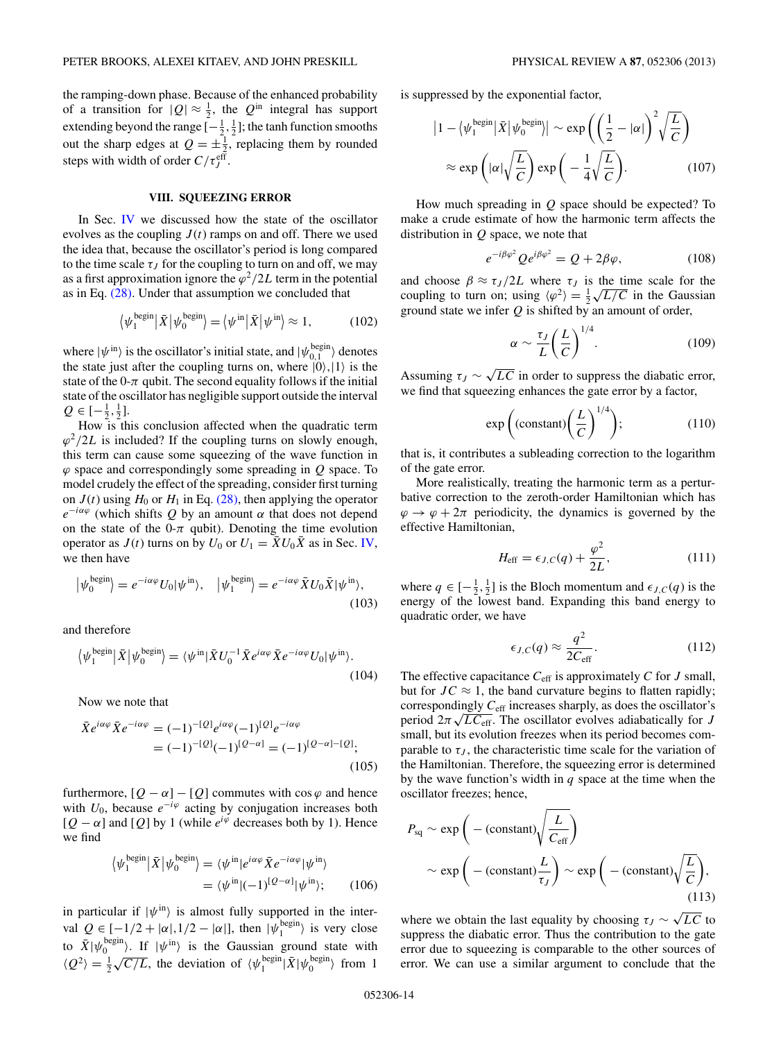the ramping-down phase. Because of the enhanced probability of a transition for $|Q| \approx \frac{1}{2}$, the $Q^{\rm in}$ integral has support extending beyond the range $[-\frac{1}{2},\frac{1}{2}]$; the tanh function smooths out the sharp edges at $Q = \pm\frac{1}{2}$, replacing them by rounded steps with width of order $C/\tau_J^{\rm eff}$.

## VIII. SQUEEZING ERROR

In Sec. IV we discussed how the state of the oscillator evolves as the coupling $J(t)$ ramps on and off. There we used the idea that, because the oscillator's period is long compared to the time scale $\tau_J$ for the coupling to turn on and off, we may as a first approximation ignore the $\varphi^2/2L$ term in the potential as in Eq. (28). Under that assumption we concluded that

$$\left\langle \psi_1^{\rm begin}\middle|\bar{X}\middle|\psi_0^{\rm begin}\right\rangle = \left\langle \psi^{\rm in}\middle|\bar{X}\middle|\psi^{\rm in}\right\rangle \approx 1, \tag{102}$$

where $|\psi^{\rm in}\rangle$ is the oscillator's initial state, and $|\psi_{0,1}^{\rm begin}\rangle$ denotes the state just after the coupling turns on, where $|0\rangle,|1\rangle$ is the state of the 0-$\pi$ qubit. The second equality follows if the initial state of the oscillator has negligible support outside the interval $Q \in [-\frac{1}{2},\frac{1}{2}]$.

How is this conclusion affected when the quadratic term $\varphi^2/2L$ is included? If the coupling turns on slowly enough, this term can cause some squeezing of the wave function in $\varphi$ space and correspondingly some spreading in $Q$ space. To model crudely the effect of the spreading, consider first turning on $J(t)$ using $H_0$ or $H_1$ in Eq. (28), then applying the operator $e^{-i\alpha\varphi}$ (which shifts $Q$ by an amount $\alpha$ that does not depend on the state of the 0-$\pi$ qubit). Denoting the time evolution operator as $J(t)$ turns on by $U_0$ or $U_1 = \bar{X}U_0\bar{X}$ as in Sec. IV, we then have

$$\left|\psi_0^{\rm begin}\right\rangle = e^{-i\alpha\varphi}U_0|\psi^{\rm in}\rangle, \quad \left|\psi_1^{\rm begin}\right\rangle = e^{-i\alpha\varphi}\bar{X}U_0\bar{X}|\psi^{\rm in}\rangle, \tag{103}$$

and therefore

$$\left\langle \psi_1^{\rm begin}\middle|\bar{X}\middle|\psi_0^{\rm begin}\right\rangle = \langle\psi^{\rm in}|\bar{X}U_0^{-1}\bar{X}e^{i\alpha\varphi}\bar{X}e^{-i\alpha\varphi}U_0|\psi^{\rm in}\rangle. \tag{104}$$

Now we note that

$$\begin{aligned}\bar{X}e^{i\alpha\varphi}\bar{X}e^{-i\alpha\varphi} &= (-1)^{-[Q]}e^{i\alpha\varphi}(-1)^{[Q]}e^{-i\alpha\varphi}\\ &= (-1)^{-[Q]}(-1)^{[Q-\alpha]} = (-1)^{[Q-\alpha]-[Q]};\end{aligned} \tag{105}$$

furthermore, $[Q-\alpha]-[Q]$ commutes with $\cos\varphi$ and hence with $U_0$, because $e^{-i\varphi}$ acting by conjugation increases both $[Q-\alpha]$ and $[Q]$ by 1 (while $e^{i\varphi}$ decreases both by 1). Hence we find

$$\begin{aligned}\left\langle \psi_1^{\rm begin}\middle|\bar{X}\middle|\psi_0^{\rm begin}\right\rangle &= \langle\psi^{\rm in}|e^{i\alpha\varphi}\bar{X}e^{-i\alpha\varphi}|\psi^{\rm in}\rangle\\ &= \langle\psi^{\rm in}|(-1)^{[Q-\alpha]}|\psi^{\rm in}\rangle;\end{aligned} \tag{106}$$

in particular if $|\psi^{\rm in}\rangle$ is almost fully supported in the interval $Q \in [-1/2+|\alpha|, 1/2-|\alpha|]$, then $|\psi_1^{\rm begin}\rangle$ is very close to $\bar{X}|\psi_0^{\rm begin}\rangle$. If $|\psi^{\rm in}\rangle$ is the Gaussian ground state with $\langle Q^2\rangle = \frac{1}{2}\sqrt{C/L}$, the deviation of $\langle\psi_1^{\rm begin}|\bar{X}|\psi_0^{\rm begin}\rangle$ from 1 is suppressed by the exponential factor,

$$\begin{aligned}\left|1-\left\langle\psi_1^{\rm begin}\middle|\bar{X}\middle|\psi_0^{\rm begin}\right\rangle\right| &\sim \exp\left(\left(\frac{1}{2}-|\alpha|\right)^2\sqrt{\frac{L}{C}}\right)\\ &\approx \exp\left(|\alpha|\sqrt{\frac{L}{C}}\right)\exp\left(-\frac{1}{4}\sqrt{\frac{L}{C}}\right).\end{aligned} \tag{107}$$

How much spreading in $Q$ space should be expected? To make a crude estimate of how the harmonic term affects the distribution in $Q$ space, we note that

$$e^{-i\beta\varphi^2}Qe^{i\beta\varphi^2} = Q + 2\beta\varphi, \tag{108}$$

and choose $\beta \approx \tau_J/2L$ where $\tau_J$ is the time scale for the coupling to turn on; using $\langle\varphi^2\rangle = \frac{1}{2}\sqrt{L/C}$ in the Gaussian ground state we infer $Q$ is shifted by an amount of order,

$$\alpha \sim \frac{\tau_J}{L}\left(\frac{L}{C}\right)^{1/4}. \tag{109}$$

Assuming $\tau_J \sim \sqrt{LC}$ in order to suppress the diabatic error, we find that squeezing enhances the gate error by a factor,

$$\exp\left((\text{constant})\left(\frac{L}{C}\right)^{1/4}\right); \tag{110}$$

that is, it contributes a subleading correction to the logarithm of the gate error.

More realistically, treating the harmonic term as a perturbative correction to the zeroth-order Hamiltonian which has $\varphi \to \varphi + 2\pi$ periodicity, the dynamics is governed by the effective Hamiltonian,

$$H_{\rm eff} = \epsilon_{J,C}(q) + \frac{\varphi^2}{2L}, \tag{111}$$

where $q \in [-\frac{1}{2},\frac{1}{2}]$ is the Bloch momentum and $\epsilon_{J,C}(q)$ is the energy of the lowest band. Expanding this band energy to quadratic order, we have

$$\epsilon_{J,C}(q) \approx \frac{q^2}{2C_{\rm eff}}. \tag{112}$$

The effective capacitance $C_{\rm eff}$ is approximately $C$ for $J$ small, but for $JC \approx 1$, the band curvature begins to flatten rapidly; correspondingly $C_{\rm eff}$ increases sharply, as does the oscillator's period $2\pi\sqrt{LC_{\rm eff}}$. The oscillator evolves adiabatically for $J$ small, but its evolution freezes when its period becomes comparable to $\tau_J$, the characteristic time scale for the variation of the Hamiltonian. Therefore, the squeezing error is determined by the wave function's width in $q$ space at the time when the oscillator freezes; hence,

$$\begin{aligned}P_{\rm sq} &\sim \exp\left(-(\text{constant})\sqrt{\frac{L}{C_{\rm eff}}}\right)\\ &\sim \exp\left(-(\text{constant})\frac{L}{\tau_J}\right) \sim \exp\left(-(\text{constant})\sqrt{\frac{L}{C}}\right),\end{aligned} \tag{113}$$

where we obtain the last equality by choosing $\tau_J \sim \sqrt{LC}$ to suppress the diabatic error. Thus the contribution to the gate error due to squeezing is comparable to the other sources of error. We can use a similar argument to conclude that the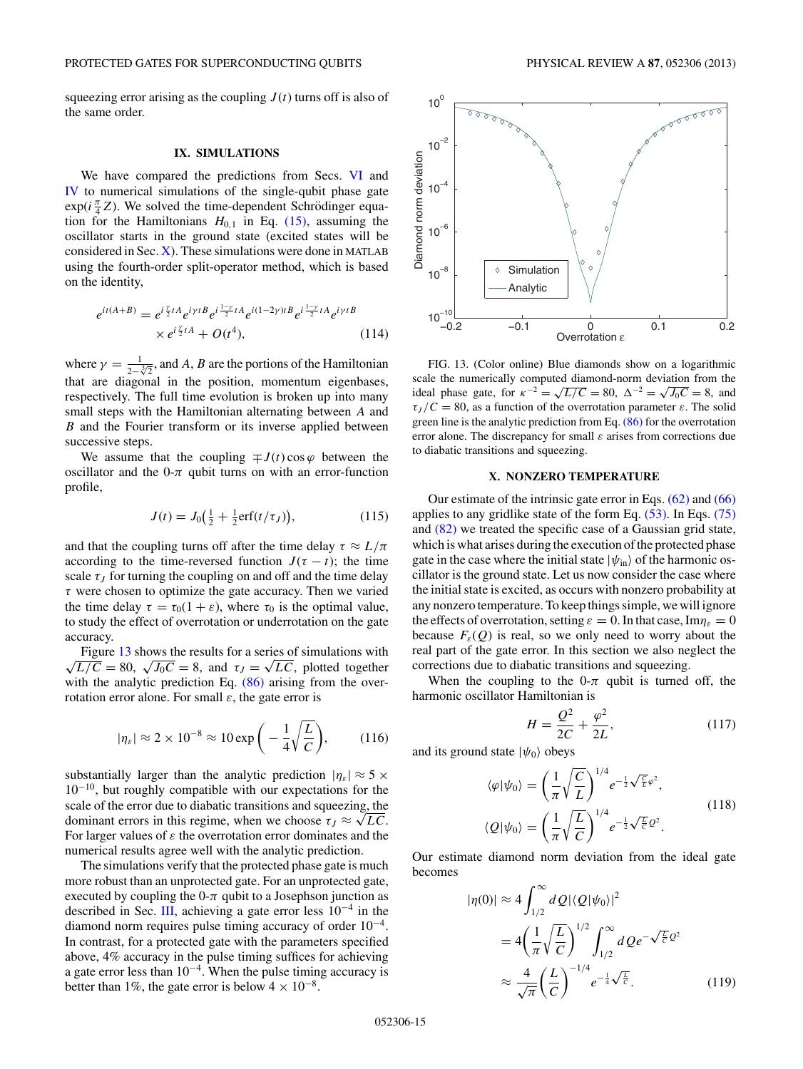squeezing error arising as the coupling $J(t)$ turns off is also of the same order.

## IX. SIMULATIONS

We have compared the predictions from Secs. VI and IV to numerical simulations of the single-qubit phase gate $\exp(i\frac{\pi}{4}Z)$. We solved the time-dependent Schrödinger equation for the Hamiltonians $H_{0,1}$ in Eq. (15), assuming the oscillator starts in the ground state (excited states will be considered in Sec. X). These simulations were done in MATLAB using the fourth-order split-operator method, which is based on the identity,

$$e^{it(A+B)} = e^{i\frac{\gamma}{2}tA}e^{i\gamma tB}e^{i\frac{1-\gamma}{2}tA}e^{i(1-2\gamma)tB}e^{i\frac{1-\gamma}{2}tA}e^{i\gamma tB} \times e^{i\frac{\gamma}{2}tA} + O(t^4), \tag{114}$$

where $\gamma = \frac{1}{2-\sqrt[3]{2}}$, and $A$, $B$ are the portions of the Hamiltonian that are diagonal in the position, momentum eigenbases, respectively. The full time evolution is broken up into many small steps with the Hamiltonian alternating between $A$ and $B$ and the Fourier transform or its inverse applied between successive steps.

We assume that the coupling $\mp J(t)\cos\varphi$ between the oscillator and the 0-$\pi$ qubit turns on with an error-function profile,

$$J(t) = J_0\left(\tfrac{1}{2} + \tfrac{1}{2}\mathrm{erf}(t/\tau_J)\right), \tag{115}$$

and that the coupling turns off after the time delay $\tau \approx L/\pi$ according to the time-reversed function $J(\tau - t)$; the time scale $\tau_J$ for turning the coupling on and off and the time delay $\tau$ were chosen to optimize the gate accuracy. Then we varied the time delay $\tau = \tau_0(1+\varepsilon)$, where $\tau_0$ is the optimal value, to study the effect of overrotation or underrotation on the gate accuracy.

Figure 13 shows the results for a series of simulations with $\sqrt{L/C} = 80$, $\sqrt{J_0 C} = 8$, and $\tau_J = \sqrt{LC}$, plotted together with the analytic prediction Eq. (86) arising from the overrotation error alone. For small $\varepsilon$, the gate error is

$$|\eta_\varepsilon| \approx 2\times 10^{-8} \approx 10\exp\left(-\frac{1}{4}\sqrt{\frac{L}{C}}\right), \tag{116}$$

substantially larger than the analytic prediction $|\eta_\varepsilon| \approx 5\times 10^{-10}$, but roughly compatible with our expectations for the scale of the error due to diabatic transitions and squeezing, the dominant errors in this regime, when we choose $\tau_J \approx \sqrt{LC}$. For larger values of $\varepsilon$ the overrotation error dominates and the numerical results agree well with the analytic prediction.

The simulations verify that the protected phase gate is much more robust than an unprotected gate. For an unprotected gate, executed by coupling the 0-$\pi$ qubit to a Josephson junction as described in Sec. III, achieving a gate error less $10^{-4}$ in the diamond norm requires pulse timing accuracy of order $10^{-4}$. In contrast, for a protected gate with the parameters specified above, 4% accuracy in the pulse timing suffices for achieving a gate error less than $10^{-4}$. When the pulse timing accuracy is better than 1%, the gate error is below $4\times 10^{-8}$.

FIG. 13. (Color online) Blue diamonds show on a logarithmic scale the numerically computed diamond-norm deviation from the ideal phase gate, for $\kappa^{-2} = \sqrt{L/C} = 80$, $\Delta^{-2} = \sqrt{J_0 C} = 8$, and $\tau_J/C = 80$, as a function of the overrotation parameter $\varepsilon$. The solid green line is the analytic prediction from Eq. (86) for the overrotation error alone. The discrepancy for small $\varepsilon$ arises from corrections due to diabatic transitions and squeezing.

## X. NONZERO TEMPERATURE

Our estimate of the intrinsic gate error in Eqs. (62) and (66) applies to any gridlike state of the form Eq. (53). In Eqs. (75) and (82) we treated the specific case of a Gaussian grid state, which is what arises during the execution of the protected phase gate in the case where the initial state $|\psi_{\rm in}\rangle$ of the harmonic oscillator is the ground state. Let us now consider the case where the initial state is excited, as occurs with nonzero probability at any nonzero temperature. To keep things simple, we will ignore the effects of overrotation, setting $\varepsilon = 0$. In that case, $\mathrm{Im}\eta_\varepsilon = 0$ because $F_\varepsilon(Q)$ is real, so we only need to worry about the real part of the gate error. In this section we also neglect the corrections due to diabatic transitions and squeezing.

When the coupling to the 0-$\pi$ qubit is turned off, the harmonic oscillator Hamiltonian is

$$H = \frac{Q^2}{2C} + \frac{\varphi^2}{2L}, \tag{117}$$

and its ground state $|\psi_0\rangle$ obeys

$$\begin{aligned}
\langle\varphi|\psi_0\rangle &= \left(\frac{1}{\pi}\sqrt{\frac{C}{L}}\right)^{1/4} e^{-\frac{1}{2}\sqrt{\frac{C}{L}}\varphi^2},\\
\langle Q|\psi_0\rangle &= \left(\frac{1}{\pi}\sqrt{\frac{L}{C}}\right)^{1/4} e^{-\frac{1}{2}\sqrt{\frac{L}{C}}Q^2}.
\end{aligned} \tag{118}$$

Our estimate diamond norm deviation from the ideal gate becomes

$$\begin{aligned}
|\eta(0)| &\approx 4\int_{1/2}^{\infty} dQ\,|\langle Q|\psi_0\rangle|^2\\
&= 4\left(\frac{1}{\pi}\sqrt{\frac{L}{C}}\right)^{1/2}\int_{1/2}^{\infty} dQ\, e^{-\sqrt{\frac{L}{C}}Q^2}\\
&\approx \frac{4}{\sqrt{\pi}}\left(\frac{L}{C}\right)^{-1/4} e^{-\frac{1}{4}\sqrt{\frac{L}{C}}}.
\end{aligned} \tag{119}$$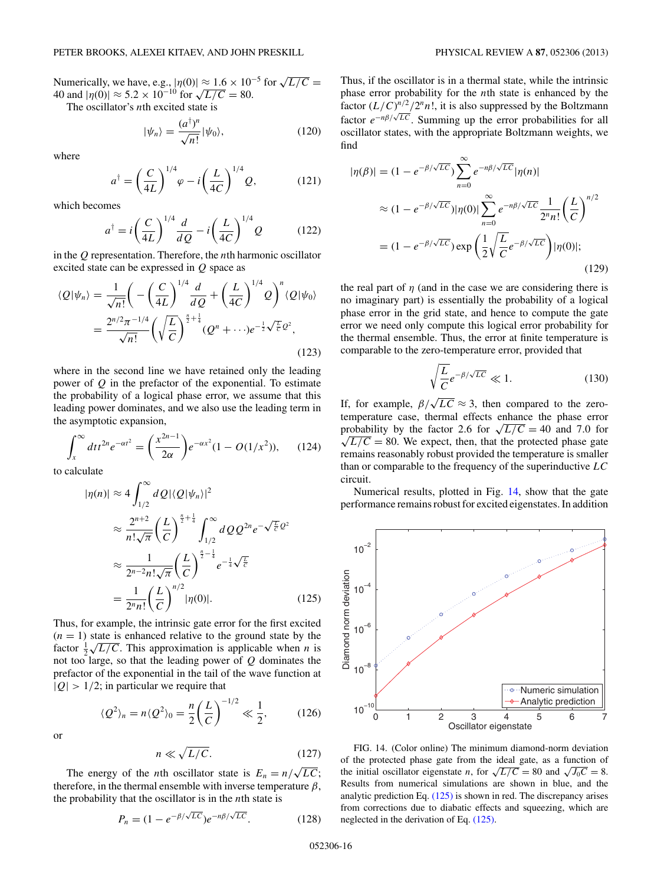Numerically, we have, e.g., $|\eta(0)| \approx 1.6 \times 10^{-5}$ for $\sqrt{L/C} = 40$ and $|\eta(0)| \approx 5.2 \times 10^{-10}$ for $\sqrt{L/C} = 80$.

The oscillator's $n$th excited state is

$$|\psi_n\rangle = \frac{(a^\dagger)^n}{\sqrt{n!}}|\psi_0\rangle, \tag{120}$$

where

$$a^\dagger = \left(\frac{C}{4L}\right)^{1/4}\varphi - i\left(\frac{L}{4C}\right)^{1/4}Q, \tag{121}$$

which becomes

$$a^\dagger = i\left(\frac{C}{4L}\right)^{1/4}\frac{d}{dQ} - i\left(\frac{L}{4C}\right)^{1/4}Q \tag{122}$$

in the $Q$ representation. Therefore, the $n$th harmonic oscillator excited state can be expressed in $Q$ space as

$$\begin{aligned}\langle Q|\psi_n\rangle &= \frac{1}{\sqrt{n!}}\left(-\left(\frac{C}{4L}\right)^{1/4}\frac{d}{dQ} + \left(\frac{L}{4C}\right)^{1/4}Q\right)^n\langle Q|\psi_0\rangle \\ &= \frac{2^{n/2}\pi^{-1/4}}{\sqrt{n!}}\left(\sqrt{\frac{L}{C}}\right)^{\frac{n}{2}+\frac{1}{4}}(Q^n + \cdots)e^{-\frac{1}{2}\sqrt{\frac{L}{C}}Q^2},\end{aligned} \tag{123}$$

where in the second line we have retained only the leading power of $Q$ in the prefactor of the exponential. To estimate the probability of a logical phase error, we assume that this leading power dominates, and we also use the leading term in the asymptotic expansion,

$$\int_x^\infty dt\, t^{2n}e^{-\alpha t^2} = \left(\frac{x^{2n-1}}{2\alpha}\right)e^{-\alpha x^2}(1 - O(1/x^2)), \tag{124}$$

to calculate

$$\begin{aligned}|\eta(n)| &\approx 4\int_{1/2}^\infty dQ|\langle Q|\psi_n\rangle|^2 \\ &\approx \frac{2^{n+2}}{n!\sqrt{\pi}}\left(\frac{L}{C}\right)^{\frac{n}{2}+\frac{1}{4}}\int_{1/2}^\infty dQ\, Q^{2n}e^{-\sqrt{\frac{L}{C}}Q^2} \\ &\approx \frac{1}{2^{n-2}n!\sqrt{\pi}}\left(\frac{L}{C}\right)^{\frac{n}{2}-\frac{1}{4}}e^{-\frac{1}{4}\sqrt{\frac{L}{C}}} \\ &= \frac{1}{2^n n!}\left(\frac{L}{C}\right)^{n/2}|\eta(0)|.\end{aligned} \tag{125}$$

Thus, for example, the intrinsic gate error for the first excited ($n = 1$) state is enhanced relative to the ground state by the factor $\frac{1}{2}\sqrt{L/C}$. This approximation is applicable when $n$ is not too large, so that the leading power of $Q$ dominates the prefactor of the exponential in the tail of the wave function at $|Q| > 1/2$; in particular we require that

$$\langle Q^2\rangle_n = n\langle Q^2\rangle_0 = \frac{n}{2}\left(\frac{L}{C}\right)^{-1/2} \ll \frac{1}{2}, \tag{126}$$

or

$$n \ll \sqrt{L/C}. \tag{127}$$

The energy of the $n$th oscillator state is $E_n = n/\sqrt{LC}$; therefore, in the thermal ensemble with inverse temperature $\beta$, the probability that the oscillator is in the $n$th state is

$$P_n = (1 - e^{-\beta/\sqrt{LC}})e^{-n\beta/\sqrt{LC}}. \tag{128}$$

Thus, if the oscillator is in a thermal state, while the intrinsic phase error probability for the $n$th state is enhanced by the factor $(L/C)^{n/2}/2^n n!$, it is also suppressed by the Boltzmann factor $e^{-n\beta/\sqrt{LC}}$. Summing up the error probabilities for all oscillator states, with the appropriate Boltzmann weights, we find

$$\begin{aligned}|\eta(\beta)| &= (1 - e^{-\beta/\sqrt{LC}})\sum_{n=0}^\infty e^{-n\beta/\sqrt{LC}}|\eta(n)| \\ &\approx (1 - e^{-\beta/\sqrt{LC}})|\eta(0)|\sum_{n=0}^\infty e^{-n\beta/\sqrt{LC}}\frac{1}{2^n n!}\left(\frac{L}{C}\right)^{n/2} \\ &= (1 - e^{-\beta/\sqrt{LC}})\exp\left(\frac{1}{2}\sqrt{\frac{L}{C}}e^{-\beta/\sqrt{LC}}\right)|\eta(0)|;\end{aligned} \tag{129}$$

the real part of $\eta$ (and in the case we are considering there is no imaginary part) is essentially the probability of a logical phase error in the grid state, and hence to compute the gate error we need only compute this logical error probability for the thermal ensemble. Thus, the error at finite temperature is comparable to the zero-temperature error, provided that

$$\sqrt{\frac{L}{C}}e^{-\beta/\sqrt{LC}} \ll 1. \tag{130}$$

If, for example, $\beta/\sqrt{LC} \approx 3$, then compared to the zero-temperature case, thermal effects enhance the phase error probability by the factor 2.6 for $\sqrt{L/C} = 40$ and 7.0 for $\sqrt{L/C} = 80$. We expect, then, that the protected phase gate remains reasonably robust provided the temperature is smaller than or comparable to the frequency of the superinductive $LC$ circuit.

Numerical results, plotted in Fig. 14, show that the gate performance remains robust for excited eigenstates. In addition

FIG. 14. (Color online) The minimum diamond-norm deviation of the protected phase gate from the ideal gate, as a function of the initial oscillator eigenstate $n$, for $\sqrt{L/C} = 80$ and $\sqrt{J_0 C} = 8$. Results from numerical simulations are shown in blue, and the analytic prediction Eq. (125) is shown in red. The discrepancy arises from corrections due to diabatic effects and squeezing, which are neglected in the derivation of Eq. (125).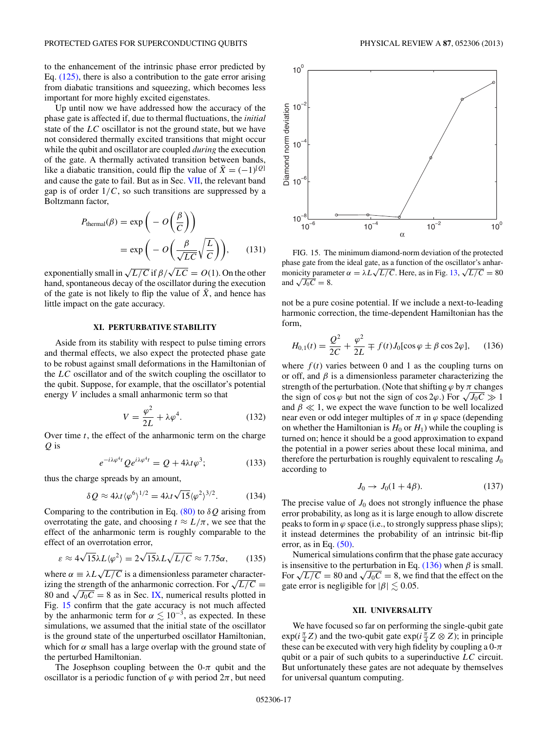to the enhancement of the intrinsic phase error predicted by Eq. (125), there is also a contribution to the gate error arising from diabatic transitions and squeezing, which becomes less important for more highly excited eigenstates.

Up until now we have addressed how the accuracy of the phase gate is affected if, due to thermal fluctuations, the *initial* state of the $LC$ oscillator is not the ground state, but we have not considered thermally excited transitions that might occur while the qubit and oscillator are coupled *during* the execution of the gate. A thermally activated transition between bands, like a diabatic transition, could flip the value of $\bar{X} = (-1)^{[Q]}$ and cause the gate to fail. But as in Sec. VII, the relevant band gap is of order $1/C$, so such transitions are suppressed by a Boltzmann factor,

$$P_{\text{thermal}}(\beta) = \exp\left(-O\left(\frac{\beta}{C}\right)\right) = \exp\left(-O\left(\frac{\beta}{\sqrt{LC}}\sqrt{\frac{L}{C}}\right)\right), \tag{131}$$

exponentially small in $\sqrt{L/C}$ if $\beta/\sqrt{LC} = O(1)$. On the other hand, spontaneous decay of the oscillator during the execution of the gate is not likely to flip the value of $\bar{X}$, and hence has little impact on the gate accuracy.

## XI. PERTURBATIVE STABILITY

Aside from its stability with respect to pulse timing errors and thermal effects, we also expect the protected phase gate to be robust against small deformations in the Hamiltonian of the $LC$ oscillator and of the switch coupling the oscillator to the qubit. Suppose, for example, that the oscillator's potential energy $V$ includes a small anharmonic term so that

$$V = \frac{\varphi^2}{2L} + \lambda\varphi^4. \tag{132}$$

Over time $t$, the effect of the anharmonic term on the charge $Q$ is

$$e^{-i\lambda\varphi^4 t} Q e^{i\lambda\varphi^4 t} = Q + 4\lambda t\varphi^3; \tag{133}$$

thus the charge spreads by an amount,

$$\delta Q \approx 4\lambda t\langle\varphi^6\rangle^{1/2} = 4\lambda t\sqrt{15}\langle\varphi^2\rangle^{3/2}. \tag{134}$$

Comparing to the contribution in Eq. (80) to $\delta Q$ arising from overrotating the gate, and choosing $t \approx L/\pi$, we see that the effect of the anharmonic term is roughly comparable to the effect of an overrotation error,

$$\varepsilon \approx 4\sqrt{15}\lambda L\langle\varphi^2\rangle = 2\sqrt{15}\lambda L\sqrt{L/C} \approx 7.75\alpha, \tag{135}$$

where $\alpha \equiv \lambda L\sqrt{L/C}$ is a dimensionless parameter characterizing the strength of the anharmonic correction. For $\sqrt{L/C} = 80$ and $\sqrt{J_0 C} = 8$ as in Sec. IX, numerical results plotted in Fig. 15 confirm that the gate accuracy is not much affected by the anharmonic term for $\alpha \lesssim 10^{-3}$, as expected. In these simulations, we assumed that the initial state of the oscillator is the ground state of the unperturbed oscillator Hamiltonian, which for $\alpha$ small has a large overlap with the ground state of the perturbed Hamiltonian.

The Josephson coupling between the 0-$\pi$ qubit and the oscillator is a periodic function of $\varphi$ with period $2\pi$, but need

FIG. 15. The minimum diamond-norm deviation of the protected phase gate from the ideal gate, as a function of the oscillator's anharmonicity parameter $\alpha = \lambda L\sqrt{L/C}$. Here, as in Fig. 13, $\sqrt{L/C} = 80$ and $\sqrt{J_0 C} = 8$.

not be a pure cosine potential. If we include a next-to-leading harmonic correction, the time-dependent Hamiltonian has the form,

$$H_{0,1}(t) = \frac{Q^2}{2C} + \frac{\varphi^2}{2L} \mp f(t)J_0[\cos\varphi \pm \beta\cos 2\varphi], \tag{136}$$

where $f(t)$ varies between 0 and 1 as the coupling turns on or off, and $\beta$ is a dimensionless parameter characterizing the strength of the perturbation. (Note that shifting $\varphi$ by $\pi$ changes the sign of $\cos\varphi$ but not the sign of $\cos 2\varphi$.) For $\sqrt{J_0 C} \gg 1$ and $\beta \ll 1$, we expect the wave function to be well localized near even or odd integer multiples of $\pi$ in $\varphi$ space (depending on whether the Hamiltonian is $H_0$ or $H_1$) while the coupling is turned on; hence it should be a good approximation to expand the potential in a power series about these local minima, and therefore the perturbation is roughly equivalent to rescaling $J_0$ according to

$$J_0 \rightarrow J_0(1 + 4\beta). \tag{137}$$

The precise value of $J_0$ does not strongly influence the phase error probability, as long as it is large enough to allow discrete peaks to form in $\varphi$ space (i.e., to strongly suppress phase slips); it instead determines the probability of an intrinsic bit-flip error, as in Eq. (50).

Numerical simulations confirm that the phase gate accuracy is insensitive to the perturbation in Eq. (136) when $\beta$ is small. For $\sqrt{L/C} = 80$ and $\sqrt{J_0 C} = 8$, we find that the effect on the gate error is negligible for $|\beta| \lesssim 0.05$.

## XII. UNIVERSALITY

We have focused so far on performing the single-qubit gate $\exp(i\frac{\pi}{4}Z)$ and the two-qubit gate $\exp(i\frac{\pi}{4}Z \otimes Z)$; in principle these can be executed with very high fidelity by coupling a 0-$\pi$ qubit or a pair of such qubits to a superconducting $LC$ circuit. But unfortunately these gates are not adequate by themselves for universal quantum computing.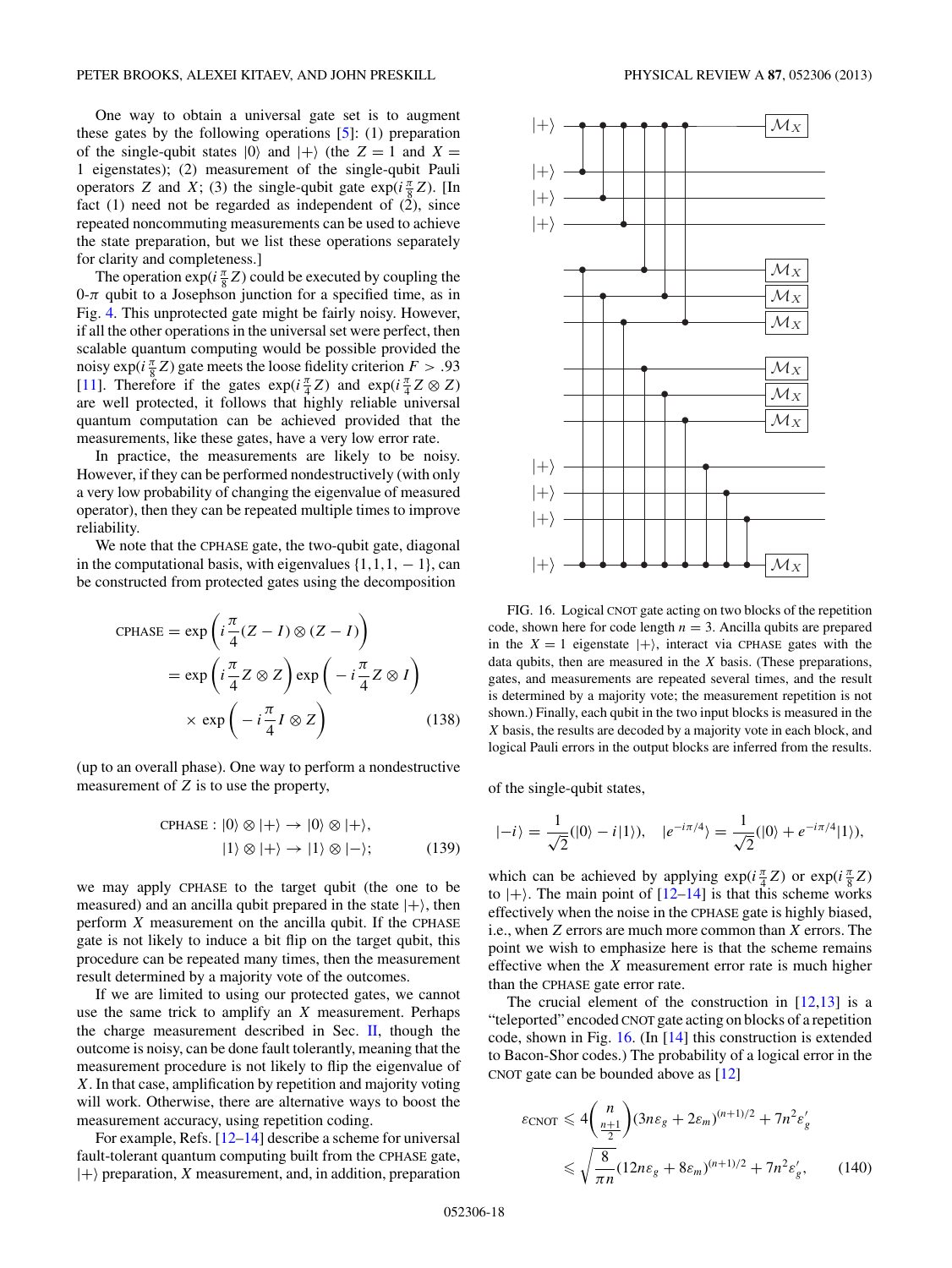One way to obtain a universal gate set is to augment these gates by the following operations [5]: (1) preparation of the single-qubit states $|0\rangle$ and $|+\rangle$ (the $Z=1$ and $X=1$ eigenstates); (2) measurement of the single-qubit Pauli operators $Z$ and $X$; (3) the single-qubit gate $\exp(i\frac{\pi}{8}Z)$. [In fact (1) need not be regarded as independent of (2), since repeated noncommuting measurements can be used to achieve the state preparation, but we list these operations separately for clarity and completeness.]

The operation $\exp(i\frac{\pi}{8}Z)$ could be executed by coupling the 0-$\pi$ qubit to a Josephson junction for a specified time, as in Fig. 4. This unprotected gate might be fairly noisy. However, if all the other operations in the universal set were perfect, then scalable quantum computing would be possible provided the noisy $\exp(i\frac{\pi}{8}Z)$ gate meets the loose fidelity criterion $F > .93$ [11]. Therefore if the gates $\exp(i\frac{\pi}{4}Z)$ and $\exp(i\frac{\pi}{4}Z\otimes Z)$ are well protected, it follows that highly reliable universal quantum computation can be achieved provided that the measurements, like these gates, have a very low error rate.

In practice, the measurements are likely to be noisy. However, if they can be performed nondestructively (with only a very low probability of changing the eigenvalue of measured operator), then they can be repeated multiple times to improve reliability.

We note that the CPHASE gate, the two-qubit gate, diagonal in the computational basis, with eigenvalues $\{1,1,1,-1\}$, can be constructed from protected gates using the decomposition

$$
\begin{aligned}
\text{CPHASE} &= \exp\left(i\frac{\pi}{4}(Z-I)\otimes(Z-I)\right)\\
&= \exp\left(i\frac{\pi}{4}Z\otimes Z\right)\exp\left(-i\frac{\pi}{4}Z\otimes I\right)\\
&\quad\times \exp\left(-i\frac{\pi}{4}I\otimes Z\right) \qquad (138)
\end{aligned}
$$

(up to an overall phase). One way to perform a nondestructive measurement of $Z$ is to use the property,

$$
\begin{aligned}
\text{CPHASE}: |0\rangle\otimes|+\rangle &\to |0\rangle\otimes|+\rangle,\\
|1\rangle\otimes|+\rangle &\to |1\rangle\otimes|-\rangle; \qquad (139)
\end{aligned}
$$

we may apply CPHASE to the target qubit (the one to be measured) and an ancilla qubit prepared in the state $|+\rangle$, then perform $X$ measurement on the ancilla qubit. If the CPHASE gate is not likely to induce a bit flip on the target qubit, this procedure can be repeated many times, then the measurement result determined by a majority vote of the outcomes.

If we are limited to using our protected gates, we cannot use the same trick to amplify an $X$ measurement. Perhaps the charge measurement described in Sec. II, though the outcome is noisy, can be done fault tolerantly, meaning that the measurement procedure is not likely to flip the eigenvalue of $X$. In that case, amplification by repetition and majority voting will work. Otherwise, there are alternative ways to boost the measurement accuracy, using repetition coding.

For example, Refs. [12–14] describe a scheme for universal fault-tolerant quantum computing built from the CPHASE gate, $|+\rangle$ preparation, $X$ measurement, and, in addition, preparation of the single-qubit states,

$$
|-i\rangle = \frac{1}{\sqrt{2}}(|0\rangle - i|1\rangle),\quad |e^{-i\pi/4}\rangle = \frac{1}{\sqrt{2}}(|0\rangle + e^{-i\pi/4}|1\rangle),
$$

which can be achieved by applying $\exp(i\frac{\pi}{4}Z)$ or $\exp(i\frac{\pi}{8}Z)$ to $|+\rangle$. The main point of [12–14] is that this scheme works effectively when the noise in the CPHASE gate is highly biased, i.e., when $Z$ errors are much more common than $X$ errors. The point we wish to emphasize here is that the scheme remains effective when the $X$ measurement error rate is much higher than the CPHASE gate error rate.

FIG. 16. Logical CNOT gate acting on two blocks of the repetition code, shown here for code length $n=3$. Ancilla qubits are prepared in the $X=1$ eigenstate $|+\rangle$, interact via CPHASE gates with the data qubits, then are measured in the $X$ basis. (These preparations, gates, and measurements are repeated several times, and the result is determined by a majority vote; the measurement repetition is not shown.) Finally, each qubit in the two input blocks is measured in the $X$ basis, the results are decoded by a majority vote in each block, and logical Pauli errors in the output blocks are inferred from the results.

The crucial element of the construction in [12,13] is a "teleported" encoded CNOT gate acting on blocks of a repetition code, shown in Fig. 16. (In [14] this construction is extended to Bacon-Shor codes.) The probability of a logical error in the CNOT gate can be bounded above as [12]

$$
\begin{aligned}
\varepsilon_{\text{CNOT}} &\leqslant 4\binom{n}{\frac{n+1}{2}}(3n\varepsilon_g + 2\varepsilon_m)^{(n+1)/2} + 7n^2\varepsilon_g'\\
&\leqslant \sqrt{\frac{8}{\pi n}}(12n\varepsilon_g + 8\varepsilon_m)^{(n+1)/2} + 7n^2\varepsilon_g', \qquad (140)
\end{aligned}
$$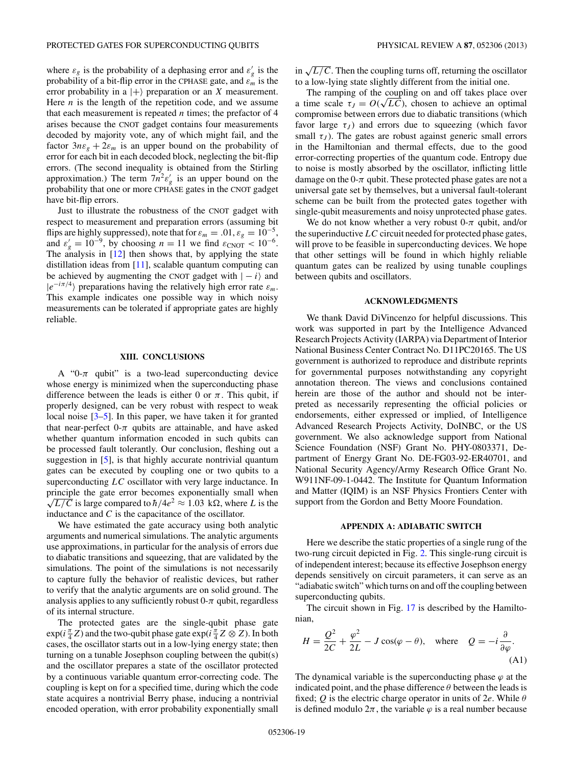where $\varepsilon_g$ is the probability of a dephasing error and $\varepsilon_g'$ is the probability of a bit-flip error in the CPHASE gate, and $\varepsilon_m$ is the error probability in a $|+\rangle$ preparation or an $X$ measurement. Here $n$ is the length of the repetition code, and we assume that each measurement is repeated $n$ times; the prefactor of 4 arises because the CNOT gadget contains four measurements decoded by majority vote, any of which might fail, and the factor $3n\varepsilon_g + 2\varepsilon_m$ is an upper bound on the probability of error for each bit in each decoded block, neglecting the bit-flip errors. (The second inequality is obtained from the Stirling approximation.) The term $7n^2\varepsilon_g'$ is an upper bound on the probability that one or more CPHASE gates in the CNOT gadget have bit-flip errors.

Just to illustrate the robustness of the CNOT gadget with respect to measurement and preparation errors (assuming bit flips are highly suppressed), note that for $\varepsilon_m = .01$, $\varepsilon_g = 10^{-5}$, and $\varepsilon_g' = 10^{-9}$, by choosing $n = 11$ we find $\varepsilon_{\text{CNOT}} < 10^{-6}$. The analysis in [12] then shows that, by applying the state distillation ideas from [11], scalable quantum computing can be achieved by augmenting the CNOT gadget with $|-i\rangle$ and $|e^{-i\pi/4}\rangle$ preparations having the relatively high error rate $\varepsilon_m$. This example indicates one possible way in which noisy measurements can be tolerated if appropriate gates are highly reliable.

## XIII. CONCLUSIONS

A "0-$\pi$ qubit" is a two-lead superconducting device whose energy is minimized when the superconducting phase difference between the leads is either 0 or $\pi$. This qubit, if properly designed, can be very robust with respect to weak local noise [3–5]. In this paper, we have taken it for granted that near-perfect 0-$\pi$ qubits are attainable, and have asked whether quantum information encoded in such qubits can be processed fault tolerantly. Our conclusion, fleshing out a suggestion in [5], is that highly accurate nontrivial quantum gates can be executed by coupling one or two qubits to a superconducting $LC$ oscillator with very large inductance. In principle the gate error becomes exponentially small when $\sqrt{L/C}$ is large compared to $\hbar/4e^2 \approx 1.03$ k$\Omega$, where $L$ is the inductance and $C$ is the capacitance of the oscillator.

We have estimated the gate accuracy using both analytic arguments and numerical simulations. The analytic arguments use approximations, in particular for the analysis of errors due to diabatic transitions and squeezing, that are validated by the simulations. The point of the simulations is not necessarily to capture fully the behavior of realistic devices, but rather to verify that the analytic arguments are on solid ground. The analysis applies to any sufficiently robust 0-$\pi$ qubit, regardless of its internal structure.

The protected gates are the single-qubit phase gate $\exp(i\frac{\pi}{4}Z)$ and the two-qubit phase gate $\exp(i\frac{\pi}{4}Z\otimes Z)$. In both cases, the oscillator starts out in a low-lying energy state; then turning on a tunable Josephson coupling between the qubit(s) and the oscillator prepares a state of the oscillator protected by a continuous variable quantum error-correcting code. The coupling is kept on for a specified time, during which the code state acquires a nontrivial Berry phase, inducing a nontrivial encoded operation, with error probability exponentially small in $\sqrt{L/C}$. Then the coupling turns off, returning the oscillator to a low-lying state slightly different from the initial one.

The ramping of the coupling on and off takes place over a time scale $\tau_J = O(\sqrt{LC})$, chosen to achieve an optimal compromise between errors due to diabatic transitions (which favor large $\tau_J$) and errors due to squeezing (which favor small $\tau_J$). The gates are robust against generic small errors in the Hamiltonian and thermal effects, due to the good error-correcting properties of the quantum code. Entropy due to noise is mostly absorbed by the oscillator, inflicting little damage on the 0-$\pi$ qubit. These protected phase gates are not a universal gate set by themselves, but a universal fault-tolerant scheme can be built from the protected gates together with single-qubit measurements and noisy unprotected phase gates.

We do not know whether a very robust 0-$\pi$ qubit, and/or the superinductive $LC$ circuit needed for protected phase gates, will prove to be feasible in superconducting devices. We hope that other settings will be found in which highly reliable quantum gates can be realized by using tunable couplings between qubits and oscillators.

## ACKNOWLEDGMENTS

We thank David DiVincenzo for helpful discussions. This work was supported in part by the Intelligence Advanced Research Projects Activity (IARPA) via Department of Interior National Business Center Contract No. D11PC20165. The US government is authorized to reproduce and distribute reprints for governmental purposes notwithstanding any copyright annotation thereon. The views and conclusions contained herein are those of the author and should not be interpreted as necessarily representing the official policies or endorsements, either expressed or implied, of Intelligence Advanced Research Projects Activity, DoINBC, or the US government. We also acknowledge support from National Science Foundation (NSF) Grant No. PHY-0803371, Department of Energy Grant No. DE-FG03-92-ER40701, and National Security Agency/Army Research Office Grant No. W911NF-09-1-0442. The Institute for Quantum Information and Matter (IQIM) is an NSF Physics Frontiers Center with support from the Gordon and Betty Moore Foundation.

## APPENDIX A: ADIABATIC SWITCH

Here we describe the static properties of a single rung of the two-rung circuit depicted in Fig. 2. This single-rung circuit is of independent interest; because its effective Josephson energy depends sensitively on circuit parameters, it can serve as an "adiabatic switch" which turns on and off the coupling between superconducting qubits.

The circuit shown in Fig. 17 is described by the Hamiltonian,

$$H = \frac{Q^2}{2C} + \frac{\varphi^2}{2L} - J\cos(\varphi - \theta), \quad \text{where} \quad Q = -i\frac{\partial}{\partial\varphi}. \tag{A1}$$

The dynamical variable is the superconducting phase $\varphi$ at the indicated point, and the phase difference $\theta$ between the leads is fixed; $Q$ is the electric charge operator in units of $2e$. While $\theta$ is defined modulo $2\pi$, the variable $\varphi$ is a real number because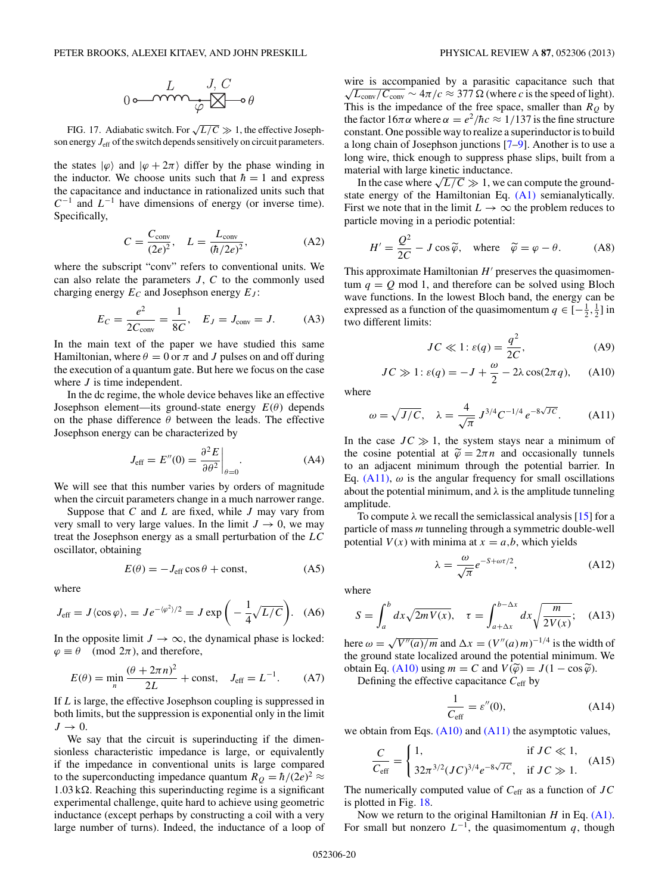FIG. 17. Adiabatic switch. For $\sqrt{L/C} \gg 1$, the effective Josephson energy $J_{\rm eff}$ of the switch depends sensitively on circuit parameters.

the states $|\varphi\rangle$ and $|\varphi + 2\pi\rangle$ differ by the phase winding in the inductor. We choose units such that $\hbar = 1$ and express the capacitance and inductance in rationalized units such that $C^{-1}$ and $L^{-1}$ have dimensions of energy (or inverse time). Specifically,

$$C = \frac{C_{\rm conv}}{(2e)^2}, \quad L = \frac{L_{\rm conv}}{(\hbar/2e)^2}, \tag{A2}$$

where the subscript "conv" refers to conventional units. We can also relate the parameters $J$, $C$ to the commonly used charging energy $E_C$ and Josephson energy $E_J$:

$$E_C = \frac{e^2}{2C_{\rm conv}} = \frac{1}{8C}, \quad E_J = J_{\rm conv} = J. \tag{A3}$$

In the main text of the paper we have studied this same Hamiltonian, where $\theta = 0$ or $\pi$ and $J$ pulses on and off during the execution of a quantum gate. But here we focus on the case where $J$ is time independent.

In the dc regime, the whole device behaves like an effective Josephson element—its ground-state energy $E(\theta)$ depends on the phase difference $\theta$ between the leads. The effective Josephson energy can be characterized by

$$J_{\rm eff} = E''(0) = \left.\frac{\partial^2 E}{\partial \theta^2}\right|_{\theta=0}. \tag{A4}$$

We will see that this number varies by orders of magnitude when the circuit parameters change in a much narrower range.

Suppose that $C$ and $L$ are fixed, while $J$ may vary from very small to very large values. In the limit $J \to 0$, we may treat the Josephson energy as a small perturbation of the $LC$ oscillator, obtaining

$$E(\theta) = -J_{\rm eff}\cos\theta + \text{const}, \tag{A5}$$

where

$$J_{\rm eff} = J\langle\cos\varphi\rangle, = Je^{-\langle\varphi^2\rangle/2} = J\exp\left(-\frac{1}{4}\sqrt{L/C}\right). \tag{A6}$$

In the opposite limit $J \to \infty$, the dynamical phase is locked: $\varphi \equiv \theta \pmod{2\pi}$, and therefore,

$$E(\theta) = \min_n \frac{(\theta + 2\pi n)^2}{2L} + \text{const}, \quad J_{\rm eff} = L^{-1}. \tag{A7}$$

If $L$ is large, the effective Josephson coupling is suppressed in both limits, but the suppression is exponential only in the limit $J \to 0$.

We say that the circuit is superinducting if the dimensionless characteristic impedance is large, or equivalently if the impedance in conventional units is large compared to the superconducting impedance quantum $R_Q = \hbar/(2e)^2 \approx 1.03\,\text{k}\Omega$. Reaching this superinducting regime is a significant experimental challenge, quite hard to achieve using geometric inductance (except perhaps by constructing a coil with a very large number of turns). Indeed, the inductance of a loop of wire is accompanied by a parasitic capacitance such that $\sqrt{L_{\rm conv}/C_{\rm conv}} \sim 4\pi/c \approx 377\,\Omega$ (where $c$ is the speed of light). This is the impedance of the free space, smaller than $R_Q$ by the factor $16\pi\alpha$ where $\alpha = e^2/\hbar c \approx 1/137$ is the fine structure constant. One possible way to realize a superinductor is to build a long chain of Josephson junctions [7–9]. Another is to use a long wire, thick enough to suppress phase slips, built from a material with large kinetic inductance.

In the case where $\sqrt{L/C} \gg 1$, we can compute the ground-state energy of the Hamiltonian Eq. (A1) semianalytically. First we note that in the limit $L \to \infty$ the problem reduces to particle moving in a periodic potential:

$$H' = \frac{Q^2}{2C} - J\cos\tilde{\varphi}, \quad \text{where} \quad \tilde{\varphi} = \varphi - \theta. \tag{A8}$$

This approximate Hamiltonian $H'$ preserves the quasimomentum $q = Q \bmod 1$, and therefore can be solved using Bloch wave functions. In the lowest Bloch band, the energy can be expressed as a function of the quasimomentum $q \in [-\frac{1}{2}, \frac{1}{2}]$ in two different limits:

$$JC \ll 1: \varepsilon(q) = \frac{q^2}{2C}, \tag{A9}$$

$$JC \gg 1: \varepsilon(q) = -J + \frac{\omega}{2} - 2\lambda\cos(2\pi q), \tag{A10}$$

where

$$\omega = \sqrt{J/C}, \quad \lambda = \frac{4}{\sqrt{\pi}}\, J^{3/4}C^{-1/4}\, e^{-8\sqrt{JC}}. \tag{A11}$$

In the case $JC \gg 1$, the system stays near a minimum of the cosine potential at $\tilde{\varphi} = 2\pi n$ and occasionally tunnels to an adjacent minimum through the potential barrier. In Eq. (A11), $\omega$ is the angular frequency for small oscillations about the potential minimum, and $\lambda$ is the amplitude tunneling amplitude.

To compute $\lambda$ we recall the semiclassical analysis [15] for a particle of mass $m$ tunneling through a symmetric double-well potential $V(x)$ with minima at $x = a, b$, which yields

$$\lambda = \frac{\omega}{\sqrt{\pi}} e^{-S + \omega\tau/2}, \tag{A12}$$

where

$$S = \int_a^b dx\sqrt{2mV(x)}, \quad \tau = \int_{a+\Delta x}^{b-\Delta x} dx\sqrt{\frac{m}{2V(x)}}; \tag{A13}$$

here $\omega = \sqrt{V''(a)/m}$ and $\Delta x = (V''(a)\,m)^{-1/4}$ is the width of the ground state localized around the potential minimum. We obtain Eq. (A10) using $m = C$ and $V(\tilde{\varphi}) = J(1 - \cos\tilde{\varphi})$.

Defining the effective capacitance $C_{\rm eff}$ by

$$\frac{1}{C_{\rm eff}} = \varepsilon''(0), \tag{A14}$$

we obtain from Eqs. (A10) and (A11) the asymptotic values,

$$\frac{C}{C_{\rm eff}} = \begin{cases} 1, & \text{if } JC \ll 1, \\ 32\pi^{3/2}(JC)^{3/4}e^{-8\sqrt{JC}}, & \text{if } JC \gg 1. \end{cases} \tag{A15}$$

The numerically computed value of $C_{\rm eff}$ as a function of $JC$ is plotted in Fig. 18.

Now we return to the original Hamiltonian $H$ in Eq. (A1). For small but nonzero $L^{-1}$, the quasimomentum $q$, though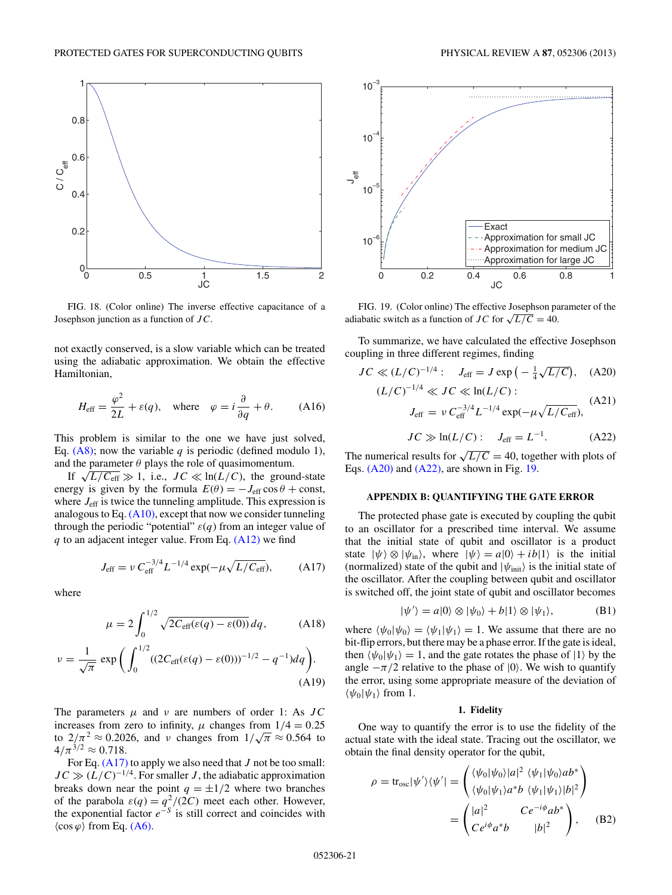FIG. 18. (Color online) The inverse effective capacitance of a Josephson junction as a function of $JC$.

not exactly conserved, is a slow variable which can be treated using the adiabatic approximation. We obtain the effective Hamiltonian,

$$H_{\text{eff}} = \frac{\varphi^2}{2L} + \varepsilon(q), \quad \text{where} \quad \varphi = i\frac{\partial}{\partial q} + \theta. \tag{A16}$$

This problem is similar to the one we have just solved, Eq. (A8); now the variable $q$ is periodic (defined modulo 1), and the parameter $\theta$ plays the role of quasimomentum.

If $\sqrt{L/C_{\text{eff}}} \gg 1$, i.e., $JC \ll \ln(L/C)$, the ground-state energy is given by the formula $E(\theta) = -J_{\text{eff}} \cos\theta + \text{const}$, where $J_{\text{eff}}$ is twice the tunneling amplitude. This expression is analogous to Eq. (A10), except that now we consider tunneling through the periodic "potential" $\varepsilon(q)$ from an integer value of $q$ to an adjacent integer value. From Eq. (A12) we find

$$J_{\text{eff}} = \nu\, C_{\text{eff}}^{-3/4} L^{-1/4} \exp(-\mu\sqrt{L/C_{\text{eff}}}), \tag{A17}$$

where

$$\mu = 2\int_0^{1/2} \sqrt{2C_{\text{eff}}(\varepsilon(q) - \varepsilon(0))}\, dq, \tag{A18}$$

$$\nu = \frac{1}{\sqrt{\pi}} \exp\left( \int_0^{1/2} ((2C_{\text{eff}}(\varepsilon(q) - \varepsilon(0)))^{-1/2} - q^{-1}) dq \right). \tag{A19}$$

The parameters $\mu$ and $\nu$ are numbers of order 1: As $JC$ increases from zero to infinity, $\mu$ changes from $1/4 = 0.25$ to $2/\pi^2 \approx 0.2026$, and $\nu$ changes from $1/\sqrt{\pi} \approx 0.564$ to $4/\pi^{3/2} \approx 0.718$.

For Eq. (A17) to apply we also need that $J$ not be too small: $JC \gg (L/C)^{-1/4}$. For smaller $J$, the adiabatic approximation breaks down near the point $q = \pm 1/2$ where two branches of the parabola $\varepsilon(q) = q^2/(2C)$ meet each other. However, the exponential factor $e^{-S}$ is still correct and coincides with $\langle \cos\varphi \rangle$ from Eq. (A6).

FIG. 19. (Color online) The effective Josephson parameter of the adiabatic switch as a function of $JC$ for $\sqrt{L/C} = 40$.

To summarize, we have calculated the effective Josephson coupling in three different regimes, finding

$$JC \ll (L/C)^{-1/4}: \quad J_{\text{eff}} = J \exp\left(-\tfrac{1}{4}\sqrt{L/C}\right), \tag{A20}$$

$$(L/C)^{-1/4} \ll JC \ll \ln(L/C): \quad J_{\text{eff}} = \nu\, C_{\text{eff}}^{-3/4} L^{-1/4} \exp(-\mu\sqrt{L/C_{\text{eff}}}), \tag{A21}$$

$$JC \gg \ln(L/C): \quad J_{\text{eff}} = L^{-1}. \tag{A22}$$

The numerical results for $\sqrt{L/C} = 40$, together with plots of Eqs. (A20) and (A22), are shown in Fig. 19.

## APPENDIX B: QUANTIFYING THE GATE ERROR

The protected phase gate is executed by coupling the qubit to an oscillator for a prescribed time interval. We assume that the initial state of qubit and oscillator is a product state $|\psi\rangle \otimes |\psi_{\text{in}}\rangle$, where $|\psi\rangle = a|0\rangle + ib|1\rangle$ is the initial (normalized) state of the qubit and $|\psi_{\text{init}}\rangle$ is the initial state of the oscillator. After the coupling between qubit and oscillator is switched off, the joint state of qubit and oscillator becomes

$$|\psi'\rangle = a|0\rangle \otimes |\psi_0\rangle + b|1\rangle \otimes |\psi_1\rangle, \tag{B1}$$

where $\langle\psi_0|\psi_0\rangle = \langle\psi_1|\psi_1\rangle = 1$. We assume that there are no bit-flip errors, but there may be a phase error. If the gate is ideal, then $\langle\psi_0|\psi_1\rangle = 1$, and the gate rotates the phase of $|1\rangle$ by the angle $-\pi/2$ relative to the phase of $|0\rangle$. We wish to quantify the error, using some appropriate measure of the deviation of $\langle\psi_0|\psi_1\rangle$ from 1.

### 1. Fidelity

One way to quantify the error is to use the fidelity of the actual state with the ideal state. Tracing out the oscillator, we obtain the final density operator for the qubit,

$$\rho = \text{tr}_{\text{osc}}|\psi'\rangle\langle\psi'| = \begin{pmatrix} \langle\psi_0|\psi_0\rangle|a|^2 & \langle\psi_1|\psi_0\rangle ab^* \\ \langle\psi_0|\psi_1\rangle a^*b & \langle\psi_1|\psi_1\rangle|b|^2 \end{pmatrix}$$
$$= \begin{pmatrix} |a|^2 & Ce^{-i\phi}ab^* \\ Ce^{i\phi}a^*b & |b|^2 \end{pmatrix}, \tag{B2}$$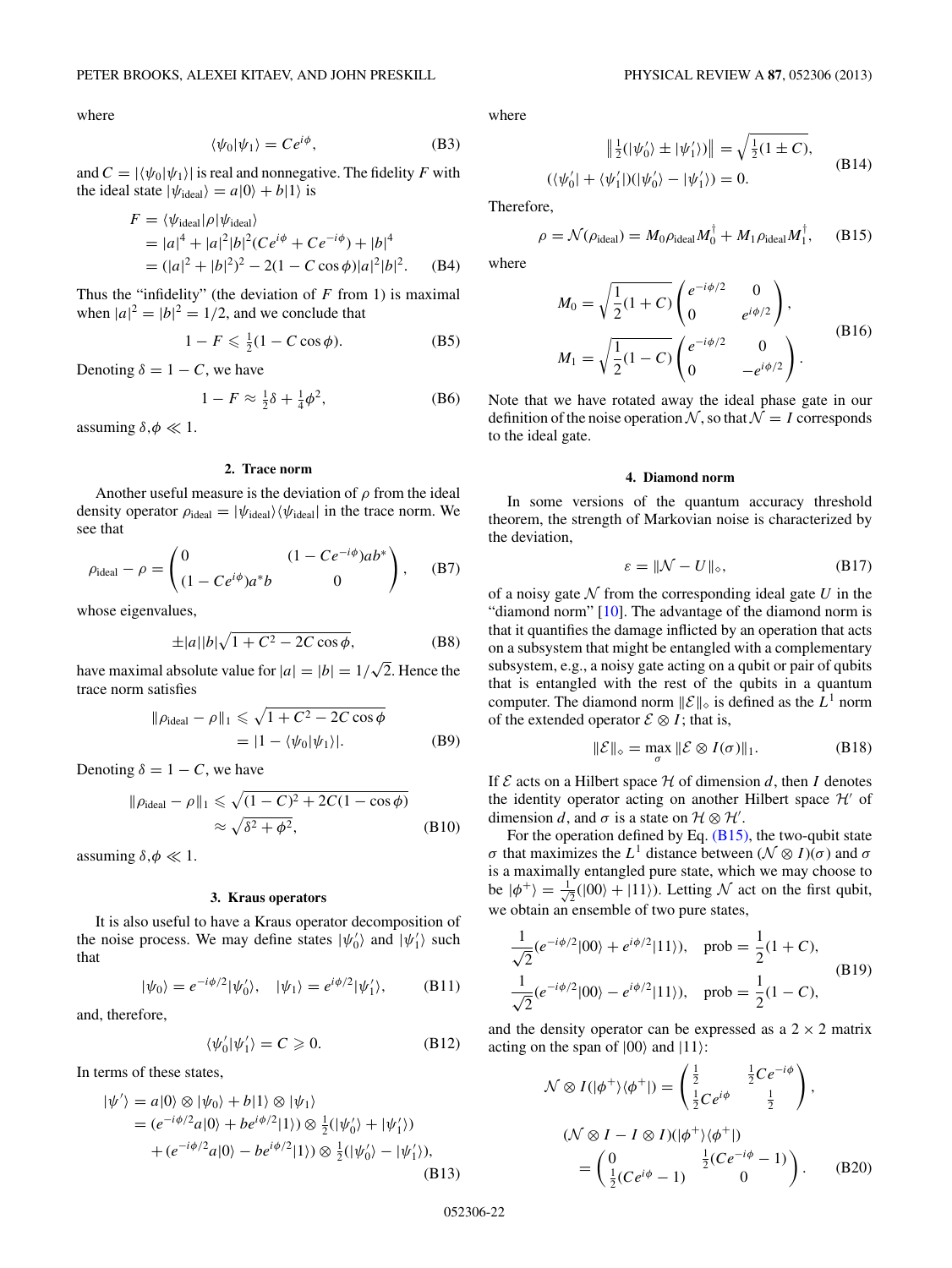where

$$\langle\psi_0|\psi_1\rangle = Ce^{i\phi}, \tag{B3}$$

and $C = |\langle\psi_0|\psi_1\rangle|$ is real and nonnegative. The fidelity $F$ with the ideal state $|\psi_{\rm ideal}\rangle = a|0\rangle + b|1\rangle$ is

$$\begin{aligned}
F &= \langle\psi_{\rm ideal}|\rho|\psi_{\rm ideal}\rangle \\
&= |a|^4 + |a|^2|b|^2(Ce^{i\phi} + Ce^{-i\phi}) + |b|^4 \\
&= (|a|^2 + |b|^2)^2 - 2(1 - C\cos\phi)|a|^2|b|^2.
\end{aligned} \tag{B4}$$

Thus the "infidelity" (the deviation of $F$ from 1) is maximal when $|a|^2 = |b|^2 = 1/2$, and we conclude that

$$1 - F \leqslant \tfrac{1}{2}(1 - C\cos\phi). \tag{B5}$$

Denoting $\delta = 1 - C$, we have

$$1 - F \approx \tfrac{1}{2}\delta + \tfrac{1}{4}\phi^2, \tag{B6}$$

assuming $\delta,\phi \ll 1$.

### 2. Trace norm

Another useful measure is the deviation of $\rho$ from the ideal density operator $\rho_{\rm ideal} = |\psi_{\rm ideal}\rangle\langle\psi_{\rm ideal}|$ in the trace norm. We see that

$$\rho_{\rm ideal} - \rho = \begin{pmatrix} 0 & (1 - Ce^{-i\phi})ab^* \\ (1 - Ce^{i\phi})a^*b & 0 \end{pmatrix}, \tag{B7}$$

whose eigenvalues,

$$\pm|a||b|\sqrt{1 + C^2 - 2C\cos\phi}, \tag{B8}$$

have maximal absolute value for $|a| = |b| = 1/\sqrt{2}$. Hence the trace norm satisfies

$$\begin{aligned}
\|\rho_{\rm ideal} - \rho\|_1 &\leqslant \sqrt{1 + C^2 - 2C\cos\phi} \\
&= |1 - \langle\psi_0|\psi_1\rangle|.
\end{aligned} \tag{B9}$$

Denoting $\delta = 1 - C$, we have

$$\begin{aligned}
\|\rho_{\rm ideal} - \rho\|_1 &\leqslant \sqrt{(1 - C)^2 + 2C(1 - \cos\phi)} \\
&\approx \sqrt{\delta^2 + \phi^2},
\end{aligned} \tag{B10}$$

assuming $\delta,\phi \ll 1$.

### 3. Kraus operators

It is also useful to have a Kraus operator decomposition of the noise process. We may define states $|\psi_0'\rangle$ and $|\psi_1'\rangle$ such that

$$|\psi_0\rangle = e^{-i\phi/2}|\psi_0'\rangle, \quad |\psi_1\rangle = e^{i\phi/2}|\psi_1'\rangle, \tag{B11}$$

and, therefore,

$$\langle\psi_0'|\psi_1'\rangle = C \geqslant 0. \tag{B12}$$

In terms of these states,

$$\begin{aligned}
|\psi'\rangle &= a|0\rangle \otimes |\psi_0\rangle + b|1\rangle \otimes |\psi_1\rangle \\
&= (e^{-i\phi/2}a|0\rangle + be^{i\phi/2}|1\rangle) \otimes \tfrac{1}{2}(|\psi_0'\rangle + |\psi_1'\rangle) \\
&\quad + (e^{-i\phi/2}a|0\rangle - be^{i\phi/2}|1\rangle) \otimes \tfrac{1}{2}(|\psi_0'\rangle - |\psi_1'\rangle),
\end{aligned} \tag{B13}$$

where

$$\begin{aligned}
&\left\|\tfrac{1}{2}(|\psi_0'\rangle \pm |\psi_1'\rangle)\right\| = \sqrt{\tfrac{1}{2}(1 \pm C)}, \\
&(\langle\psi_0'| + \langle\psi_1'|)(|\psi_0'\rangle - |\psi_1'\rangle) = 0.
\end{aligned} \tag{B14}$$

Therefore,

$$\rho = \mathcal{N}(\rho_{\rm ideal}) = M_0\rho_{\rm ideal}M_0^\dagger + M_1\rho_{\rm ideal}M_1^\dagger, \tag{B15}$$

where

$$\begin{aligned}
M_0 &= \sqrt{\frac{1}{2}(1 + C)}\begin{pmatrix} e^{-i\phi/2} & 0 \\ 0 & e^{i\phi/2} \end{pmatrix}, \\
M_1 &= \sqrt{\frac{1}{2}(1 - C)}\begin{pmatrix} e^{-i\phi/2} & 0 \\ 0 & -e^{i\phi/2} \end{pmatrix}.
\end{aligned} \tag{B16}$$

Note that we have rotated away the ideal phase gate in our definition of the noise operation $\mathcal{N}$, so that $\mathcal{N} = I$ corresponds to the ideal gate.

### 4. Diamond norm

In some versions of the quantum accuracy threshold theorem, the strength of Markovian noise is characterized by the deviation,

$$\varepsilon = \|\mathcal{N} - U\|_\diamond, \tag{B17}$$

of a noisy gate $\mathcal{N}$ from the corresponding ideal gate $U$ in the "diamond norm" [10]. The advantage of the diamond norm is that it quantifies the damage inflicted by an operation that acts on a subsystem that might be entangled with a complementary subsystem, e.g., a noisy gate acting on a qubit or pair of qubits that is entangled with the rest of the qubits in a quantum computer. The diamond norm $\|\mathcal{E}\|_\diamond$ is defined as the $L^1$ norm of the extended operator $\mathcal{E} \otimes I$; that is,

$$\|\mathcal{E}\|_\diamond = \max_\sigma \|\mathcal{E} \otimes I(\sigma)\|_1. \tag{B18}$$

If $\mathcal{E}$ acts on a Hilbert space $\mathcal{H}$ of dimension $d$, then $I$ denotes the identity operator acting on another Hilbert space $\mathcal{H}'$ of dimension $d$, and $\sigma$ is a state on $\mathcal{H} \otimes \mathcal{H}'$.

For the operation defined by Eq. (B15), the two-qubit state $\sigma$ that maximizes the $L^1$ distance between $(\mathcal{N} \otimes I)(\sigma)$ and $\sigma$ is a maximally entangled pure state, which we may choose to be $|\phi^+\rangle = \frac{1}{\sqrt{2}}(|00\rangle + |11\rangle)$. Letting $\mathcal{N}$ act on the first qubit, we obtain an ensemble of two pure states,

$$\begin{aligned}
&\frac{1}{\sqrt{2}}(e^{-i\phi/2}|00\rangle + e^{i\phi/2}|11\rangle), \quad \text{prob} = \frac{1}{2}(1 + C), \\
&\frac{1}{\sqrt{2}}(e^{-i\phi/2}|00\rangle - e^{i\phi/2}|11\rangle), \quad \text{prob} = \frac{1}{2}(1 - C),
\end{aligned} \tag{B19}$$

and the density operator can be expressed as a $2 \times 2$ matrix acting on the span of $|00\rangle$ and $|11\rangle$:

$$\begin{aligned}
&\mathcal{N} \otimes I(|\phi^+\rangle\langle\phi^+|) = \begin{pmatrix} \frac{1}{2} & \frac{1}{2}Ce^{-i\phi} \\ \frac{1}{2}Ce^{i\phi} & \frac{1}{2} \end{pmatrix}, \\
&(\mathcal{N} \otimes I - I \otimes I)(|\phi^+\rangle\langle\phi^+|) \\
&\quad = \begin{pmatrix} 0 & \frac{1}{2}(Ce^{-i\phi} - 1) \\ \frac{1}{2}(Ce^{i\phi} - 1) & 0 \end{pmatrix}.
\end{aligned} \tag{B20}$$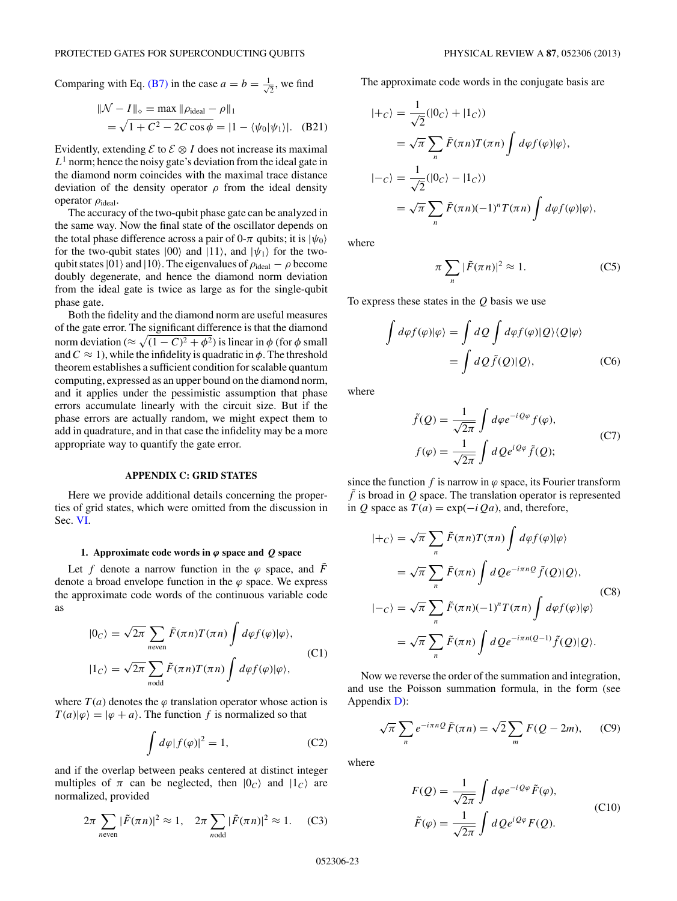Comparing with Eq. (B7) in the case $a = b = \frac{1}{\sqrt{2}}$, we find

$$
\begin{aligned}
\|\mathcal{N} - I\|_\diamond &= \max \|\rho_{\text{ideal}} - \rho\|_1 \\
&= \sqrt{1 + C^2 - 2C\cos\phi} = |1 - \langle\psi_0|\psi_1\rangle|. \quad \text{(B21)}
\end{aligned}
$$

Evidently, extending $\mathcal{E}$ to $\mathcal{E} \otimes I$ does not increase its maximal $L^1$ norm; hence the noisy gate's deviation from the ideal gate in the diamond norm coincides with the maximal trace distance deviation of the density operator $\rho$ from the ideal density operator $\rho_{\text{ideal}}$.

The accuracy of the two-qubit phase gate can be analyzed in the same way. Now the final state of the oscillator depends on the total phase difference across a pair of 0-$\pi$ qubits; it is $|\psi_0\rangle$ for the two-qubit states $|00\rangle$ and $|11\rangle$, and $|\psi_1\rangle$ for the two-qubit states $|01\rangle$ and $|10\rangle$. The eigenvalues of $\rho_{\text{ideal}} - \rho$ become doubly degenerate, and hence the diamond norm deviation from the ideal gate is twice as large as for the single-qubit phase gate.

Both the fidelity and the diamond norm are useful measures of the gate error. The significant difference is that the diamond norm deviation ($\approx \sqrt{(1-C)^2 + \phi^2}$) is linear in $\phi$ (for $\phi$ small and $C \approx 1$), while the infidelity is quadratic in $\phi$. The threshold theorem establishes a sufficient condition for scalable quantum computing, expressed as an upper bound on the diamond norm, and it applies under the pessimistic assumption that phase errors accumulate linearly with the circuit size. But if the phase errors are actually random, we might expect them to add in quadrature, and in that case the infidelity may be a more appropriate way to quantify the gate error.

## APPENDIX C: GRID STATES

Here we provide additional details concerning the properties of grid states, which were omitted from the discussion in Sec. VI.

### 1. Approximate code words in $\varphi$ space and $Q$ space

Let $f$ denote a narrow function in the $\varphi$ space, and $\tilde{F}$ denote a broad envelope function in the $\varphi$ space. We express the approximate code words of the continuous variable code as

$$
\begin{aligned}
|0_C\rangle &= \sqrt{2\pi} \sum_{n\text{even}} \tilde{F}(\pi n) T(\pi n) \int d\varphi f(\varphi)|\varphi\rangle, \\
|1_C\rangle &= \sqrt{2\pi} \sum_{n\text{odd}} \tilde{F}(\pi n) T(\pi n) \int d\varphi f(\varphi)|\varphi\rangle,
\end{aligned} \tag{C1}
$$

where $T(a)$ denotes the $\varphi$ translation operator whose action is $T(a)|\varphi\rangle = |\varphi + a\rangle$. The function $f$ is normalized so that

$$
\int d\varphi |f(\varphi)|^2 = 1, \tag{C2}
$$

and if the overlap between peaks centered at distinct integer multiples of $\pi$ can be neglected, then $|0_C\rangle$ and $|1_C\rangle$ are normalized, provided

$$
2\pi \sum_{n\text{even}} |\tilde{F}(\pi n)|^2 \approx 1, \quad 2\pi \sum_{n\text{odd}} |\tilde{F}(\pi n)|^2 \approx 1. \tag{C3}
$$

The approximate code words in the conjugate basis are

$$
\begin{aligned}
|+_C\rangle &= \frac{1}{\sqrt{2}}(|0_C\rangle + |1_C\rangle) \\
&= \sqrt{\pi} \sum_n \tilde{F}(\pi n) T(\pi n) \int d\varphi f(\varphi)|\varphi\rangle, \\
|-_C\rangle &= \frac{1}{\sqrt{2}}(|0_C\rangle - |1_C\rangle) \\
&= \sqrt{\pi} \sum_n \tilde{F}(\pi n)(-1)^n T(\pi n) \int d\varphi f(\varphi)|\varphi\rangle,
\end{aligned}
$$

where

$$
\pi \sum_n |\tilde{F}(\pi n)|^2 \approx 1. \tag{C5}
$$

To express these states in the $Q$ basis we use

$$
\begin{aligned}
\int d\varphi f(\varphi)|\varphi\rangle &= \int dQ \int d\varphi f(\varphi)|Q\rangle\langle Q|\varphi\rangle \\
&= \int dQ \tilde{f}(Q)|Q\rangle,
\end{aligned} \tag{C6}
$$

where

$$
\begin{aligned}
\tilde{f}(Q) &= \frac{1}{\sqrt{2\pi}} \int d\varphi e^{-iQ\varphi} f(\varphi), \\
f(\varphi) &= \frac{1}{\sqrt{2\pi}} \int dQ e^{iQ\varphi} \tilde{f}(Q);
\end{aligned} \tag{C7}
$$

since the function $f$ is narrow in $\varphi$ space, its Fourier transform $\tilde{f}$ is broad in $Q$ space. The translation operator is represented in $Q$ space as $T(a) = \exp(-iQa)$, and, therefore,

$$
\begin{aligned}
|+_C\rangle &= \sqrt{\pi} \sum_n \tilde{F}(\pi n) T(\pi n) \int d\varphi f(\varphi)|\varphi\rangle \\
&= \sqrt{\pi} \sum_n \tilde{F}(\pi n) \int dQ e^{-i\pi n Q} \tilde{f}(Q)|Q\rangle, \\
|-_C\rangle &= \sqrt{\pi} \sum_n \tilde{F}(\pi n)(-1)^n T(\pi n) \int d\varphi f(\varphi)|\varphi\rangle \\
&= \sqrt{\pi} \sum_n \tilde{F}(\pi n) \int dQ e^{-i\pi n(Q-1)} \tilde{f}(Q)|Q\rangle.
\end{aligned} \tag{C8}
$$

Now we reverse the order of the summation and integration, and use the Poisson summation formula, in the form (see Appendix D):

$$
\sqrt{\pi} \sum_n e^{-i\pi n Q} \tilde{F}(\pi n) = \sqrt{2} \sum_m F(Q - 2m), \tag{C9}
$$

where

$$
\begin{aligned}
F(Q) &= \frac{1}{\sqrt{2\pi}} \int d\varphi e^{-iQ\varphi} \tilde{F}(\varphi), \\
\tilde{F}(\varphi) &= \frac{1}{\sqrt{2\pi}} \int dQ e^{iQ\varphi} F(Q).
\end{aligned} \tag{C10}
$$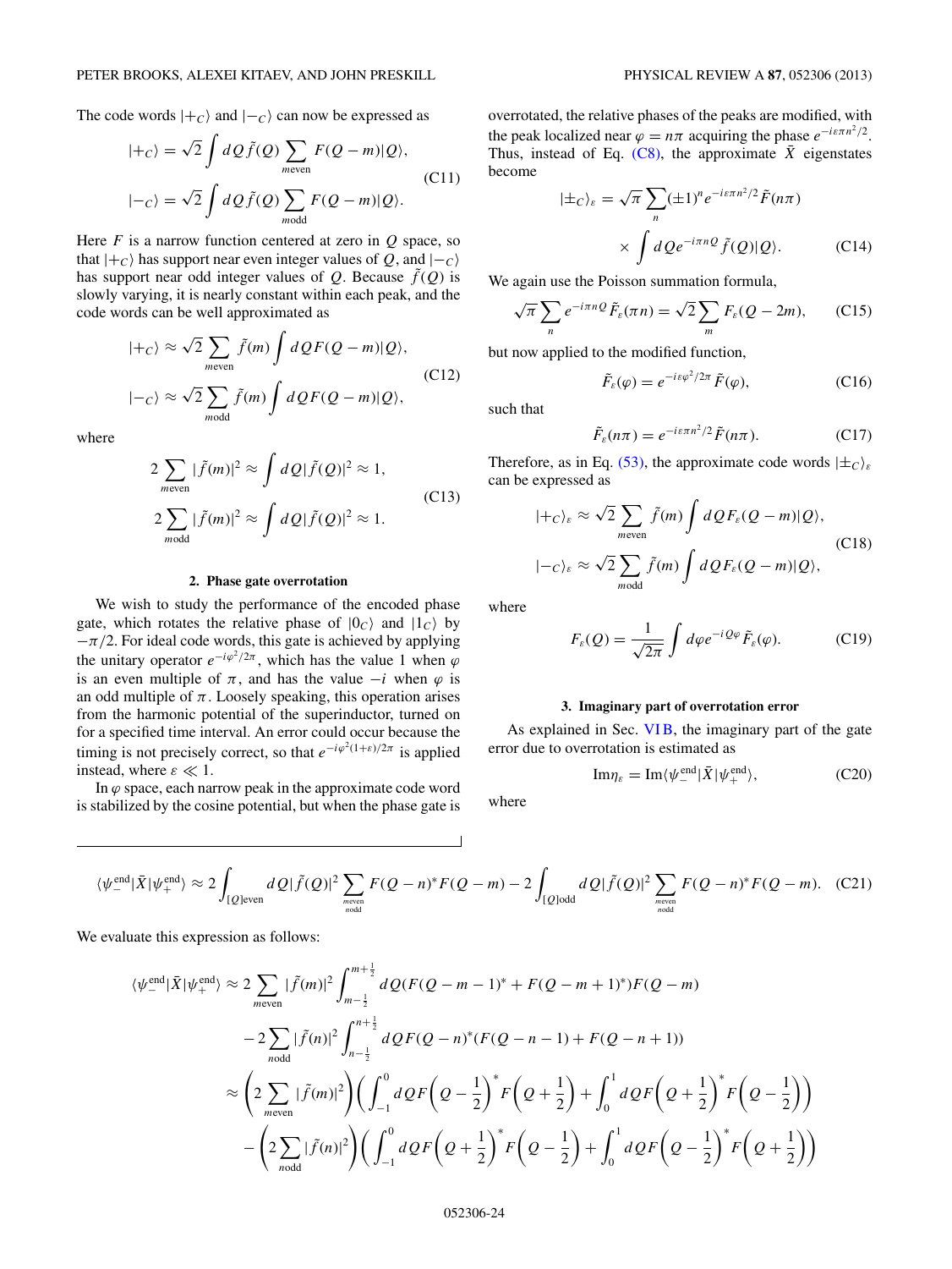The code words $|+_C\rangle$ and $|-_C\rangle$ can now be expressed as

$$|+_C\rangle = \sqrt{2}\int dQ\,\tilde{f}(Q)\sum_{m\,\text{even}} F(Q-m)|Q\rangle,$$
$$|-_C\rangle = \sqrt{2}\int dQ\,\tilde{f}(Q)\sum_{m\,\text{odd}} F(Q-m)|Q\rangle. \tag{C11}$$

Here $F$ is a narrow function centered at zero in $Q$ space, so that $|+_C\rangle$ has support near even integer values of $Q$, and $|-_C\rangle$ has support near odd integer values of $Q$. Because $\tilde{f}(Q)$ is slowly varying, it is nearly constant within each peak, and the code words can be well approximated as

$$|+_C\rangle \approx \sqrt{2}\sum_{m\,\text{even}} \tilde{f}(m)\int dQ\,F(Q-m)|Q\rangle,$$
$$|-_C\rangle \approx \sqrt{2}\sum_{m\,\text{odd}} \tilde{f}(m)\int dQ\,F(Q-m)|Q\rangle, \tag{C12}$$

where

$$2\sum_{m\,\text{even}} |\tilde{f}(m)|^2 \approx \int dQ|\tilde{f}(Q)|^2 \approx 1,$$
$$2\sum_{m\,\text{odd}} |\tilde{f}(m)|^2 \approx \int dQ|\tilde{f}(Q)|^2 \approx 1. \tag{C13}$$

#### 2. Phase gate overrotation

We wish to study the performance of the encoded phase gate, which rotates the relative phase of $|0_C\rangle$ and $|1_C\rangle$ by $-\pi/2$. For ideal code words, this gate is achieved by applying the unitary operator $e^{-i\varphi^2/2\pi}$, which has the value 1 when $\varphi$ is an even multiple of $\pi$, and has the value $-i$ when $\varphi$ is an odd multiple of $\pi$. Loosely speaking, this operation arises from the harmonic potential of the superinductor, turned on for a specified time interval. An error could occur because the timing is not precisely correct, so that $e^{-i\varphi^2(1+\varepsilon)/2\pi}$ is applied instead, where $\varepsilon \ll 1$.

In $\varphi$ space, each narrow peak in the approximate code word is stabilized by the cosine potential, but when the phase gate is overrotated, the relative phases of the peaks are modified, with the peak localized near $\varphi = n\pi$ acquiring the phase $e^{-i\varepsilon\pi n^2/2}$. Thus, instead of Eq. (C8), the approximate $\bar{X}$ eigenstates become

$$|\pm_C\rangle_\varepsilon = \sqrt{\pi}\sum_n (\pm 1)^n e^{-i\varepsilon\pi n^2/2}\tilde{F}(n\pi) \times \int dQ e^{-i\pi n Q}\tilde{f}(Q)|Q\rangle. \tag{C14}$$

We again use the Poisson summation formula,

$$\sqrt{\pi}\sum_n e^{-i\pi n Q}\tilde{F}_\varepsilon(\pi n) = \sqrt{2}\sum_m F_\varepsilon(Q-2m), \tag{C15}$$

but now applied to the modified function,

$$\tilde{F}_\varepsilon(\varphi) = e^{-i\varepsilon\varphi^2/2\pi}\,\tilde{F}(\varphi), \tag{C16}$$

such that

$$\tilde{F}_\varepsilon(n\pi) = e^{-i\varepsilon\pi n^2/2}\tilde{F}(n\pi). \tag{C17}$$

Therefore, as in Eq. (53), the approximate code words $|\pm_C\rangle_\varepsilon$ can be expressed as

$$|+_C\rangle_\varepsilon \approx \sqrt{2}\sum_{m\,\text{even}} \tilde{f}(m)\int dQ\,F_\varepsilon(Q-m)|Q\rangle,$$
$$|-_C\rangle_\varepsilon \approx \sqrt{2}\sum_{m\,\text{odd}} \tilde{f}(m)\int dQ\,F_\varepsilon(Q-m)|Q\rangle, \tag{C18}$$

where

$$F_\varepsilon(Q) = \frac{1}{\sqrt{2\pi}}\int d\varphi e^{-iQ\varphi}\tilde{F}_\varepsilon(\varphi). \tag{C19}$$

#### 3. Imaginary part of overrotation error

As explained in Sec. VI B, the imaginary part of the gate error due to overrotation is estimated as

$$\text{Im}\eta_\varepsilon = \text{Im}\langle\psi_-^{\text{end}}|\bar{X}|\psi_+^{\text{end}}\rangle, \tag{C20}$$

where

$$\langle\psi_-^{\text{end}}|\bar{X}|\psi_+^{\text{end}}\rangle \approx 2\int_{[Q]\text{even}} dQ|\tilde{f}(Q)|^2\sum_{\substack{m\,\text{even}\\ n\,\text{odd}}} F(Q-n)^*F(Q-m) - 2\int_{[Q]\text{odd}} dQ|\tilde{f}(Q)|^2\sum_{\substack{m\,\text{even}\\ n\,\text{odd}}} F(Q-n)^*F(Q-m). \tag{C21}$$

We evaluate this expression as follows:

$$\begin{aligned}
\langle\psi_-^{\text{end}}|\bar{X}|\psi_+^{\text{end}}\rangle &\approx 2\sum_{m\,\text{even}}|\tilde{f}(m)|^2\int_{m-\frac{1}{2}}^{m+\frac{1}{2}} dQ(F(Q-m-1)^* + F(Q-m+1)^*)F(Q-m)\\
&\quad - 2\sum_{n\,\text{odd}}|\tilde{f}(n)|^2\int_{n-\frac{1}{2}}^{n+\frac{1}{2}} dQ\,F(Q-n)^*(F(Q-n-1) + F(Q-n+1))\\
&\approx \left(2\sum_{m\,\text{even}}|\tilde{f}(m)|^2\right)\left(\int_{-1}^{0} dQ\,F\left(Q-\frac{1}{2}\right)^* F\left(Q+\frac{1}{2}\right) + \int_0^1 dQ\,F\left(Q+\frac{1}{2}\right)^* F\left(Q-\frac{1}{2}\right)\right)\\
&\quad - \left(2\sum_{n\,\text{odd}}|\tilde{f}(n)|^2\right)\left(\int_{-1}^{0} dQ\,F\left(Q+\frac{1}{2}\right)^* F\left(Q-\frac{1}{2}\right) + \int_0^1 dQ\,F\left(Q-\frac{1}{2}\right)^* F\left(Q+\frac{1}{2}\right)\right)
\end{aligned}$$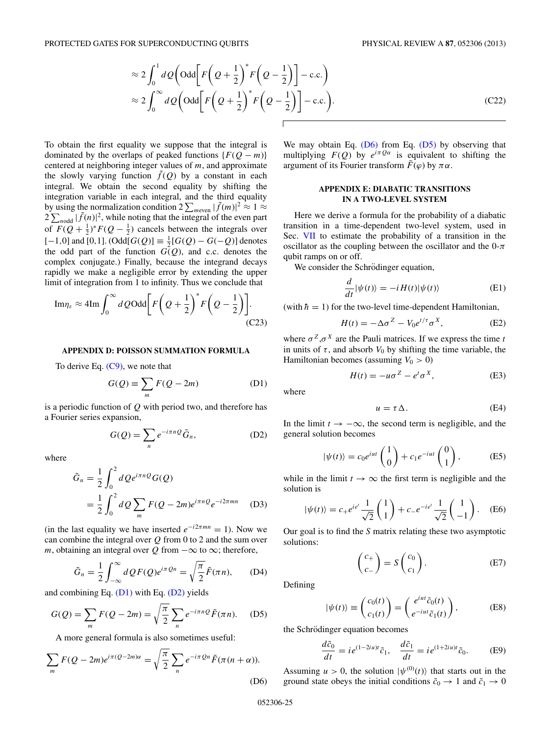$$\approx 2\int_0^1 dQ\left(\mathrm{Odd}\left[F\left(Q+\frac{1}{2}\right)^* F\left(Q-\frac{1}{2}\right)\right]-\mathrm{c.c.}\right)$$

$$\approx 2\int_0^\infty dQ\left(\mathrm{Odd}\left[F\left(Q+\frac{1}{2}\right)^* F\left(Q-\frac{1}{2}\right)\right]-\mathrm{c.c.}\right). \tag{C22}$$

To obtain the first equality we suppose that the integral is dominated by the overlaps of peaked functions $\{F(Q-m)\}$ centered at neighboring integer values of $m$, and approximate the slowly varying function $\tilde{f}(Q)$ by a constant in each integral. We obtain the second equality by shifting the integration variable in each integral, and the third equality by using the normalization condition $2\sum_{m\,\mathrm{even}}|\tilde{f}(m)|^2 \approx 1 \approx 2\sum_{n\,\mathrm{odd}}|\tilde{f}(n)|^2$, while noting that the integral of the even part of $F(Q+\frac{1}{2})^* F(Q-\frac{1}{2})$ cancels between the integrals over $[-1,0]$ and $[0,1]$. ($\mathrm{Odd}[G(Q)] \equiv \frac{1}{2}[G(Q)-G(-Q)]$ denotes the odd part of the function $G(Q)$, and c.c. denotes the complex conjugate.) Finally, because the integrand decays rapidly we make a negligible error by extending the upper limit of integration from 1 to infinity. Thus we conclude that

$$\mathrm{Im}\eta_\varepsilon \approx 4\mathrm{Im}\int_0^\infty dQ\,\mathrm{Odd}\left[F\left(Q+\frac{1}{2}\right)^* F\left(Q-\frac{1}{2}\right)\right]. \tag{C23}$$

## APPENDIX D: POISSON SUMMATION FORMULA

To derive Eq. (C9), we note that

$$G(Q) \equiv \sum_m F(Q-2m) \tag{D1}$$

is a periodic function of $Q$ with period two, and therefore has a Fourier series expansion,

$$G(Q) = \sum_n e^{-i\pi n Q}\tilde{G}_n, \tag{D2}$$

where

$$\tilde{G}_n = \frac{1}{2}\int_0^2 dQ\, e^{i\pi n Q}G(Q)$$
$$= \frac{1}{2}\int_0^2 dQ \sum_m F(Q-2m)e^{i\pi n Q}e^{-i2\pi m n} \tag{D3}$$

(in the last equality we have inserted $e^{-i2\pi m n}=1$). Now we can combine the integral over $Q$ from 0 to 2 and the sum over $m$, obtaining an integral over $Q$ from $-\infty$ to $\infty$; therefore,

$$\tilde{G}_n = \frac{1}{2}\int_{-\infty}^\infty dQ\, F(Q)e^{i\pi Q n} = \sqrt{\frac{\pi}{2}}\tilde{F}(\pi n), \tag{D4}$$

and combining Eq. (D1) with Eq. (D2) yields

$$G(Q) = \sum_m F(Q-2m) = \sqrt{\frac{\pi}{2}}\sum_n e^{-i\pi n Q}\tilde{F}(\pi n). \tag{D5}$$

A more general formula is also sometimes useful:

$$\sum_m F(Q-2m)e^{i\pi(Q-2m)\alpha} = \sqrt{\frac{\pi}{2}}\sum_n e^{-i\pi Q n}\tilde{F}(\pi(n+\alpha)). \tag{D6}$$

We may obtain Eq. (D6) from Eq. (D5) by observing that multiplying $F(Q)$ by $e^{i\pi Q\alpha}$ is equivalent to shifting the argument of its Fourier transform $\tilde{F}(\varphi)$ by $\pi\alpha$.

## APPENDIX E: DIABATIC TRANSITIONS IN A TWO-LEVEL SYSTEM

Here we derive a formula for the probability of a diabatic transition in a time-dependent two-level system, used in Sec. VII to estimate the probability of a transition in the oscillator as the coupling between the oscillator and the 0-$\pi$ qubit ramps on or off.

We consider the Schrödinger equation,

$$\frac{d}{dt}|\psi(t)\rangle = -iH(t)|\psi(t)\rangle \tag{E1}$$

(with $\hbar=1$) for the two-level time-dependent Hamiltonian,

$$H(t) = -\Delta\sigma^Z - V_0 e^{t/\tau}\sigma^X, \tag{E2}$$

where $\sigma^Z,\sigma^X$ are the Pauli matrices. If we express the time $t$ in units of $\tau$, and absorb $V_0$ by shifting the time variable, the Hamiltonian becomes (assuming $V_0>0$)

$$H(t) = -u\sigma^Z - e^t\sigma^X, \tag{E3}$$

where

$$u = \tau\Delta. \tag{E4}$$

In the limit $t\to-\infty$, the second term is negligible, and the general solution becomes

$$|\psi(t)\rangle = c_0 e^{iut}\begin{pmatrix}1\\0\end{pmatrix} + c_1 e^{-iut}\begin{pmatrix}0\\1\end{pmatrix}, \tag{E5}$$

while in the limit $t\to\infty$ the first term is negligible and the solution is

$$|\psi(t)\rangle = c_+ e^{ie^t}\frac{1}{\sqrt{2}}\begin{pmatrix}1\\1\end{pmatrix} + c_- e^{-ie^t}\frac{1}{\sqrt{2}}\begin{pmatrix}1\\-1\end{pmatrix}. \tag{E6}$$

Our goal is to find the $S$ matrix relating these two asymptotic solutions:

$$\begin{pmatrix}c_+\\c_-\end{pmatrix} = S\begin{pmatrix}c_0\\c_1\end{pmatrix}. \tag{E7}$$

Defining

$$|\psi(t)\rangle \equiv \begin{pmatrix}c_0(t)\\c_1(t)\end{pmatrix} = \begin{pmatrix}e^{iut}\tilde{c}_0(t)\\e^{-iut}\tilde{c}_1(t)\end{pmatrix}, \tag{E8}$$

the Schrödinger equation becomes

$$\frac{d\tilde{c}_0}{dt} = ie^{(1-2iu)t}\tilde{c}_1, \quad \frac{d\tilde{c}_1}{dt} = ie^{(1+2iu)t}\tilde{c}_0. \tag{E9}$$

Assuming $u>0$, the solution $|\psi^{(0)}(t)\rangle$ that starts out in the ground state obeys the initial conditions $\tilde{c}_0\to 1$ and $\tilde{c}_1\to 0$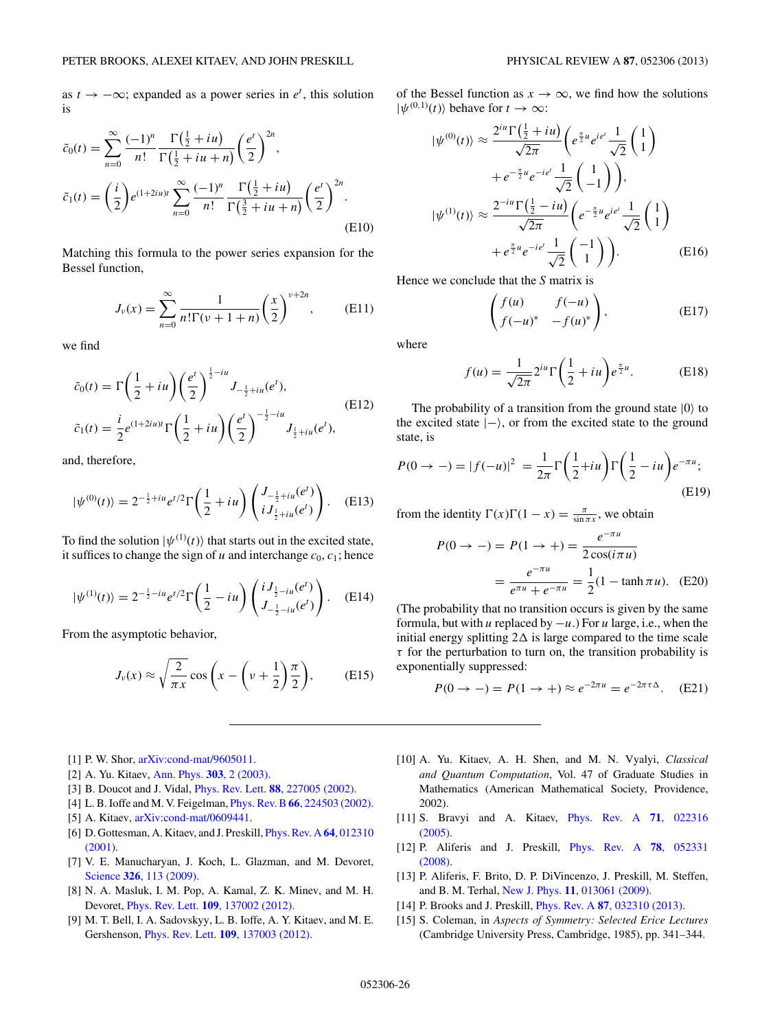as $t \to -\infty$; expanded as a power series in $e^t$, this solution is

$$\tilde{c}_0(t) = \sum_{n=0}^{\infty} \frac{(-1)^n}{n!} \frac{\Gamma\left(\frac{1}{2}+iu\right)}{\Gamma\left(\frac{1}{2}+iu+n\right)} \left(\frac{e^t}{2}\right)^{2n},$$

$$\tilde{c}_1(t) = \left(\frac{i}{2}\right) e^{(1+2iu)t} \sum_{n=0}^{\infty} \frac{(-1)^n}{n!} \frac{\Gamma\left(\frac{1}{2}+iu\right)}{\Gamma\left(\frac{3}{2}+iu+n\right)} \left(\frac{e^t}{2}\right)^{2n}. \tag{E10}$$

Matching this formula to the power series expansion for the Bessel function,

$$J_\nu(x) = \sum_{n=0}^{\infty} \frac{1}{n!\Gamma(\nu+1+n)} \left(\frac{x}{2}\right)^{\nu+2n}, \tag{E11}$$

we find

$$\tilde{c}_0(t) = \Gamma\left(\frac{1}{2}+iu\right) \left(\frac{e^t}{2}\right)^{\frac{1}{2}-iu} J_{-\frac{1}{2}+iu}(e^t),$$

$$\tilde{c}_1(t) = \frac{i}{2} e^{(1+2iu)t} \Gamma\left(\frac{1}{2}+iu\right) \left(\frac{e^t}{2}\right)^{-\frac{1}{2}-iu} J_{\frac{1}{2}+iu}(e^t), \tag{E12}$$

and, therefore,

$$|\psi^{(0)}(t)\rangle = 2^{-\frac{1}{2}+iu} e^{t/2} \Gamma\left(\frac{1}{2}+iu\right) \begin{pmatrix} J_{-\frac{1}{2}+iu}(e^t) \\ iJ_{\frac{1}{2}+iu}(e^t) \end{pmatrix}. \tag{E13}$$

To find the solution $|\psi^{(1)}(t)\rangle$ that starts out in the excited state, it suffices to change the sign of $u$ and interchange $c_0, c_1$; hence

$$|\psi^{(1)}(t)\rangle = 2^{-\frac{1}{2}-iu} e^{t/2} \Gamma\left(\frac{1}{2}-iu\right) \begin{pmatrix} iJ_{\frac{1}{2}-iu}(e^t) \\ J_{-\frac{1}{2}-iu}(e^t) \end{pmatrix}. \tag{E14}$$

From the asymptotic behavior,

$$J_\nu(x) \approx \sqrt{\frac{2}{\pi x}} \cos\left(x - \left(\nu+\frac{1}{2}\right)\frac{\pi}{2}\right), \tag{E15}$$

of the Bessel function as $x \to \infty$, we find how the solutions $|\psi^{(0,1)}(t)\rangle$ behave for $t \to \infty$:

$$|\psi^{(0)}(t)\rangle \approx \frac{2^{iu}\Gamma\left(\frac{1}{2}+iu\right)}{\sqrt{2\pi}} \left( e^{\frac{\pi}{2}u} e^{ie^t} \frac{1}{\sqrt{2}} \begin{pmatrix} 1 \\ 1 \end{pmatrix} + e^{-\frac{\pi}{2}u} e^{-ie^t} \frac{1}{\sqrt{2}} \begin{pmatrix} 1 \\ -1 \end{pmatrix} \right),$$

$$|\psi^{(1)}(t)\rangle \approx \frac{2^{-iu}\Gamma\left(\frac{1}{2}-iu\right)}{\sqrt{2\pi}} \left( e^{-\frac{\pi}{2}u} e^{ie^t} \frac{1}{\sqrt{2}} \begin{pmatrix} 1 \\ 1 \end{pmatrix} + e^{\frac{\pi}{2}u} e^{-ie^t} \frac{1}{\sqrt{2}} \begin{pmatrix} -1 \\ 1 \end{pmatrix} \right). \tag{E16}$$

Hence we conclude that the $S$ matrix is

$$\begin{pmatrix} f(u) & f(-u) \\ f(-u)^* & -f(u)^* \end{pmatrix}, \tag{E17}$$

where

$$f(u) = \frac{1}{\sqrt{2\pi}} 2^{iu} \Gamma\left(\frac{1}{2}+iu\right) e^{\frac{\pi}{2}u}. \tag{E18}$$

The probability of a transition from the ground state $|0\rangle$ to the excited state $|-\rangle$, or from the excited state to the ground state, is

$$P(0 \to -) = |f(-u)|^2 = \frac{1}{2\pi} \Gamma\left(\frac{1}{2}+iu\right) \Gamma\left(\frac{1}{2}-iu\right) e^{-\pi u}; \tag{E19}$$

from the identity $\Gamma(x)\Gamma(1-x) = \frac{\pi}{\sin \pi x}$, we obtain

$$P(0 \to -) = P(1 \to +) = \frac{e^{-\pi u}}{2\cos(i\pi u)} = \frac{e^{-\pi u}}{e^{\pi u} + e^{-\pi u}} = \frac{1}{2}(1 - \tanh \pi u). \tag{E20}$$

(The probability that no transition occurs is given by the same formula, but with $u$ replaced by $-u$.) For $u$ large, i.e., when the initial energy splitting $2\Delta$ is large compared to the time scale $\tau$ for the perturbation to turn on, the transition probability is exponentially suppressed:

$$P(0 \to -) = P(1 \to +) \approx e^{-2\pi u} = e^{-2\pi\tau\Delta}. \tag{E21}$$

---

[1] P. W. Shor, arXiv:cond-mat/9605011.
[2] A. Yu. Kitaev, Ann. Phys. **303**, 2 (2003).
[3] B. Doucot and J. Vidal, Phys. Rev. Lett. **88**, 227005 (2002).
[4] L. B. Ioffe and M. V. Feigelman, Phys. Rev. B **66**, 224503 (2002).
[5] A. Kitaev, arXiv:cond-mat/0609441.
[6] D. Gottesman, A. Kitaev, and J. Preskill, Phys. Rev. A **64**, 012310 (2001).
[7] V. E. Manucharyan, J. Koch, L. Glazman, and M. Devoret, Science **326**, 113 (2009).
[8] N. A. Masluk, I. M. Pop, A. Kamal, Z. K. Minev, and M. H. Devoret, Phys. Rev. Lett. **109**, 137002 (2012).
[9] M. T. Bell, I. A. Sadovskyy, L. B. Ioffe, A. Y. Kitaev, and M. E. Gershenson, Phys. Rev. Lett. **109**, 137003 (2012).
[10] A. Yu. Kitaev, A. H. Shen, and M. N. Vyalyi, *Classical and Quantum Computation*, Vol. 47 of Graduate Studies in Mathematics (American Mathematical Society, Providence, 2002).
[11] S. Bravyi and A. Kitaev, Phys. Rev. A **71**, 022316 (2005).
[12] P. Aliferis and J. Preskill, Phys. Rev. A **78**, 052331 (2008).
[13] P. Aliferis, F. Brito, D. P. DiVincenzo, J. Preskill, M. Steffen, and B. M. Terhal, New J. Phys. **11**, 013061 (2009).
[14] P. Brooks and J. Preskill, Phys. Rev. A **87**, 032310 (2013).
[15] S. Coleman, in *Aspects of Symmetry: Selected Erice Lectures* (Cambridge University Press, Cambridge, 1985), pp. 341–344.